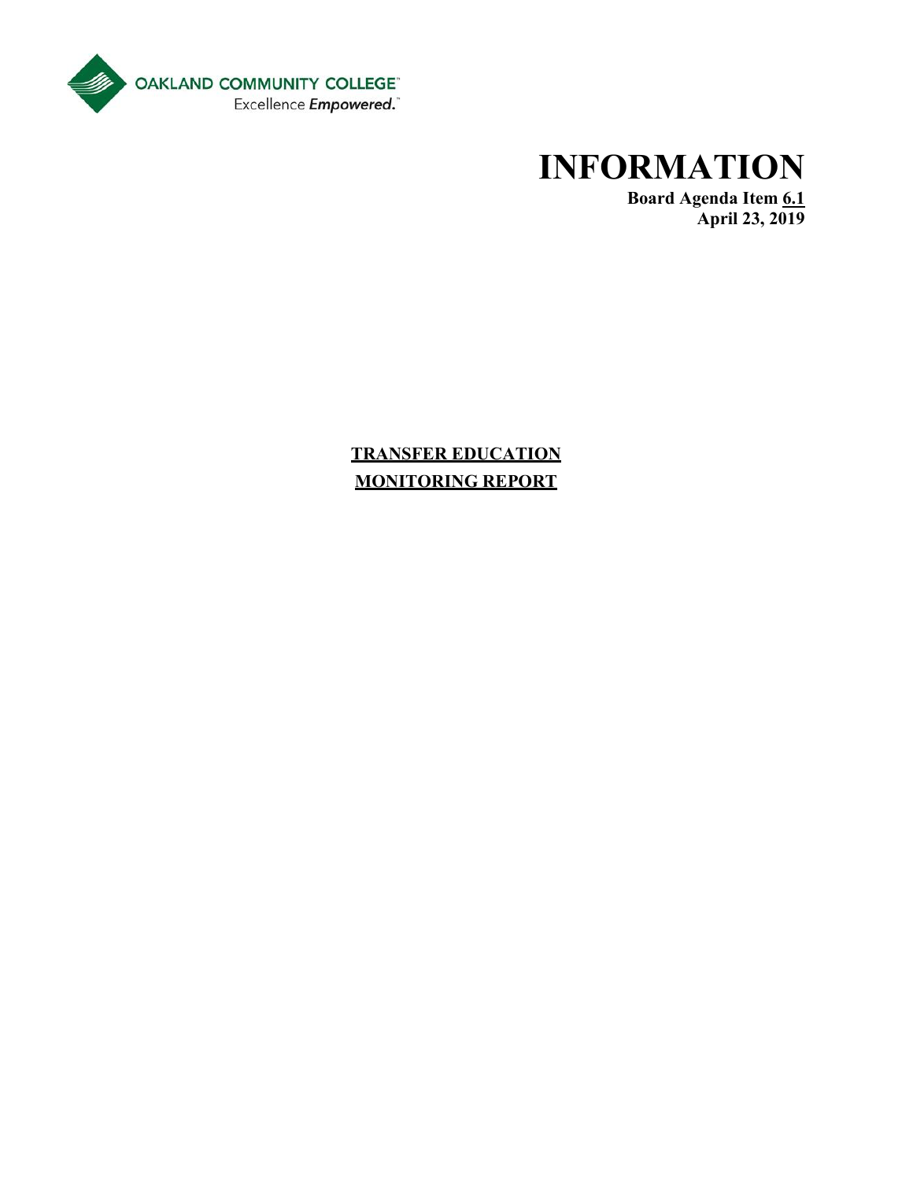OAKLAND COMMUNITY COLLEGE
Excellence *Empowered.*

# INFORMATION

**Board Agenda Item 6.1**
**April 23, 2019**

## TRANSFER EDUCATION MONITORING REPORT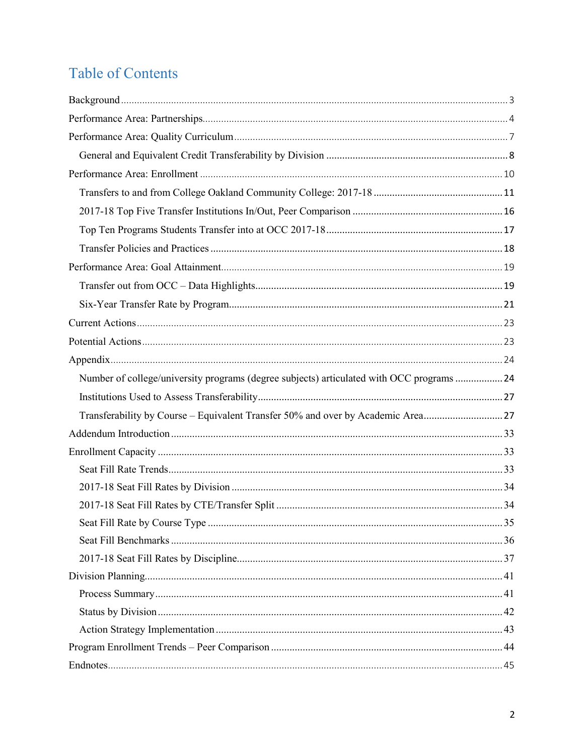# Table of Contents

- Background ..... 3
- Performance Area: Partnerships ..... 4
- Performance Area: Quality Curriculum ..... 7
  - General and Equivalent Credit Transferability by Division ..... 8
- Performance Area: Enrollment ..... 10
  - Transfers to and from College Oakland Community College: 2017-18 ..... 11
  - 2017-18 Top Five Transfer Institutions In/Out, Peer Comparison ..... 16
  - Top Ten Programs Students Transfer into at OCC 2017-18 ..... 17
  - Transfer Policies and Practices ..... 18
- Performance Area: Goal Attainment ..... 19
  - Transfer out from OCC – Data Highlights ..... 19
  - Six-Year Transfer Rate by Program ..... 21
- Current Actions ..... 23
- Potential Actions ..... 23
- Appendix ..... 24
  - Number of college/university programs (degree subjects) articulated with OCC programs ..... 24
  - Institutions Used to Assess Transferability ..... 27
  - Transferability by Course – Equivalent Transfer 50% and over by Academic Area ..... 27
- Addendum Introduction ..... 33
- Enrollment Capacity ..... 33
  - Seat Fill Rate Trends ..... 33
  - 2017-18 Seat Fill Rates by Division ..... 34
  - 2017-18 Seat Fill Rates by CTE/Transfer Split ..... 34
  - Seat Fill Rate by Course Type ..... 35
  - Seat Fill Benchmarks ..... 36
  - 2017-18 Seat Fill Rates by Discipline ..... 37
- Division Planning ..... 41
  - Process Summary ..... 41
  - Status by Division ..... 42
  - Action Strategy Implementation ..... 43
- Program Enrollment Trends – Peer Comparison ..... 44
- Endnotes ..... 45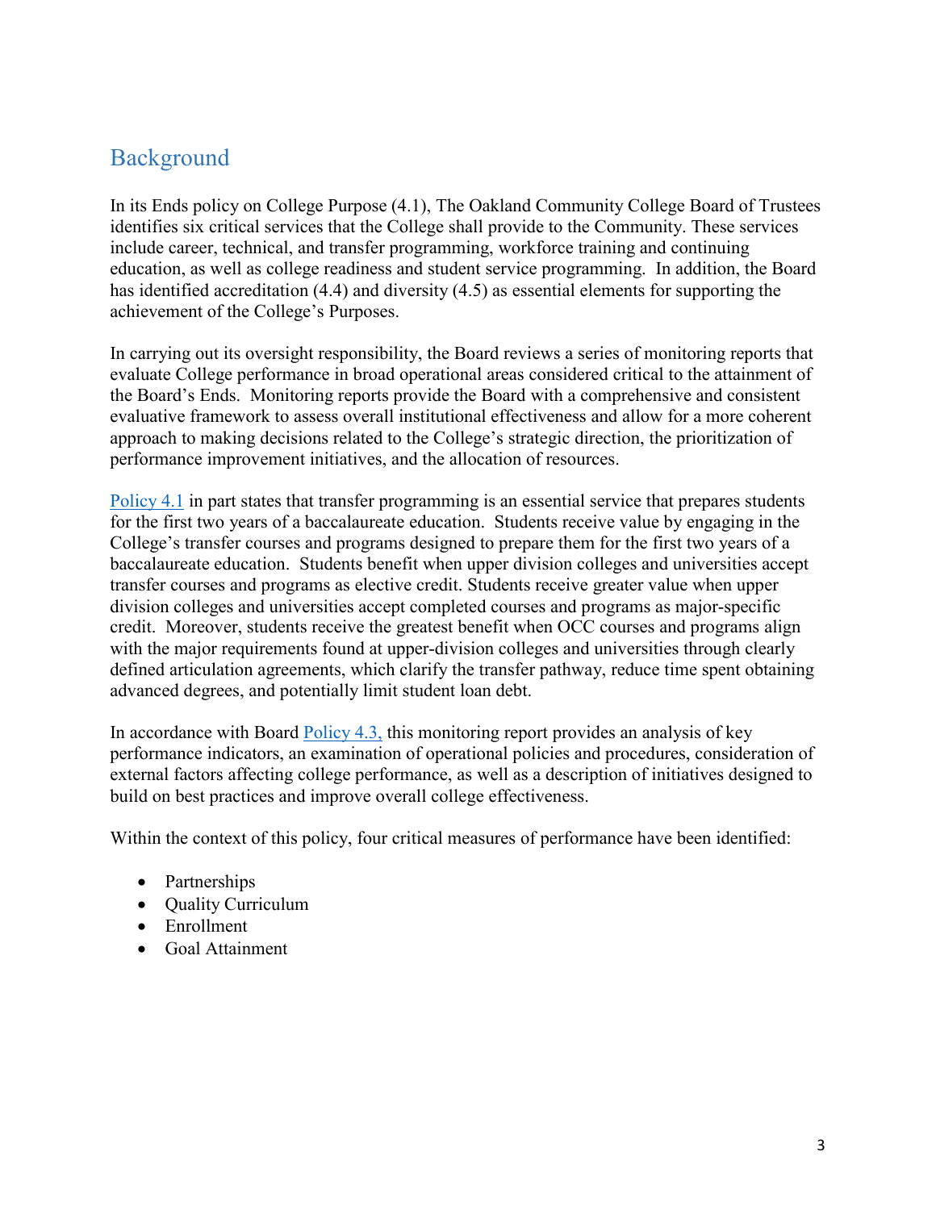## Background

In its Ends policy on College Purpose (4.1), The Oakland Community College Board of Trustees identifies six critical services that the College shall provide to the Community. These services include career, technical, and transfer programming, workforce training and continuing education, as well as college readiness and student service programming. In addition, the Board has identified accreditation (4.4) and diversity (4.5) as essential elements for supporting the achievement of the College's Purposes.

In carrying out its oversight responsibility, the Board reviews a series of monitoring reports that evaluate College performance in broad operational areas considered critical to the attainment of the Board's Ends. Monitoring reports provide the Board with a comprehensive and consistent evaluative framework to assess overall institutional effectiveness and allow for a more coherent approach to making decisions related to the College's strategic direction, the prioritization of performance improvement initiatives, and the allocation of resources.

Policy 4.1 in part states that transfer programming is an essential service that prepares students for the first two years of a baccalaureate education. Students receive value by engaging in the College's transfer courses and programs designed to prepare them for the first two years of a baccalaureate education. Students benefit when upper division colleges and universities accept transfer courses and programs as elective credit. Students receive greater value when upper division colleges and universities accept completed courses and programs as major-specific credit. Moreover, students receive the greatest benefit when OCC courses and programs align with the major requirements found at upper-division colleges and universities through clearly defined articulation agreements, which clarify the transfer pathway, reduce time spent obtaining advanced degrees, and potentially limit student loan debt.

In accordance with Board Policy 4.3, this monitoring report provides an analysis of key performance indicators, an examination of operational policies and procedures, consideration of external factors affecting college performance, as well as a description of initiatives designed to build on best practices and improve overall college effectiveness.

Within the context of this policy, four critical measures of performance have been identified:

- Partnerships
- Quality Curriculum
- Enrollment
- Goal Attainment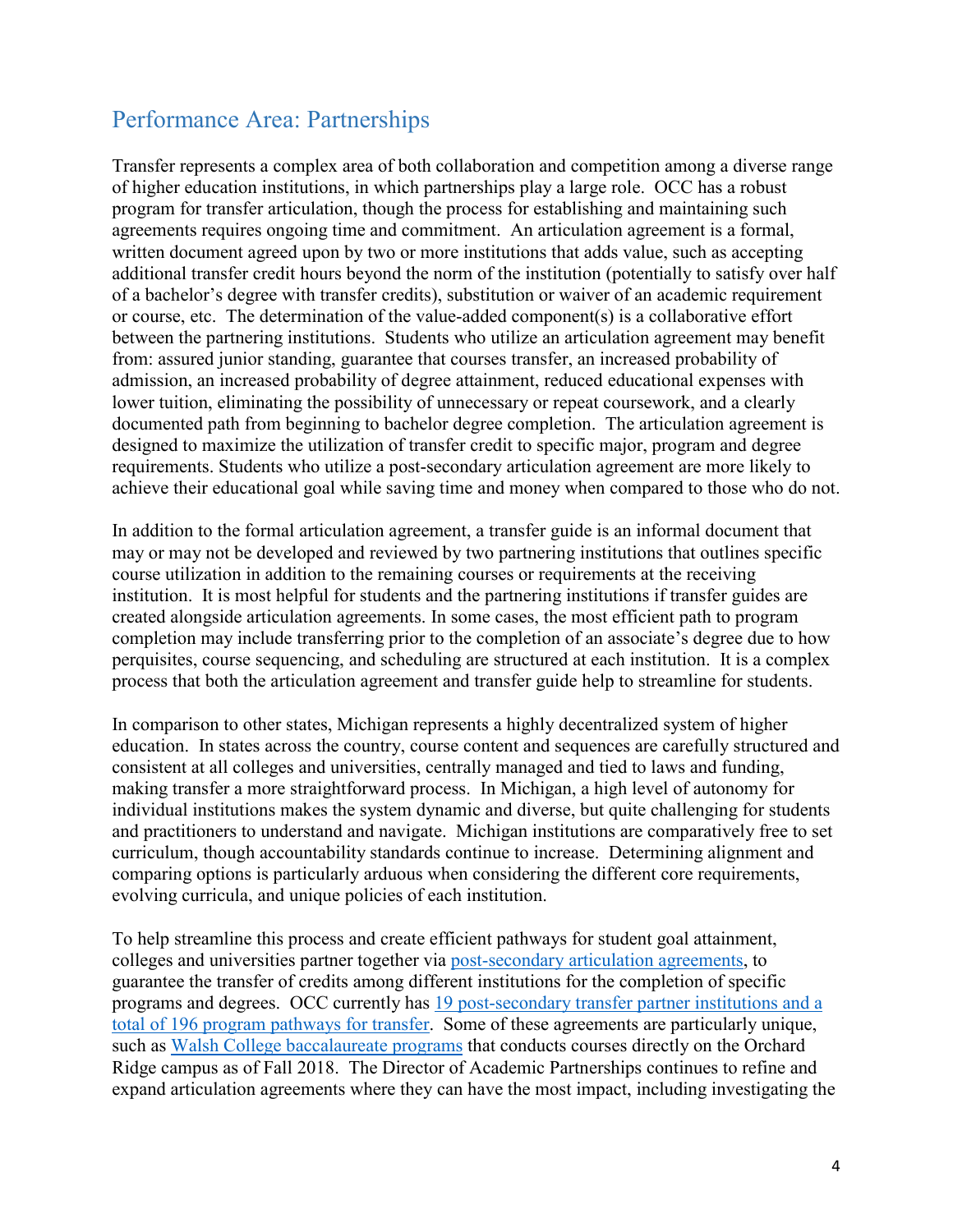## Performance Area: Partnerships

Transfer represents a complex area of both collaboration and competition among a diverse range of higher education institutions, in which partnerships play a large role. OCC has a robust program for transfer articulation, though the process for establishing and maintaining such agreements requires ongoing time and commitment. An articulation agreement is a formal, written document agreed upon by two or more institutions that adds value, such as accepting additional transfer credit hours beyond the norm of the institution (potentially to satisfy over half of a bachelor's degree with transfer credits), substitution or waiver of an academic requirement or course, etc. The determination of the value-added component(s) is a collaborative effort between the partnering institutions. Students who utilize an articulation agreement may benefit from: assured junior standing, guarantee that courses transfer, an increased probability of admission, an increased probability of degree attainment, reduced educational expenses with lower tuition, eliminating the possibility of unnecessary or repeat coursework, and a clearly documented path from beginning to bachelor degree completion. The articulation agreement is designed to maximize the utilization of transfer credit to specific major, program and degree requirements. Students who utilize a post-secondary articulation agreement are more likely to achieve their educational goal while saving time and money when compared to those who do not.

In addition to the formal articulation agreement, a transfer guide is an informal document that may or may not be developed and reviewed by two partnering institutions that outlines specific course utilization in addition to the remaining courses or requirements at the receiving institution. It is most helpful for students and the partnering institutions if transfer guides are created alongside articulation agreements. In some cases, the most efficient path to program completion may include transferring prior to the completion of an associate's degree due to how perquisites, course sequencing, and scheduling are structured at each institution. It is a complex process that both the articulation agreement and transfer guide help to streamline for students.

In comparison to other states, Michigan represents a highly decentralized system of higher education. In states across the country, course content and sequences are carefully structured and consistent at all colleges and universities, centrally managed and tied to laws and funding, making transfer a more straightforward process. In Michigan, a high level of autonomy for individual institutions makes the system dynamic and diverse, but quite challenging for students and practitioners to understand and navigate. Michigan institutions are comparatively free to set curriculum, though accountability standards continue to increase. Determining alignment and comparing options is particularly arduous when considering the different core requirements, evolving curricula, and unique policies of each institution.

To help streamline this process and create efficient pathways for student goal attainment, colleges and universities partner together via post-secondary articulation agreements, to guarantee the transfer of credits among different institutions for the completion of specific programs and degrees. OCC currently has 19 post-secondary transfer partner institutions and a total of 196 program pathways for transfer. Some of these agreements are particularly unique, such as Walsh College baccalaureate programs that conducts courses directly on the Orchard Ridge campus as of Fall 2018. The Director of Academic Partnerships continues to refine and expand articulation agreements where they can have the most impact, including investigating the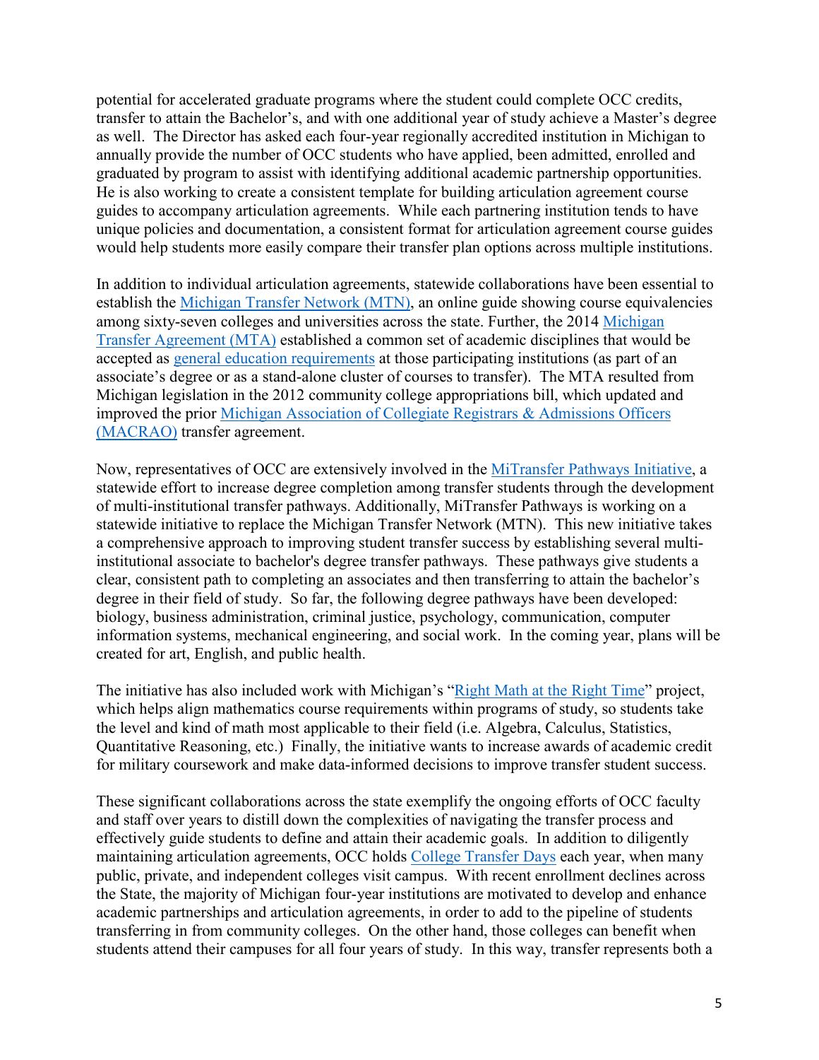potential for accelerated graduate programs where the student could complete OCC credits, transfer to attain the Bachelor's, and with one additional year of study achieve a Master's degree as well. The Director has asked each four-year regionally accredited institution in Michigan to annually provide the number of OCC students who have applied, been admitted, enrolled and graduated by program to assist with identifying additional academic partnership opportunities. He is also working to create a consistent template for building articulation agreement course guides to accompany articulation agreements. While each partnering institution tends to have unique policies and documentation, a consistent format for articulation agreement course guides would help students more easily compare their transfer plan options across multiple institutions.

In addition to individual articulation agreements, statewide collaborations have been essential to establish the Michigan Transfer Network (MTN), an online guide showing course equivalencies among sixty-seven colleges and universities across the state. Further, the 2014 Michigan Transfer Agreement (MTA) established a common set of academic disciplines that would be accepted as general education requirements at those participating institutions (as part of an associate's degree or as a stand-alone cluster of courses to transfer). The MTA resulted from Michigan legislation in the 2012 community college appropriations bill, which updated and improved the prior Michigan Association of Collegiate Registrars & Admissions Officers (MACRAO) transfer agreement.

Now, representatives of OCC are extensively involved in the MiTransfer Pathways Initiative, a statewide effort to increase degree completion among transfer students through the development of multi-institutional transfer pathways. Additionally, MiTransfer Pathways is working on a statewide initiative to replace the Michigan Transfer Network (MTN). This new initiative takes a comprehensive approach to improving student transfer success by establishing several multi-institutional associate to bachelor's degree transfer pathways. These pathways give students a clear, consistent path to completing an associates and then transferring to attain the bachelor's degree in their field of study. So far, the following degree pathways have been developed: biology, business administration, criminal justice, psychology, communication, computer information systems, mechanical engineering, and social work. In the coming year, plans will be created for art, English, and public health.

The initiative has also included work with Michigan's "Right Math at the Right Time" project, which helps align mathematics course requirements within programs of study, so students take the level and kind of math most applicable to their field (i.e. Algebra, Calculus, Statistics, Quantitative Reasoning, etc.) Finally, the initiative wants to increase awards of academic credit for military coursework and make data-informed decisions to improve transfer student success.

These significant collaborations across the state exemplify the ongoing efforts of OCC faculty and staff over years to distill down the complexities of navigating the transfer process and effectively guide students to define and attain their academic goals. In addition to diligently maintaining articulation agreements, OCC holds College Transfer Days each year, when many public, private, and independent colleges visit campus. With recent enrollment declines across the State, the majority of Michigan four-year institutions are motivated to develop and enhance academic partnerships and articulation agreements, in order to add to the pipeline of students transferring in from community colleges. On the other hand, those colleges can benefit when students attend their campuses for all four years of study. In this way, transfer represents both a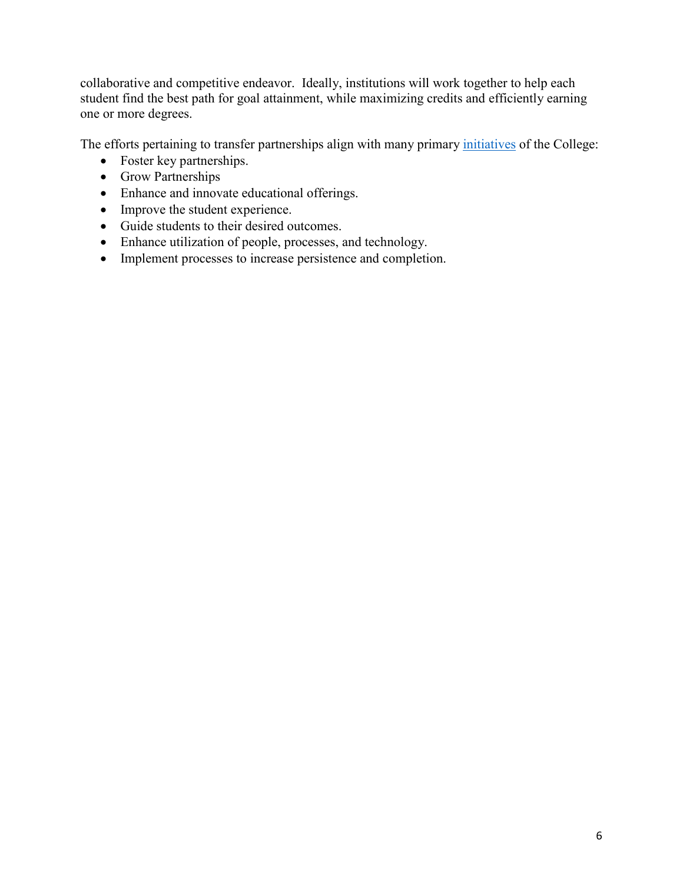collaborative and competitive endeavor. Ideally, institutions will work together to help each student find the best path for goal attainment, while maximizing credits and efficiently earning one or more degrees.

The efforts pertaining to transfer partnerships align with many primary initiatives of the College:

- Foster key partnerships.
- Grow Partnerships
- Enhance and innovate educational offerings.
- Improve the student experience.
- Guide students to their desired outcomes.
- Enhance utilization of people, processes, and technology.
- Implement processes to increase persistence and completion.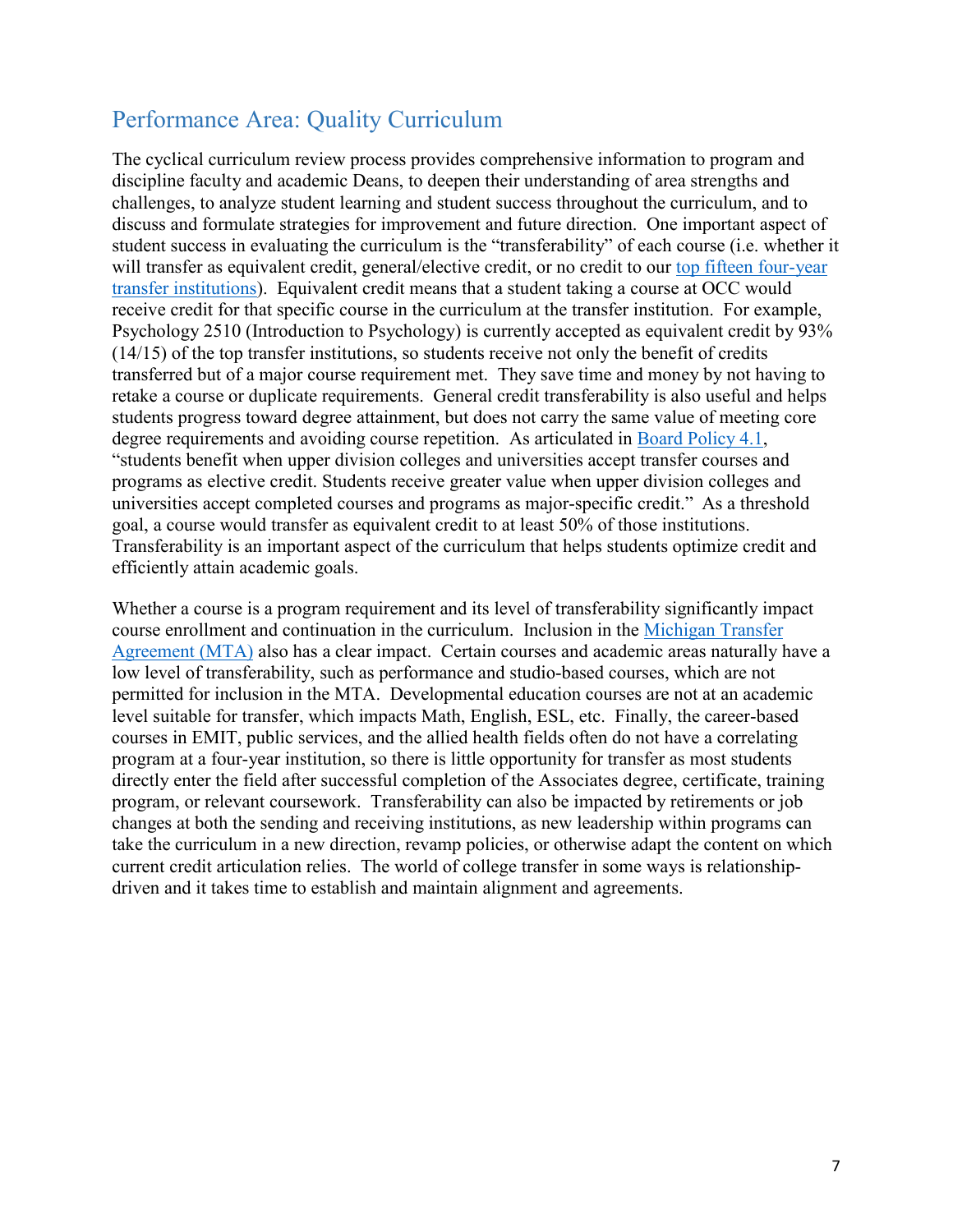## Performance Area: Quality Curriculum

The cyclical curriculum review process provides comprehensive information to program and discipline faculty and academic Deans, to deepen their understanding of area strengths and challenges, to analyze student learning and student success throughout the curriculum, and to discuss and formulate strategies for improvement and future direction. One important aspect of student success in evaluating the curriculum is the "transferability" of each course (i.e. whether it will transfer as equivalent credit, general/elective credit, or no credit to our top fifteen four-year transfer institutions). Equivalent credit means that a student taking a course at OCC would receive credit for that specific course in the curriculum at the transfer institution. For example, Psychology 2510 (Introduction to Psychology) is currently accepted as equivalent credit by 93% (14/15) of the top transfer institutions, so students receive not only the benefit of credits transferred but of a major course requirement met. They save time and money by not having to retake a course or duplicate requirements. General credit transferability is also useful and helps students progress toward degree attainment, but does not carry the same value of meeting core degree requirements and avoiding course repetition. As articulated in Board Policy 4.1, "students benefit when upper division colleges and universities accept transfer courses and programs as elective credit. Students receive greater value when upper division colleges and universities accept completed courses and programs as major-specific credit." As a threshold goal, a course would transfer as equivalent credit to at least 50% of those institutions. Transferability is an important aspect of the curriculum that helps students optimize credit and efficiently attain academic goals.

Whether a course is a program requirement and its level of transferability significantly impact course enrollment and continuation in the curriculum. Inclusion in the Michigan Transfer Agreement (MTA) also has a clear impact. Certain courses and academic areas naturally have a low level of transferability, such as performance and studio-based courses, which are not permitted for inclusion in the MTA. Developmental education courses are not at an academic level suitable for transfer, which impacts Math, English, ESL, etc. Finally, the career-based courses in EMIT, public services, and the allied health fields often do not have a correlating program at a four-year institution, so there is little opportunity for transfer as most students directly enter the field after successful completion of the Associates degree, certificate, training program, or relevant coursework. Transferability can also be impacted by retirements or job changes at both the sending and receiving institutions, as new leadership within programs can take the curriculum in a new direction, revamp policies, or otherwise adapt the content on which current credit articulation relies. The world of college transfer in some ways is relationship-driven and it takes time to establish and maintain alignment and agreements.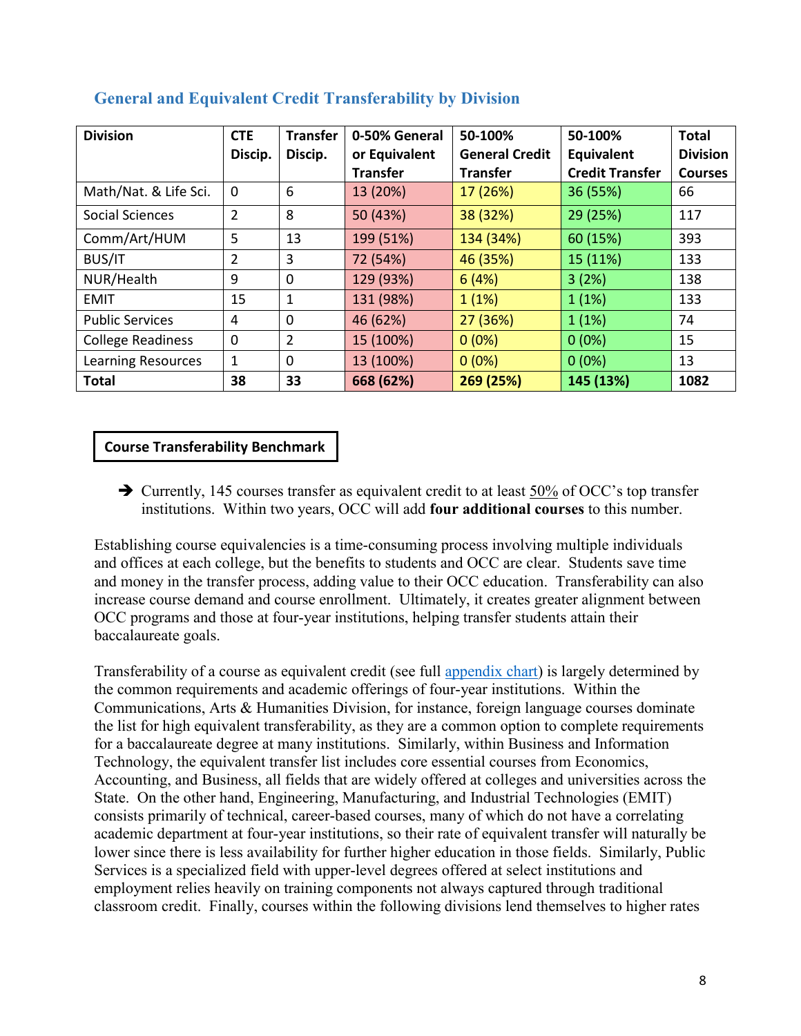## General and Equivalent Credit Transferability by Division

| Division | CTE Discip. | Transfer Discip. | 0-50% General or Equivalent Transfer | 50-100% General Credit Transfer | 50-100% Equivalent Credit Transfer | Total Division Courses |
|---|---|---|---|---|---|---|
| Math/Nat. & Life Sci. | 0 | 6 | 13 (20%) | 17 (26%) | 36 (55%) | 66 |
| Social Sciences | 2 | 8 | 50 (43%) | 38 (32%) | 29 (25%) | 117 |
| Comm/Art/HUM | 5 | 13 | 199 (51%) | 134 (34%) | 60 (15%) | 393 |
| BUS/IT | 2 | 3 | 72 (54%) | 46 (35%) | 15 (11%) | 133 |
| NUR/Health | 9 | 0 | 129 (93%) | 6 (4%) | 3 (2%) | 138 |
| EMIT | 15 | 1 | 131 (98%) | 1 (1%) | 1 (1%) | 133 |
| Public Services | 4 | 0 | 46 (62%) | 27 (36%) | 1 (1%) | 74 |
| College Readiness | 0 | 2 | 15 (100%) | 0 (0%) | 0 (0%) | 15 |
| Learning Resources | 1 | 0 | 13 (100%) | 0 (0%) | 0 (0%) | 13 |
| **Total** | **38** | **33** | **668 (62%)** | **269 (25%)** | **145 (13%)** | **1082** |

**Course Transferability Benchmark**

➔ Currently, 145 courses transfer as equivalent credit to at least 50% of OCC's top transfer institutions. Within two years, OCC will add **four additional courses** to this number.

Establishing course equivalencies is a time-consuming process involving multiple individuals and offices at each college, but the benefits to students and OCC are clear. Students save time and money in the transfer process, adding value to their OCC education. Transferability can also increase course demand and course enrollment. Ultimately, it creates greater alignment between OCC programs and those at four-year institutions, helping transfer students attain their baccalaureate goals.

Transferability of a course as equivalent credit (see full appendix chart) is largely determined by the common requirements and academic offerings of four-year institutions. Within the Communications, Arts & Humanities Division, for instance, foreign language courses dominate the list for high equivalent transferability, as they are a common option to complete requirements for a baccalaureate degree at many institutions. Similarly, within Business and Information Technology, the equivalent transfer list includes core essential courses from Economics, Accounting, and Business, all fields that are widely offered at colleges and universities across the State. On the other hand, Engineering, Manufacturing, and Industrial Technologies (EMIT) consists primarily of technical, career-based courses, many of which do not have a correlating academic department at four-year institutions, so their rate of equivalent transfer will naturally be lower since there is less availability for further higher education in those fields. Similarly, Public Services is a specialized field with upper-level degrees offered at select institutions and employment relies heavily on training components not always captured through traditional classroom credit. Finally, courses within the following divisions lend themselves to higher rates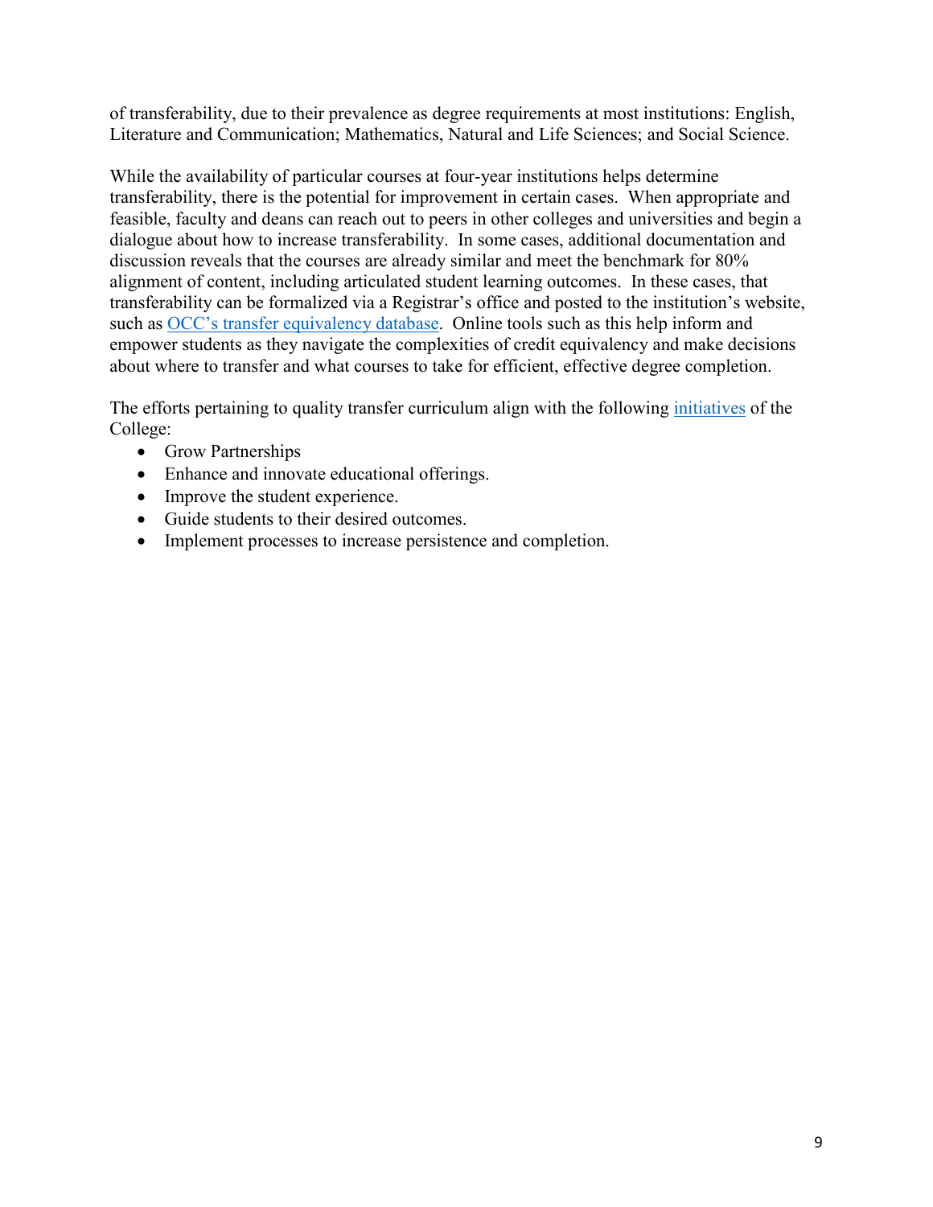of transferability, due to their prevalence as degree requirements at most institutions: English, Literature and Communication; Mathematics, Natural and Life Sciences; and Social Science.

While the availability of particular courses at four-year institutions helps determine transferability, there is the potential for improvement in certain cases. When appropriate and feasible, faculty and deans can reach out to peers in other colleges and universities and begin a dialogue about how to increase transferability. In some cases, additional documentation and discussion reveals that the courses are already similar and meet the benchmark for 80% alignment of content, including articulated student learning outcomes. In these cases, that transferability can be formalized via a Registrar's office and posted to the institution's website, such as OCC's transfer equivalency database. Online tools such as this help inform and empower students as they navigate the complexities of credit equivalency and make decisions about where to transfer and what courses to take for efficient, effective degree completion.

The efforts pertaining to quality transfer curriculum align with the following initiatives of the College:

- Grow Partnerships
- Enhance and innovate educational offerings.
- Improve the student experience.
- Guide students to their desired outcomes.
- Implement processes to increase persistence and completion.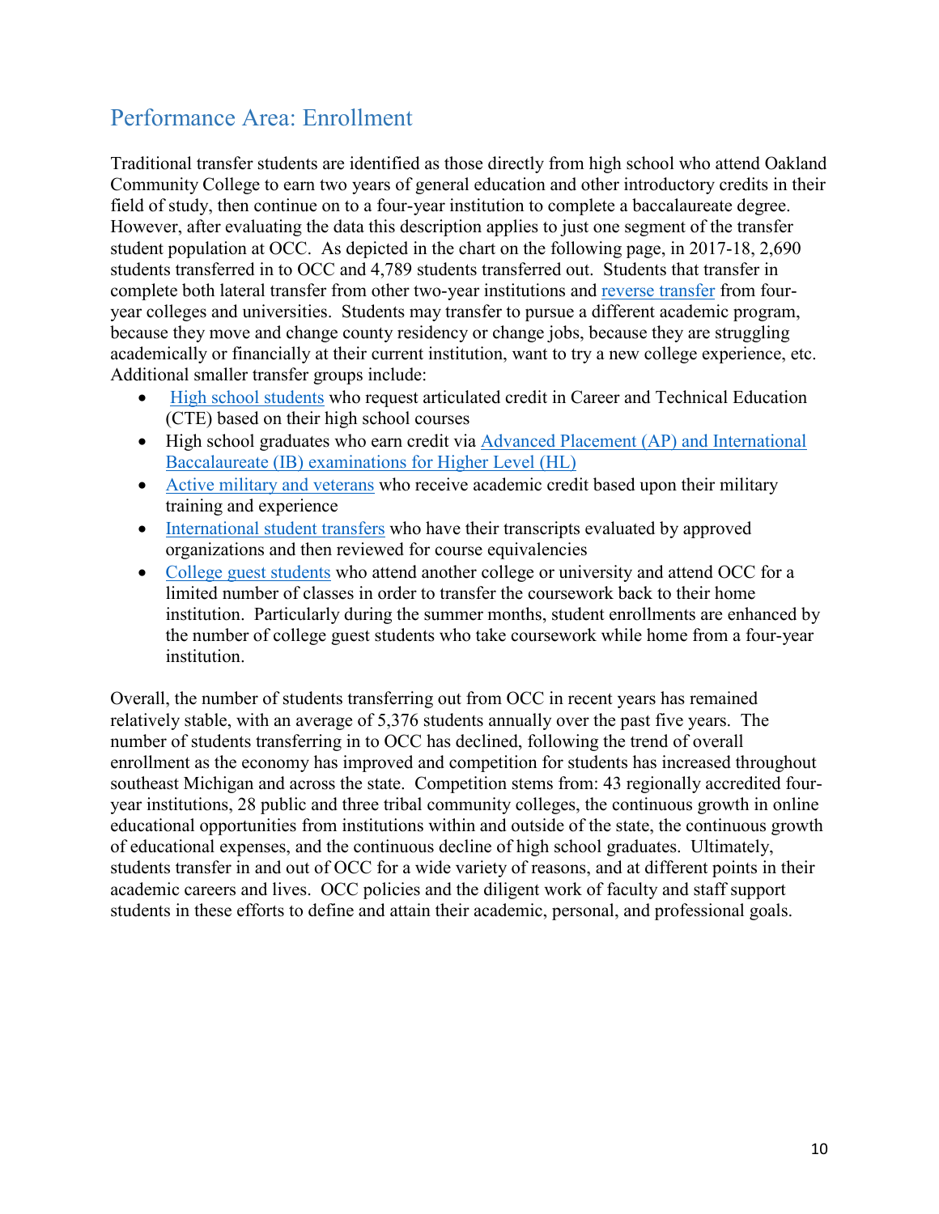## Performance Area: Enrollment

Traditional transfer students are identified as those directly from high school who attend Oakland Community College to earn two years of general education and other introductory credits in their field of study, then continue on to a four-year institution to complete a baccalaureate degree. However, after evaluating the data this description applies to just one segment of the transfer student population at OCC. As depicted in the chart on the following page, in 2017-18, 2,690 students transferred in to OCC and 4,789 students transferred out. Students that transfer in complete both lateral transfer from other two-year institutions and reverse transfer from four-year colleges and universities. Students may transfer to pursue a different academic program, because they move and change county residency or change jobs, because they are struggling academically or financially at their current institution, want to try a new college experience, etc. Additional smaller transfer groups include:

- High school students who request articulated credit in Career and Technical Education (CTE) based on their high school courses
- High school graduates who earn credit via Advanced Placement (AP) and International Baccalaureate (IB) examinations for Higher Level (HL)
- Active military and veterans who receive academic credit based upon their military training and experience
- International student transfers who have their transcripts evaluated by approved organizations and then reviewed for course equivalencies
- College guest students who attend another college or university and attend OCC for a limited number of classes in order to transfer the coursework back to their home institution. Particularly during the summer months, student enrollments are enhanced by the number of college guest students who take coursework while home from a four-year institution.

Overall, the number of students transferring out from OCC in recent years has remained relatively stable, with an average of 5,376 students annually over the past five years. The number of students transferring in to OCC has declined, following the trend of overall enrollment as the economy has improved and competition for students has increased throughout southeast Michigan and across the state. Competition stems from: 43 regionally accredited four-year institutions, 28 public and three tribal community colleges, the continuous growth in online educational opportunities from institutions within and outside of the state, the continuous growth of educational expenses, and the continuous decline of high school graduates. Ultimately, students transfer in and out of OCC for a wide variety of reasons, and at different points in their academic careers and lives. OCC policies and the diligent work of faculty and staff support students in these efforts to define and attain their academic, personal, and professional goals.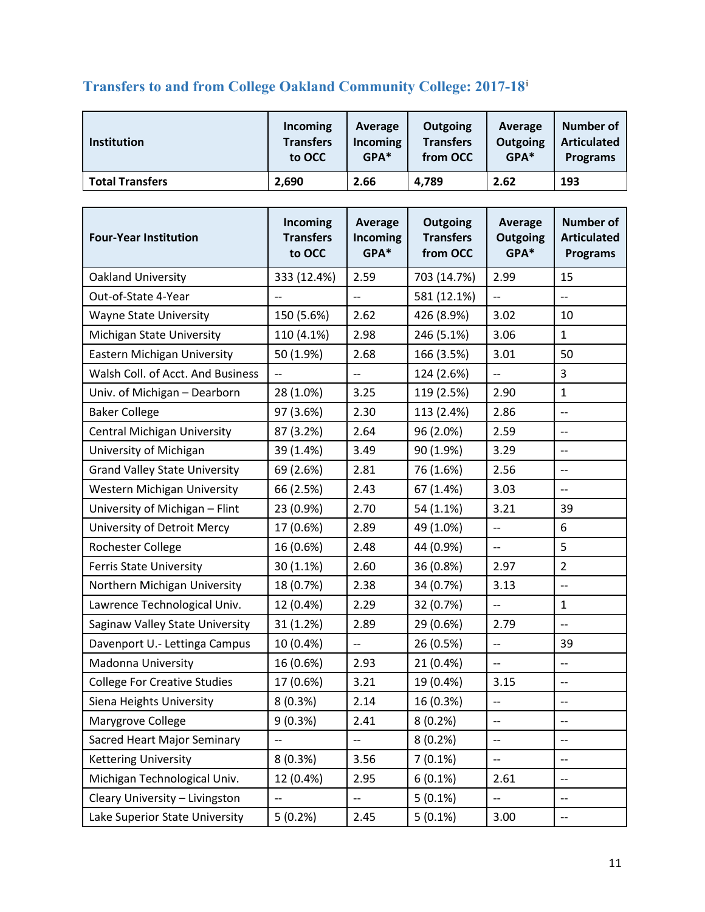## Transfers to and from College Oakland Community College: 2017-18[i]

| Institution | Incoming Transfers to OCC | Average Incoming GPA* | Outgoing Transfers from OCC | Average Outgoing GPA* | Number of Articulated Programs |
|---|---|---|---|---|---|
| **Total Transfers** | **2,690** | **2.66** | **4,789** | **2.62** | **193** |

| Four-Year Institution | Incoming Transfers to OCC | Average Incoming GPA* | Outgoing Transfers from OCC | Average Outgoing GPA* | Number of Articulated Programs |
|---|---|---|---|---|---|
| Oakland University | 333 (12.4%) | 2.59 | 703 (14.7%) | 2.99 | 15 |
| Out-of-State 4-Year | -- | -- | 581 (12.1%) | -- | -- |
| Wayne State University | 150 (5.6%) | 2.62 | 426 (8.9%) | 3.02 | 10 |
| Michigan State University | 110 (4.1%) | 2.98 | 246 (5.1%) | 3.06 | 1 |
| Eastern Michigan University | 50 (1.9%) | 2.68 | 166 (3.5%) | 3.01 | 50 |
| Walsh Coll. of Acct. And Business | -- | -- | 124 (2.6%) | -- | 3 |
| Univ. of Michigan – Dearborn | 28 (1.0%) | 3.25 | 119 (2.5%) | 2.90 | 1 |
| Baker College | 97 (3.6%) | 2.30 | 113 (2.4%) | 2.86 | -- |
| Central Michigan University | 87 (3.2%) | 2.64 | 96 (2.0%) | 2.59 | -- |
| University of Michigan | 39 (1.4%) | 3.49 | 90 (1.9%) | 3.29 | -- |
| Grand Valley State University | 69 (2.6%) | 2.81 | 76 (1.6%) | 2.56 | -- |
| Western Michigan University | 66 (2.5%) | 2.43 | 67 (1.4%) | 3.03 | -- |
| University of Michigan – Flint | 23 (0.9%) | 2.70 | 54 (1.1%) | 3.21 | 39 |
| University of Detroit Mercy | 17 (0.6%) | 2.89 | 49 (1.0%) | -- | 6 |
| Rochester College | 16 (0.6%) | 2.48 | 44 (0.9%) | -- | 5 |
| Ferris State University | 30 (1.1%) | 2.60 | 36 (0.8%) | 2.97 | 2 |
| Northern Michigan University | 18 (0.7%) | 2.38 | 34 (0.7%) | 3.13 | -- |
| Lawrence Technological Univ. | 12 (0.4%) | 2.29 | 32 (0.7%) | -- | 1 |
| Saginaw Valley State University | 31 (1.2%) | 2.89 | 29 (0.6%) | 2.79 | -- |
| Davenport U.- Lettinga Campus | 10 (0.4%) | -- | 26 (0.5%) | -- | 39 |
| Madonna University | 16 (0.6%) | 2.93 | 21 (0.4%) | -- | -- |
| College For Creative Studies | 17 (0.6%) | 3.21 | 19 (0.4%) | 3.15 | -- |
| Siena Heights University | 8 (0.3%) | 2.14 | 16 (0.3%) | -- | -- |
| Marygrove College | 9 (0.3%) | 2.41 | 8 (0.2%) | -- | -- |
| Sacred Heart Major Seminary | -- | -- | 8 (0.2%) | -- | -- |
| Kettering University | 8 (0.3%) | 3.56 | 7 (0.1%) | -- | -- |
| Michigan Technological Univ. | 12 (0.4%) | 2.95 | 6 (0.1%) | 2.61 | -- |
| Cleary University – Livingston | -- | -- | 5 (0.1%) | -- | -- |
| Lake Superior State University | 5 (0.2%) | 2.45 | 5 (0.1%) | 3.00 | -- |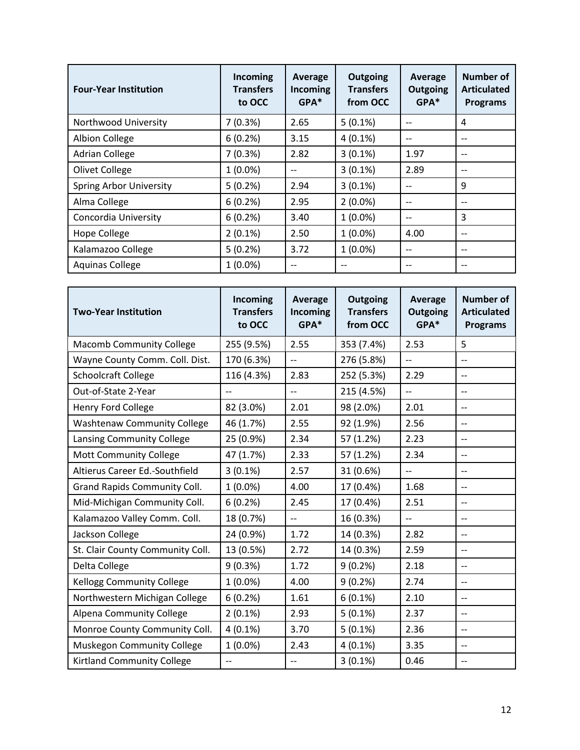| Four-Year Institution | Incoming Transfers to OCC | Average Incoming GPA* | Outgoing Transfers from OCC | Average Outgoing GPA* | Number of Articulated Programs |
|---|---|---|---|---|---|
| Northwood University | 7 (0.3%) | 2.65 | 5 (0.1%) | -- | 4 |
| Albion College | 6 (0.2%) | 3.15 | 4 (0.1%) | -- | -- |
| Adrian College | 7 (0.3%) | 2.82 | 3 (0.1%) | 1.97 | -- |
| Olivet College | 1 (0.0%) | -- | 3 (0.1%) | 2.89 | -- |
| Spring Arbor University | 5 (0.2%) | 2.94 | 3 (0.1%) | -- | 9 |
| Alma College | 6 (0.2%) | 2.95 | 2 (0.0%) | -- | -- |
| Concordia University | 6 (0.2%) | 3.40 | 1 (0.0%) | -- | 3 |
| Hope College | 2 (0.1%) | 2.50 | 1 (0.0%) | 4.00 | -- |
| Kalamazoo College | 5 (0.2%) | 3.72 | 1 (0.0%) | -- | -- |
| Aquinas College | 1 (0.0%) | -- | -- | -- | -- |

| Two-Year Institution | Incoming Transfers to OCC | Average Incoming GPA* | Outgoing Transfers from OCC | Average Outgoing GPA* | Number of Articulated Programs |
|---|---|---|---|---|---|
| Macomb Community College | 255 (9.5%) | 2.55 | 353 (7.4%) | 2.53 | 5 |
| Wayne County Comm. Coll. Dist. | 170 (6.3%) | -- | 276 (5.8%) | -- | -- |
| Schoolcraft College | 116 (4.3%) | 2.83 | 252 (5.3%) | 2.29 | -- |
| Out-of-State 2-Year | -- | -- | 215 (4.5%) | -- | -- |
| Henry Ford College | 82 (3.0%) | 2.01 | 98 (2.0%) | 2.01 | -- |
| Washtenaw Community College | 46 (1.7%) | 2.55 | 92 (1.9%) | 2.56 | -- |
| Lansing Community College | 25 (0.9%) | 2.34 | 57 (1.2%) | 2.23 | -- |
| Mott Community College | 47 (1.7%) | 2.33 | 57 (1.2%) | 2.34 | -- |
| Altierus Career Ed.-Southfield | 3 (0.1%) | 2.57 | 31 (0.6%) | -- | -- |
| Grand Rapids Community Coll. | 1 (0.0%) | 4.00 | 17 (0.4%) | 1.68 | -- |
| Mid-Michigan Community Coll. | 6 (0.2%) | 2.45 | 17 (0.4%) | 2.51 | -- |
| Kalamazoo Valley Comm. Coll. | 18 (0.7%) | -- | 16 (0.3%) | -- | -- |
| Jackson College | 24 (0.9%) | 1.72 | 14 (0.3%) | 2.82 | -- |
| St. Clair County Community Coll. | 13 (0.5%) | 2.72 | 14 (0.3%) | 2.59 | -- |
| Delta College | 9 (0.3%) | 1.72 | 9 (0.2%) | 2.18 | -- |
| Kellogg Community College | 1 (0.0%) | 4.00 | 9 (0.2%) | 2.74 | -- |
| Northwestern Michigan College | 6 (0.2%) | 1.61 | 6 (0.1%) | 2.10 | -- |
| Alpena Community College | 2 (0.1%) | 2.93 | 5 (0.1%) | 2.37 | -- |
| Monroe County Community Coll. | 4 (0.1%) | 3.70 | 5 (0.1%) | 2.36 | -- |
| Muskegon Community College | 1 (0.0%) | 2.43 | 4 (0.1%) | 3.35 | -- |
| Kirtland Community College | -- | -- | 3 (0.1%) | 0.46 | -- |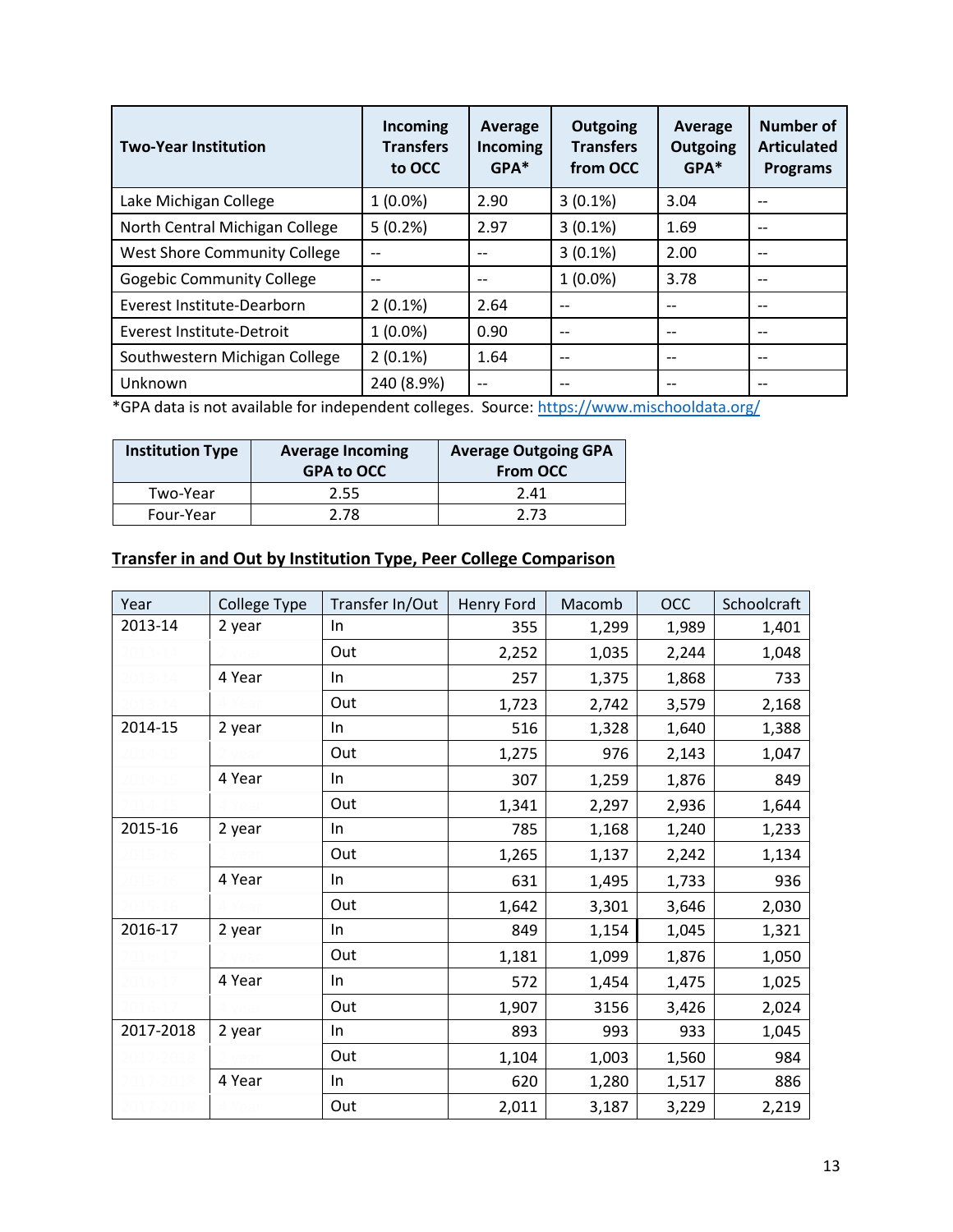| Two-Year Institution | Incoming Transfers to OCC | Average Incoming GPA* | Outgoing Transfers from OCC | Average Outgoing GPA* | Number of Articulated Programs |
|---|---|---|---|---|---|
| Lake Michigan College | 1 (0.0%) | 2.90 | 3 (0.1%) | 3.04 | -- |
| North Central Michigan College | 5 (0.2%) | 2.97 | 3 (0.1%) | 1.69 | -- |
| West Shore Community College | -- | -- | 3 (0.1%) | 2.00 | -- |
| Gogebic Community College | -- | -- | 1 (0.0%) | 3.78 | -- |
| Everest Institute-Dearborn | 2 (0.1%) | 2.64 | -- | -- | -- |
| Everest Institute-Detroit | 1 (0.0%) | 0.90 | -- | -- | -- |
| Southwestern Michigan College | 2 (0.1%) | 1.64 | -- | -- | -- |
| Unknown | 240 (8.9%) | -- | -- | -- | -- |

*GPA data is not available for independent colleges. Source: https://www.mischooldata.org/

| Institution Type | Average Incoming GPA to OCC | Average Outgoing GPA From OCC |
|---|---|---|
| Two-Year | 2.55 | 2.41 |
| Four-Year | 2.78 | 2.73 |

**Transfer in and Out by Institution Type, Peer College Comparison**

| Year | College Type | Transfer In/Out | Henry Ford | Macomb | OCC | Schoolcraft |
|---|---|---|---|---|---|---|
| 2013-14 | 2 year | In | 355 | 1,299 | 1,989 | 1,401 |
| | | Out | 2,252 | 1,035 | 2,244 | 1,048 |
| | 4 Year | In | 257 | 1,375 | 1,868 | 733 |
| | | Out | 1,723 | 2,742 | 3,579 | 2,168 |
| 2014-15 | 2 year | In | 516 | 1,328 | 1,640 | 1,388 |
| | | Out | 1,275 | 976 | 2,143 | 1,047 |
| | 4 Year | In | 307 | 1,259 | 1,876 | 849 |
| | | Out | 1,341 | 2,297 | 2,936 | 1,644 |
| 2015-16 | 2 year | In | 785 | 1,168 | 1,240 | 1,233 |
| | | Out | 1,265 | 1,137 | 2,242 | 1,134 |
| | 4 Year | In | 631 | 1,495 | 1,733 | 936 |
| | | Out | 1,642 | 3,301 | 3,646 | 2,030 |
| 2016-17 | 2 year | In | 849 | 1,154 | 1,045 | 1,321 |
| | | Out | 1,181 | 1,099 | 1,876 | 1,050 |
| | 4 Year | In | 572 | 1,454 | 1,475 | 1,025 |
| | | Out | 1,907 | 3156 | 3,426 | 2,024 |
| 2017-2018 | 2 year | In | 893 | 993 | 933 | 1,045 |
| | | Out | 1,104 | 1,003 | 1,560 | 984 |
| | 4 Year | In | 620 | 1,280 | 1,517 | 886 |
| | | Out | 2,011 | 3,187 | 3,229 | 2,219 |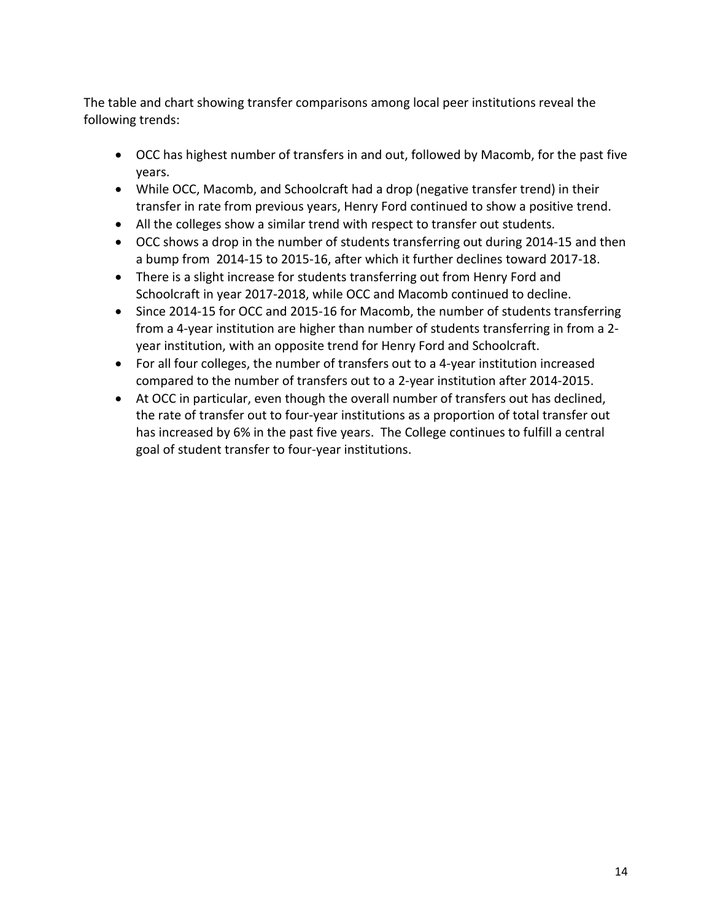The table and chart showing transfer comparisons among local peer institutions reveal the following trends:

- OCC has highest number of transfers in and out, followed by Macomb, for the past five years.
- While OCC, Macomb, and Schoolcraft had a drop (negative transfer trend) in their transfer in rate from previous years, Henry Ford continued to show a positive trend.
- All the colleges show a similar trend with respect to transfer out students.
- OCC shows a drop in the number of students transferring out during 2014-15 and then a bump from 2014-15 to 2015-16, after which it further declines toward 2017-18.
- There is a slight increase for students transferring out from Henry Ford and Schoolcraft in year 2017-2018, while OCC and Macomb continued to decline.
- Since 2014-15 for OCC and 2015-16 for Macomb, the number of students transferring from a 4-year institution are higher than number of students transferring in from a 2-year institution, with an opposite trend for Henry Ford and Schoolcraft.
- For all four colleges, the number of transfers out to a 4-year institution increased compared to the number of transfers out to a 2-year institution after 2014-2015.
- At OCC in particular, even though the overall number of transfers out has declined, the rate of transfer out to four-year institutions as a proportion of total transfer out has increased by 6% in the past five years. The College continues to fulfill a central goal of student transfer to four-year institutions.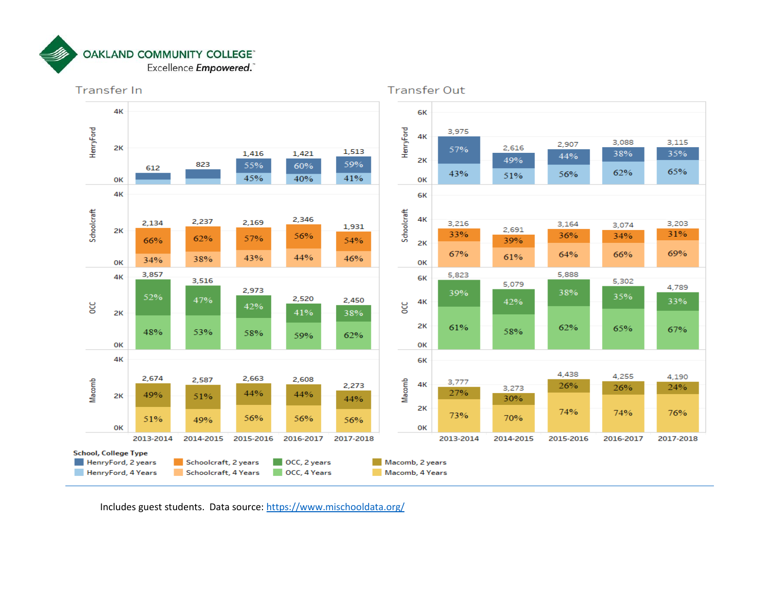**OAKLAND COMMUNITY COLLEGE**
Excellence *Empowered.*

## Transfer In

| School | Year | Total | 2 years | 4 Years |
|---|---|---|---|---|
| HenryFord | 2013-2014 | 612 | | |
| HenryFord | 2014-2015 | 823 | | |
| HenryFord | 2015-2016 | 1,416 | 55% | 45% |
| HenryFord | 2016-2017 | 1,421 | 60% | 40% |
| HenryFord | 2017-2018 | 1,513 | 59% | 41% |
| Schoolcraft | 2013-2014 | 2,134 | 66% | 34% |
| Schoolcraft | 2014-2015 | 2,237 | 62% | 38% |
| Schoolcraft | 2015-2016 | 2,169 | 57% | 43% |
| Schoolcraft | 2016-2017 | 2,346 | 56% | 44% |
| Schoolcraft | 2017-2018 | 1,931 | 54% | 46% |
| OCC | 2013-2014 | 3,857 | 52% | 48% |
| OCC | 2014-2015 | 3,516 | 47% | 53% |
| OCC | 2015-2016 | 2,973 | 42% | 58% |
| OCC | 2016-2017 | 2,520 | 41% | 59% |
| OCC | 2017-2018 | 2,450 | 38% | 62% |
| Macomb | 2013-2014 | 2,674 | 49% | 51% |
| Macomb | 2014-2015 | 2,587 | 51% | 49% |
| Macomb | 2015-2016 | 2,663 | 44% | 56% |
| Macomb | 2016-2017 | 2,608 | 44% | 56% |
| Macomb | 2017-2018 | 2,273 | 44% | 56% |

## Transfer Out

| School | Year | Total | 2 years | 4 Years |
|---|---|---|---|---|
| HenryFord | 2013-2014 | 3,975 | 57% | 43% |
| HenryFord | 2014-2015 | 2,616 | 49% | 51% |
| HenryFord | 2015-2016 | 2,907 | 44% | 56% |
| HenryFord | 2016-2017 | 3,088 | 38% | 62% |
| HenryFord | 2017-2018 | 3,115 | 35% | 65% |
| Schoolcraft | 2013-2014 | 3,216 | 33% | 67% |
| Schoolcraft | 2014-2015 | 2,691 | 39% | 61% |
| Schoolcraft | 2015-2016 | 3,164 | 36% | 64% |
| Schoolcraft | 2016-2017 | 3,074 | 34% | 66% |
| Schoolcraft | 2017-2018 | 3,203 | 31% | 69% |
| OCC | 2013-2014 | 5,823 | 39% | 61% |
| OCC | 2014-2015 | 5,079 | 42% | 58% |
| OCC | 2015-2016 | 5,888 | 38% | 62% |
| OCC | 2016-2017 | 5,302 | 35% | 65% |
| OCC | 2017-2018 | 4,789 | 33% | 67% |
| Macomb | 2013-2014 | 3,777 | 27% | 73% |
| Macomb | 2014-2015 | 3,273 | 30% | 70% |
| Macomb | 2015-2016 | 4,438 | 26% | 74% |
| Macomb | 2016-2017 | 4,255 | 26% | 74% |
| Macomb | 2017-2018 | 4,190 | 24% | 76% |

**School, College Type**: HenryFord, 2 years; HenryFord, 4 Years; Schoolcraft, 2 years; Schoolcraft, 4 Years; OCC, 2 years; OCC, 4 Years; Macomb, 2 years; Macomb, 4 Years

Includes guest students. Data source: https://www.mischooldata.org/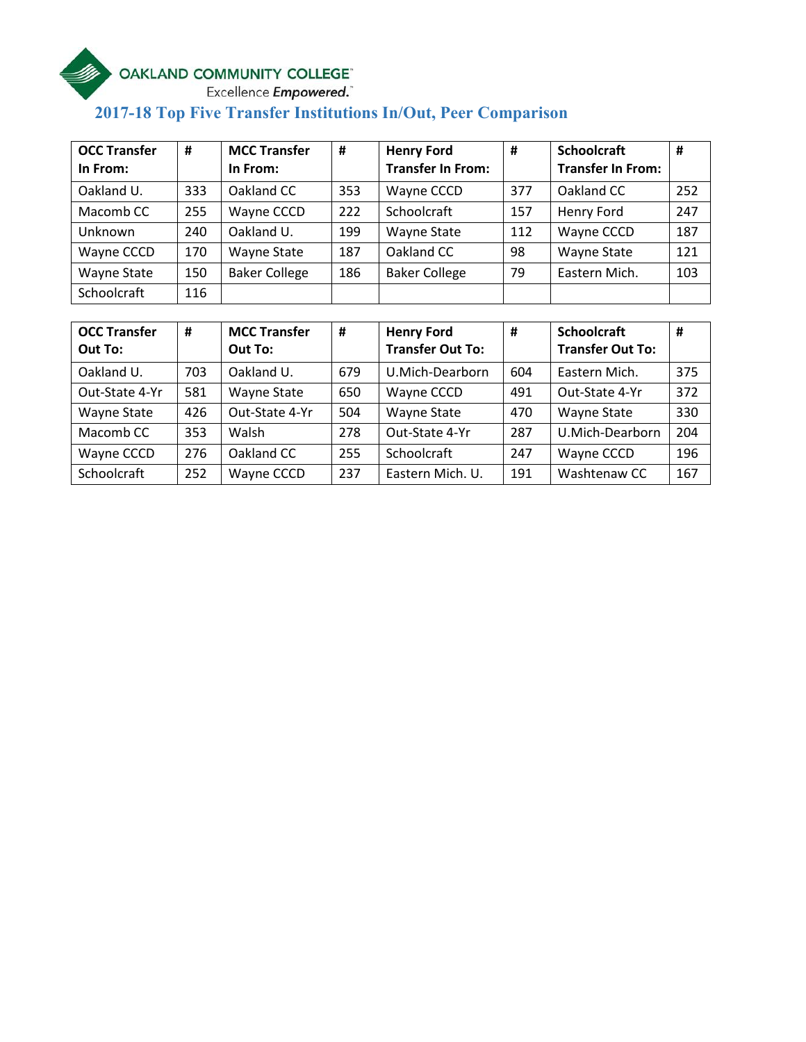OAKLAND COMMUNITY COLLEGE™
Excellence *Empowered.*™

## 2017-18 Top Five Transfer Institutions In/Out, Peer Comparison

| OCC Transfer In From: | # | MCC Transfer In From: | # | Henry Ford Transfer In From: | # | Schoolcraft Transfer In From: | # |
|---|---|---|---|---|---|---|---|
| Oakland U. | 333 | Oakland CC | 353 | Wayne CCCD | 377 | Oakland CC | 252 |
| Macomb CC | 255 | Wayne CCCD | 222 | Schoolcraft | 157 | Henry Ford | 247 |
| Unknown | 240 | Oakland U. | 199 | Wayne State | 112 | Wayne CCCD | 187 |
| Wayne CCCD | 170 | Wayne State | 187 | Oakland CC | 98 | Wayne State | 121 |
| Wayne State | 150 | Baker College | 186 | Baker College | 79 | Eastern Mich. | 103 |
| Schoolcraft | 116 | | | | | | |

| OCC Transfer Out To: | # | MCC Transfer Out To: | # | Henry Ford Transfer Out To: | # | Schoolcraft Transfer Out To: | # |
|---|---|---|---|---|---|---|---|
| Oakland U. | 703 | Oakland U. | 679 | U.Mich-Dearborn | 604 | Eastern Mich. | 375 |
| Out-State 4-Yr | 581 | Wayne State | 650 | Wayne CCCD | 491 | Out-State 4-Yr | 372 |
| Wayne State | 426 | Out-State 4-Yr | 504 | Wayne State | 470 | Wayne State | 330 |
| Macomb CC | 353 | Walsh | 278 | Out-State 4-Yr | 287 | U.Mich-Dearborn | 204 |
| Wayne CCCD | 276 | Oakland CC | 255 | Schoolcraft | 247 | Wayne CCCD | 196 |
| Schoolcraft | 252 | Wayne CCCD | 237 | Eastern Mich. U. | 191 | Washtenaw CC | 167 |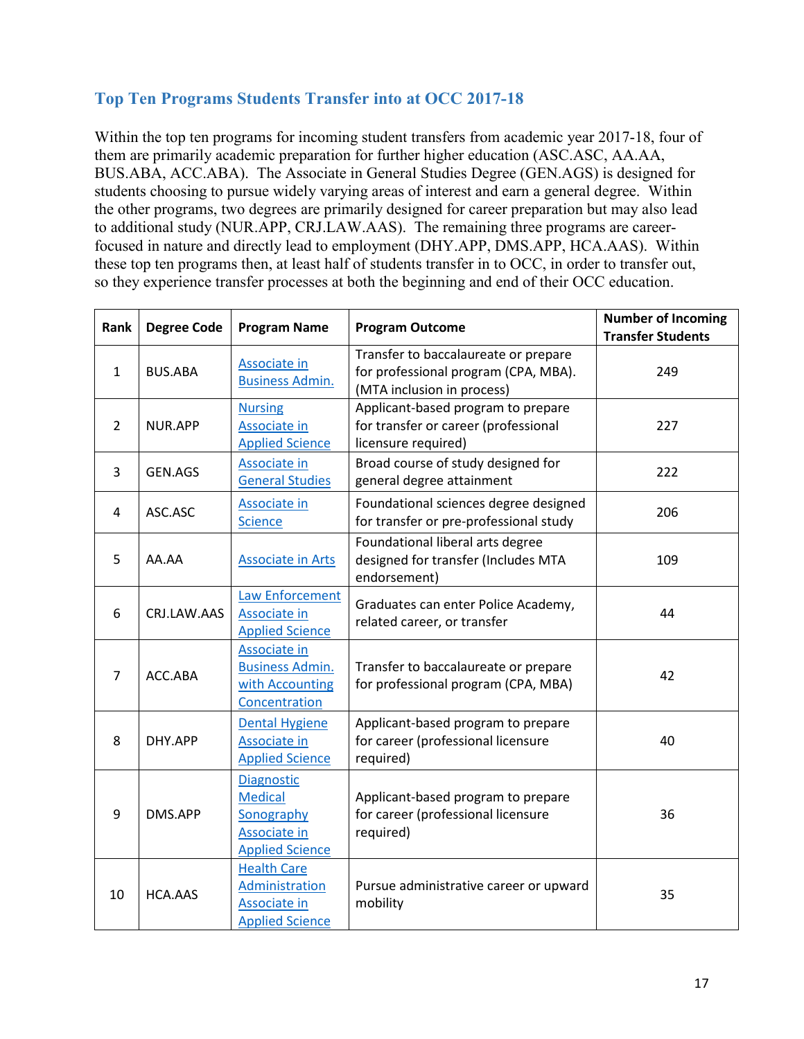## Top Ten Programs Students Transfer into at OCC 2017-18

Within the top ten programs for incoming student transfers from academic year 2017-18, four of them are primarily academic preparation for further higher education (ASC.ASC, AA.AA, BUS.ABA, ACC.ABA). The Associate in General Studies Degree (GEN.AGS) is designed for students choosing to pursue widely varying areas of interest and earn a general degree. Within the other programs, two degrees are primarily designed for career preparation but may also lead to additional study (NUR.APP, CRJ.LAW.AAS). The remaining three programs are career-focused in nature and directly lead to employment (DHY.APP, DMS.APP, HCA.AAS). Within these top ten programs then, at least half of students transfer in to OCC, in order to transfer out, so they experience transfer processes at both the beginning and end of their OCC education.

| Rank | Degree Code | Program Name | Program Outcome | Number of Incoming Transfer Students |
|---|---|---|---|---|
| 1 | BUS.ABA | Associate in Business Admin. | Transfer to baccalaureate or prepare for professional program (CPA, MBA). (MTA inclusion in process) | 249 |
| 2 | NUR.APP | Nursing Associate in Applied Science | Applicant-based program to prepare for transfer or career (professional licensure required) | 227 |
| 3 | GEN.AGS | Associate in General Studies | Broad course of study designed for general degree attainment | 222 |
| 4 | ASC.ASC | Associate in Science | Foundational sciences degree designed for transfer or pre-professional study | 206 |
| 5 | AA.AA | Associate in Arts | Foundational liberal arts degree designed for transfer (Includes MTA endorsement) | 109 |
| 6 | CRJ.LAW.AAS | Law Enforcement Associate in Applied Science | Graduates can enter Police Academy, related career, or transfer | 44 |
| 7 | ACC.ABA | Associate in Business Admin. with Accounting Concentration | Transfer to baccalaureate or prepare for professional program (CPA, MBA) | 42 |
| 8 | DHY.APP | Dental Hygiene Associate in Applied Science | Applicant-based program to prepare for career (professional licensure required) | 40 |
| 9 | DMS.APP | Diagnostic Medical Sonography Associate in Applied Science | Applicant-based program to prepare for career (professional licensure required) | 36 |
| 10 | HCA.AAS | Health Care Administration Associate in Applied Science | Pursue administrative career or upward mobility | 35 |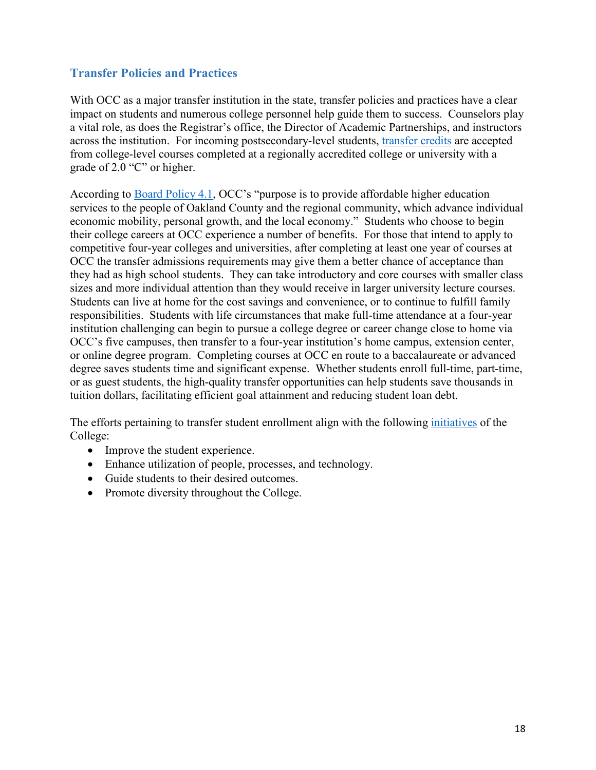## Transfer Policies and Practices

With OCC as a major transfer institution in the state, transfer policies and practices have a clear impact on students and numerous college personnel help guide them to success. Counselors play a vital role, as does the Registrar's office, the Director of Academic Partnerships, and instructors across the institution. For incoming postsecondary-level students, transfer credits are accepted from college-level courses completed at a regionally accredited college or university with a grade of 2.0 "C" or higher.

According to Board Policy 4.1, OCC's "purpose is to provide affordable higher education services to the people of Oakland County and the regional community, which advance individual economic mobility, personal growth, and the local economy." Students who choose to begin their college careers at OCC experience a number of benefits. For those that intend to apply to competitive four-year colleges and universities, after completing at least one year of courses at OCC the transfer admissions requirements may give them a better chance of acceptance than they had as high school students. They can take introductory and core courses with smaller class sizes and more individual attention than they would receive in larger university lecture courses. Students can live at home for the cost savings and convenience, or to continue to fulfill family responsibilities. Students with life circumstances that make full-time attendance at a four-year institution challenging can begin to pursue a college degree or career change close to home via OCC's five campuses, then transfer to a four-year institution's home campus, extension center, or online degree program. Completing courses at OCC en route to a baccalaureate or advanced degree saves students time and significant expense. Whether students enroll full-time, part-time, or as guest students, the high-quality transfer opportunities can help students save thousands in tuition dollars, facilitating efficient goal attainment and reducing student loan debt.

The efforts pertaining to transfer student enrollment align with the following initiatives of the College:

- Improve the student experience.
- Enhance utilization of people, processes, and technology.
- Guide students to their desired outcomes.
- Promote diversity throughout the College.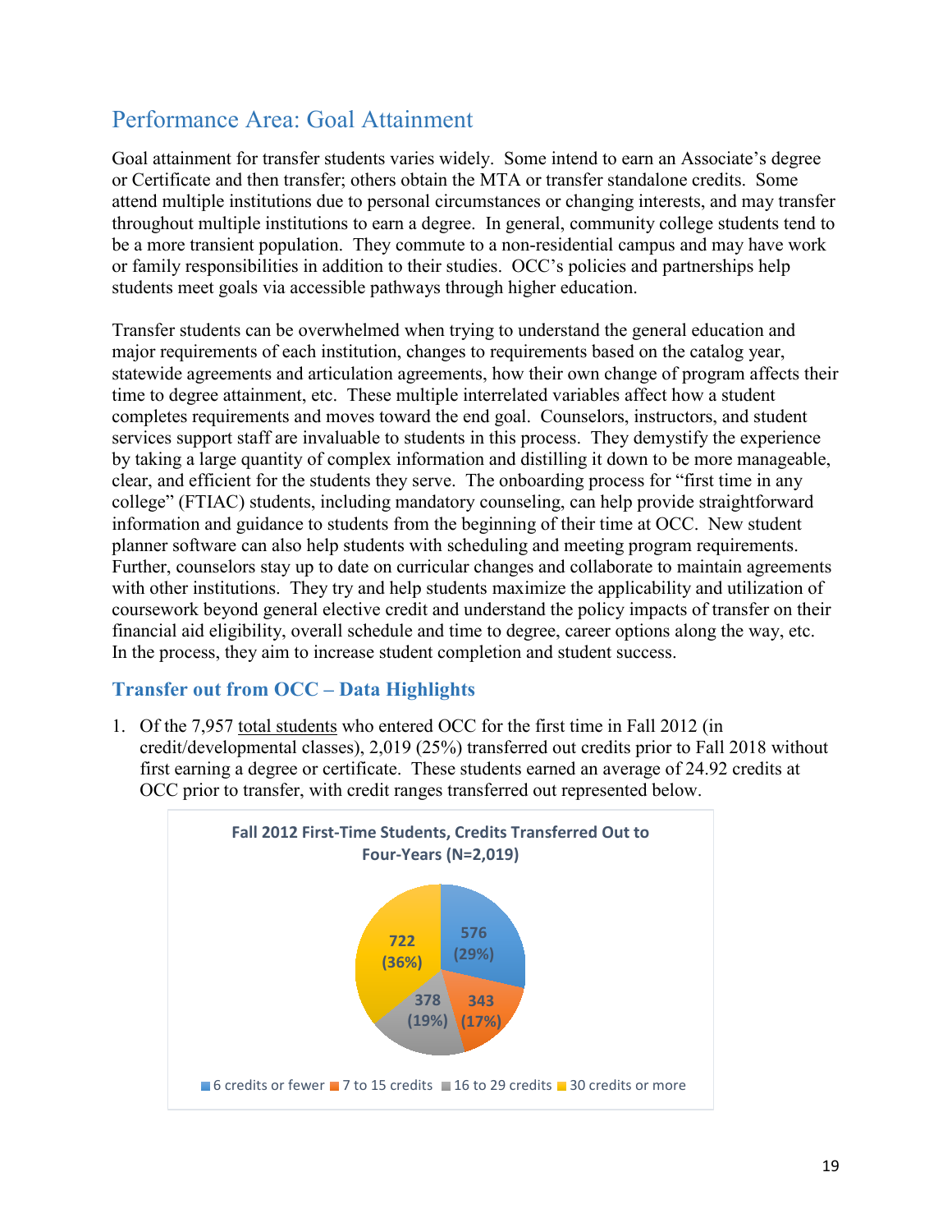## Performance Area: Goal Attainment

Goal attainment for transfer students varies widely. Some intend to earn an Associate's degree or Certificate and then transfer; others obtain the MTA or transfer standalone credits. Some attend multiple institutions due to personal circumstances or changing interests, and may transfer throughout multiple institutions to earn a degree. In general, community college students tend to be a more transient population. They commute to a non-residential campus and may have work or family responsibilities in addition to their studies. OCC's policies and partnerships help students meet goals via accessible pathways through higher education.

Transfer students can be overwhelmed when trying to understand the general education and major requirements of each institution, changes to requirements based on the catalog year, statewide agreements and articulation agreements, how their own change of program affects their time to degree attainment, etc. These multiple interrelated variables affect how a student completes requirements and moves toward the end goal. Counselors, instructors, and student services support staff are invaluable to students in this process. They demystify the experience by taking a large quantity of complex information and distilling it down to be more manageable, clear, and efficient for the students they serve. The onboarding process for "first time in any college" (FTIAC) students, including mandatory counseling, can help provide straightforward information and guidance to students from the beginning of their time at OCC. New student planner software can also help students with scheduling and meeting program requirements. Further, counselors stay up to date on curricular changes and collaborate to maintain agreements with other institutions. They try and help students maximize the applicability and utilization of coursework beyond general elective credit and understand the policy impacts of transfer on their financial aid eligibility, overall schedule and time to degree, career options along the way, etc. In the process, they aim to increase student completion and student success.

### Transfer out from OCC – Data Highlights

1. Of the 7,957 total students who entered OCC for the first time in Fall 2012 (in credit/developmental classes), 2,019 (25%) transferred out credits prior to Fall 2018 without first earning a degree or certificate. These students earned an average of 24.92 credits at OCC prior to transfer, with credit ranges transferred out represented below.

**Fall 2012 First-Time Students, Credits Transferred Out to Four-Years (N=2,019)**

| Credits | Students | Percent |
|---|---|---|
| 6 credits or fewer | 576 | 29% |
| 7 to 15 credits | 343 | 17% |
| 16 to 29 credits | 378 | 19% |
| 30 credits or more | 722 | 36% |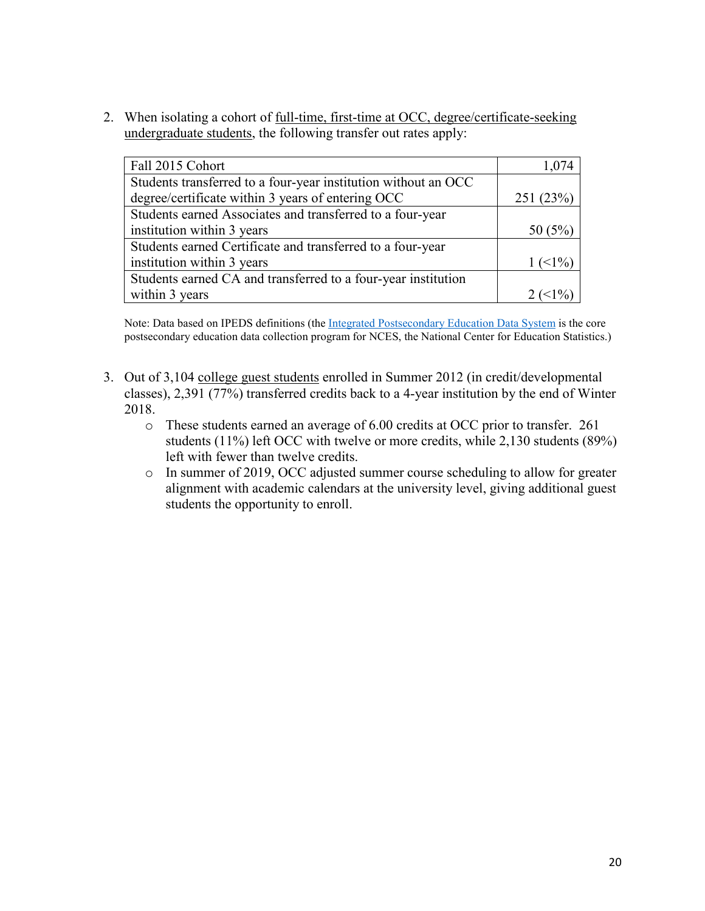2. When isolating a cohort of full-time, first-time at OCC, degree/certificate-seeking undergraduate students, the following transfer out rates apply:

| Fall 2015 Cohort | 1,074 |
|---|---|
| Students transferred to a four-year institution without an OCC degree/certificate within 3 years of entering OCC | 251 (23%) |
| Students earned Associates and transferred to a four-year institution within 3 years | 50 (5%) |
| Students earned Certificate and transferred to a four-year institution within 3 years | 1 (<1%) |
| Students earned CA and transferred to a four-year institution within 3 years | 2 (<1%) |

Note: Data based on IPEDS definitions (the Integrated Postsecondary Education Data System is the core postsecondary education data collection program for NCES, the National Center for Education Statistics.)

3. Out of 3,104 college guest students enrolled in Summer 2012 (in credit/developmental classes), 2,391 (77%) transferred credits back to a 4-year institution by the end of Winter 2018.
   - These students earned an average of 6.00 credits at OCC prior to transfer. 261 students (11%) left OCC with twelve or more credits, while 2,130 students (89%) left with fewer than twelve credits.
   - In summer of 2019, OCC adjusted summer course scheduling to allow for greater alignment with academic calendars at the university level, giving additional guest students the opportunity to enroll.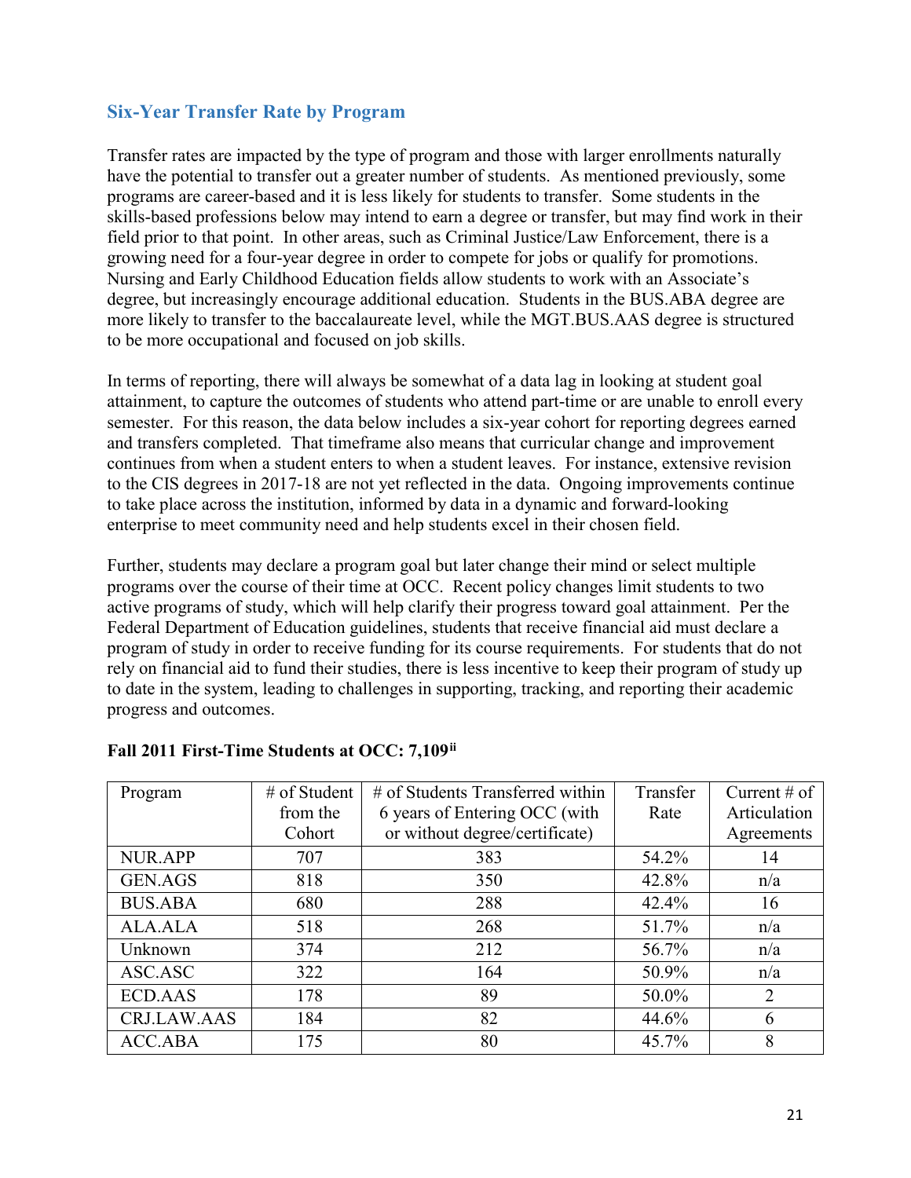## Six-Year Transfer Rate by Program

Transfer rates are impacted by the type of program and those with larger enrollments naturally have the potential to transfer out a greater number of students. As mentioned previously, some programs are career-based and it is less likely for students to transfer. Some students in the skills-based professions below may intend to earn a degree or transfer, but may find work in their field prior to that point. In other areas, such as Criminal Justice/Law Enforcement, there is a growing need for a four-year degree in order to compete for jobs or qualify for promotions. Nursing and Early Childhood Education fields allow students to work with an Associate's degree, but increasingly encourage additional education. Students in the BUS.ABA degree are more likely to transfer to the baccalaureate level, while the MGT.BUS.AAS degree is structured to be more occupational and focused on job skills.

In terms of reporting, there will always be somewhat of a data lag in looking at student goal attainment, to capture the outcomes of students who attend part-time or are unable to enroll every semester. For this reason, the data below includes a six-year cohort for reporting degrees earned and transfers completed. That timeframe also means that curricular change and improvement continues from when a student enters to when a student leaves. For instance, extensive revision to the CIS degrees in 2017-18 are not yet reflected in the data. Ongoing improvements continue to take place across the institution, informed by data in a dynamic and forward-looking enterprise to meet community need and help students excel in their chosen field.

Further, students may declare a program goal but later change their mind or select multiple programs over the course of their time at OCC. Recent policy changes limit students to two active programs of study, which will help clarify their progress toward goal attainment. Per the Federal Department of Education guidelines, students that receive financial aid must declare a program of study in order to receive funding for its course requirements. For students that do not rely on financial aid to fund their studies, there is less incentive to keep their program of study up to date in the system, leading to challenges in supporting, tracking, and reporting their academic progress and outcomes.

**Fall 2011 First-Time Students at OCC: 7,109[ii]**

| Program | # of Student from the Cohort | # of Students Transferred within 6 years of Entering OCC (with or without degree/certificate) | Transfer Rate | Current # of Articulation Agreements |
|---|---|---|---|---|
| NUR.APP | 707 | 383 | 54.2% | 14 |
| GEN.AGS | 818 | 350 | 42.8% | n/a |
| BUS.ABA | 680 | 288 | 42.4% | 16 |
| ALA.ALA | 518 | 268 | 51.7% | n/a |
| Unknown | 374 | 212 | 56.7% | n/a |
| ASC.ASC | 322 | 164 | 50.9% | n/a |
| ECD.AAS | 178 | 89 | 50.0% | 2 |
| CRJ.LAW.AAS | 184 | 82 | 44.6% | 6 |
| ACC.ABA | 175 | 80 | 45.7% | 8 |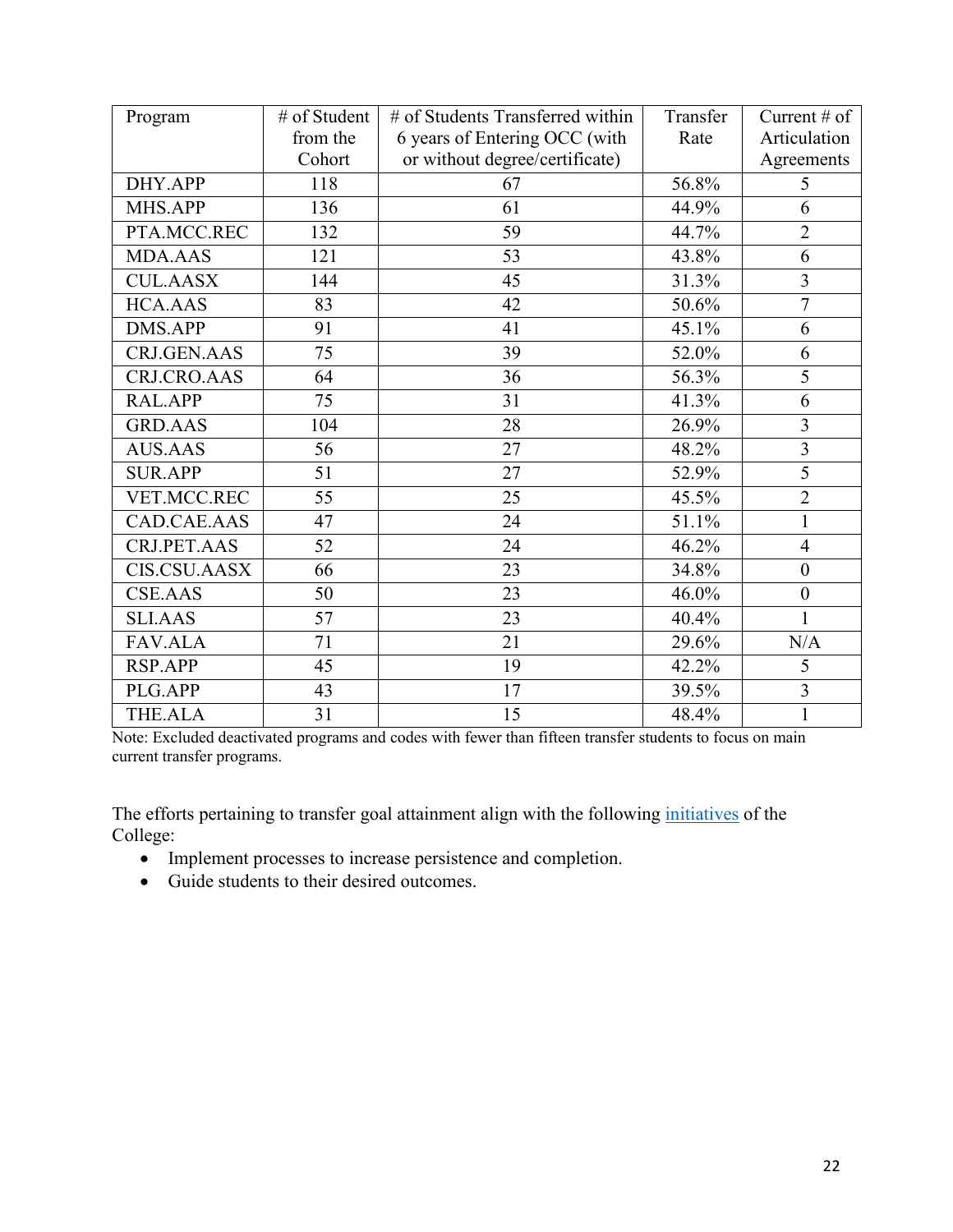| Program | # of Student from the Cohort | # of Students Transferred within 6 years of Entering OCC (with or without degree/certificate) | Transfer Rate | Current # of Articulation Agreements |
|---|---|---|---|---|
| DHY.APP | 118 | 67 | 56.8% | 5 |
| MHS.APP | 136 | 61 | 44.9% | 6 |
| PTA.MCC.REC | 132 | 59 | 44.7% | 2 |
| MDA.AAS | 121 | 53 | 43.8% | 6 |
| CUL.AASX | 144 | 45 | 31.3% | 3 |
| HCA.AAS | 83 | 42 | 50.6% | 7 |
| DMS.APP | 91 | 41 | 45.1% | 6 |
| CRJ.GEN.AAS | 75 | 39 | 52.0% | 6 |
| CRJ.CRO.AAS | 64 | 36 | 56.3% | 5 |
| RAL.APP | 75 | 31 | 41.3% | 6 |
| GRD.AAS | 104 | 28 | 26.9% | 3 |
| AUS.AAS | 56 | 27 | 48.2% | 3 |
| SUR.APP | 51 | 27 | 52.9% | 5 |
| VET.MCC.REC | 55 | 25 | 45.5% | 2 |
| CAD.CAE.AAS | 47 | 24 | 51.1% | 1 |
| CRJ.PET.AAS | 52 | 24 | 46.2% | 4 |
| CIS.CSU.AASX | 66 | 23 | 34.8% | 0 |
| CSE.AAS | 50 | 23 | 46.0% | 0 |
| SLI.AAS | 57 | 23 | 40.4% | 1 |
| FAV.ALA | 71 | 21 | 29.6% | N/A |
| RSP.APP | 45 | 19 | 42.2% | 5 |
| PLG.APP | 43 | 17 | 39.5% | 3 |
| THE.ALA | 31 | 15 | 48.4% | 1 |

Note: Excluded deactivated programs and codes with fewer than fifteen transfer students to focus on main current transfer programs.

The efforts pertaining to transfer goal attainment align with the following initiatives of the College:

- Implement processes to increase persistence and completion.
- Guide students to their desired outcomes.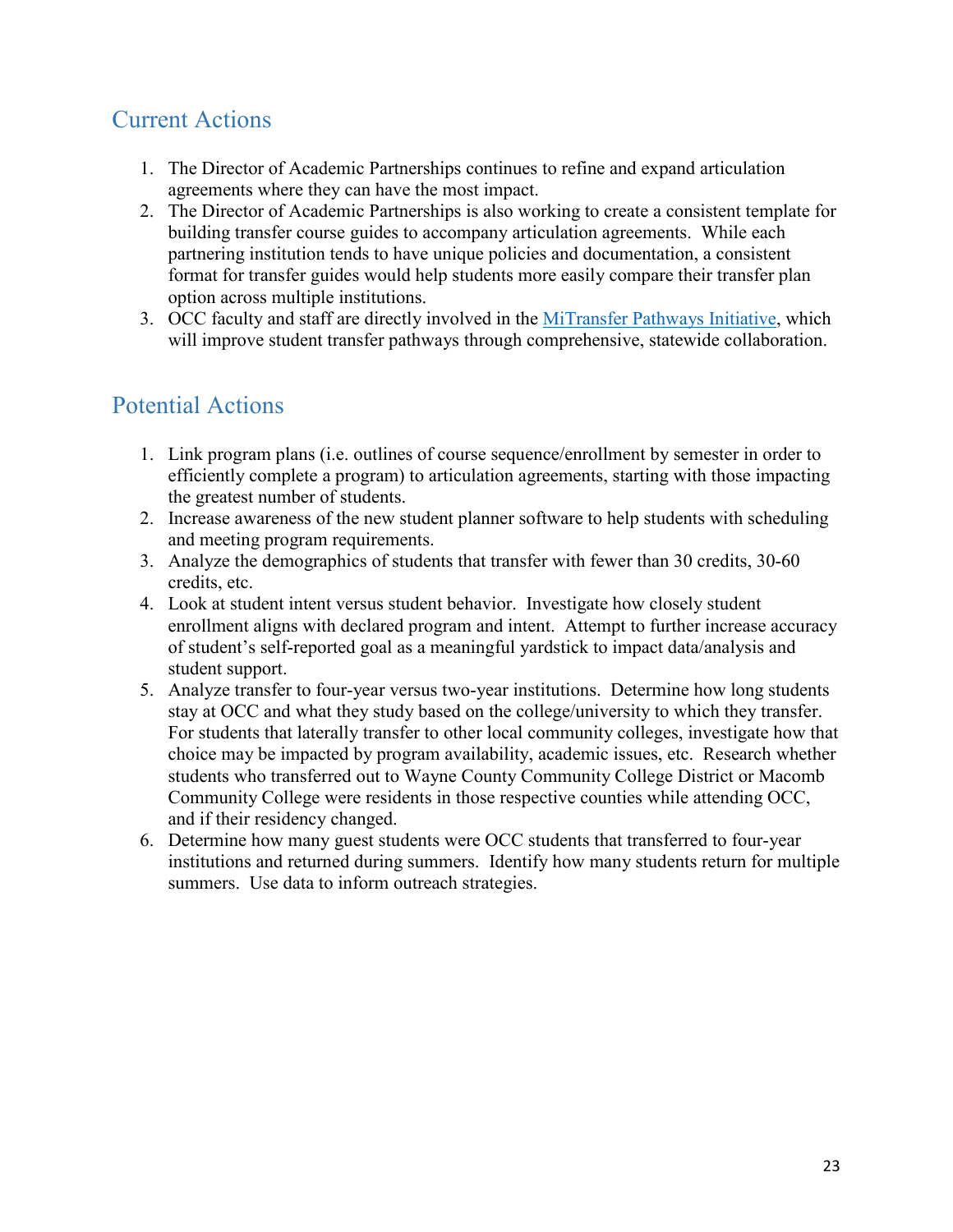## Current Actions

1. The Director of Academic Partnerships continues to refine and expand articulation agreements where they can have the most impact.
2. The Director of Academic Partnerships is also working to create a consistent template for building transfer course guides to accompany articulation agreements. While each partnering institution tends to have unique policies and documentation, a consistent format for transfer guides would help students more easily compare their transfer plan option across multiple institutions.
3. OCC faculty and staff are directly involved in the MiTransfer Pathways Initiative, which will improve student transfer pathways through comprehensive, statewide collaboration.

## Potential Actions

1. Link program plans (i.e. outlines of course sequence/enrollment by semester in order to efficiently complete a program) to articulation agreements, starting with those impacting the greatest number of students.
2. Increase awareness of the new student planner software to help students with scheduling and meeting program requirements.
3. Analyze the demographics of students that transfer with fewer than 30 credits, 30-60 credits, etc.
4. Look at student intent versus student behavior. Investigate how closely student enrollment aligns with declared program and intent. Attempt to further increase accuracy of student's self-reported goal as a meaningful yardstick to impact data/analysis and student support.
5. Analyze transfer to four-year versus two-year institutions. Determine how long students stay at OCC and what they study based on the college/university to which they transfer. For students that laterally transfer to other local community colleges, investigate how that choice may be impacted by program availability, academic issues, etc. Research whether students who transferred out to Wayne County Community College District or Macomb Community College were residents in those respective counties while attending OCC, and if their residency changed.
6. Determine how many guest students were OCC students that transferred to four-year institutions and returned during summers. Identify how many students return for multiple summers. Use data to inform outreach strategies.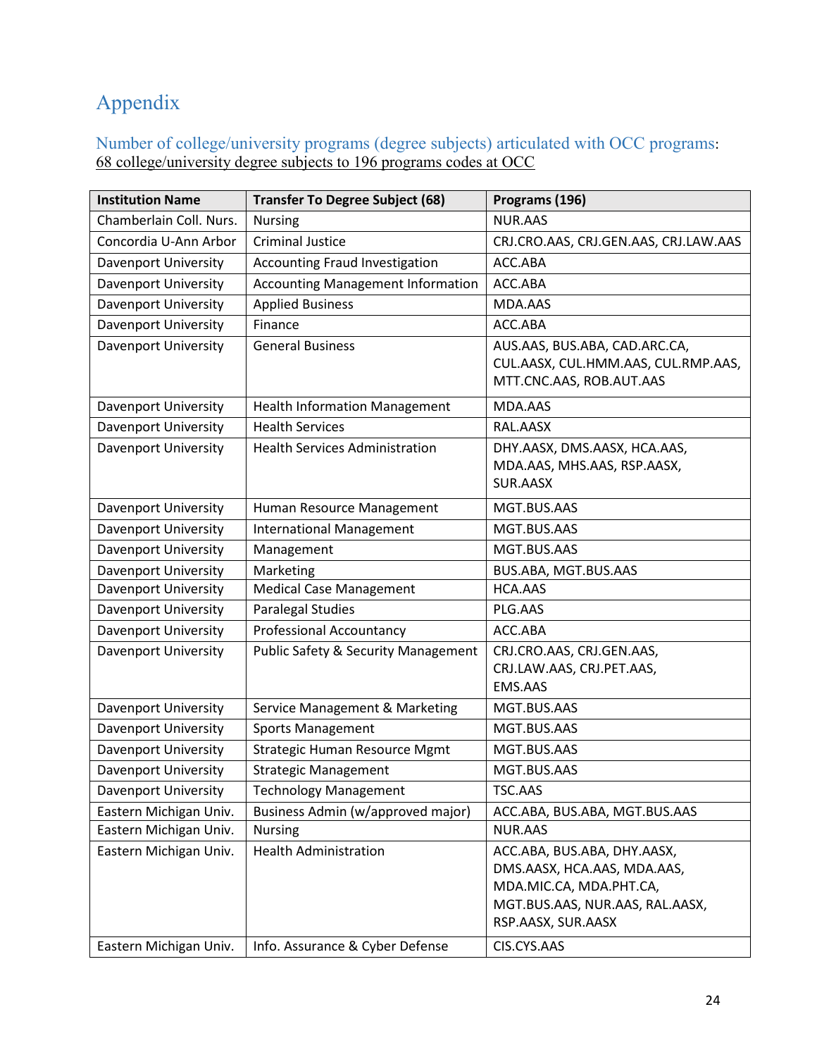# Appendix

## Number of college/university programs (degree subjects) articulated with OCC programs:

<u>68 college/university degree subjects to 196 programs codes at OCC</u>

| Institution Name | Transfer To Degree Subject (68) | Programs (196) |
|---|---|---|
| Chamberlain Coll. Nurs. | Nursing | NUR.AAS |
| Concordia U-Ann Arbor | Criminal Justice | CRJ.CRO.AAS, CRJ.GEN.AAS, CRJ.LAW.AAS |
| Davenport University | Accounting Fraud Investigation | ACC.ABA |
| Davenport University | Accounting Management Information | ACC.ABA |
| Davenport University | Applied Business | MDA.AAS |
| Davenport University | Finance | ACC.ABA |
| Davenport University | General Business | AUS.AAS, BUS.ABA, CAD.ARC.CA, CUL.AASX, CUL.HMM.AAS, CUL.RMP.AAS, MTT.CNC.AAS, ROB.AUT.AAS |
| Davenport University | Health Information Management | MDA.AAS |
| Davenport University | Health Services | RAL.AASX |
| Davenport University | Health Services Administration | DHY.AASX, DMS.AASX, HCA.AAS, MDA.AAS, MHS.AAS, RSP.AASX, SUR.AASX |
| Davenport University | Human Resource Management | MGT.BUS.AAS |
| Davenport University | International Management | MGT.BUS.AAS |
| Davenport University | Management | MGT.BUS.AAS |
| Davenport University | Marketing | BUS.ABA, MGT.BUS.AAS |
| Davenport University | Medical Case Management | HCA.AAS |
| Davenport University | Paralegal Studies | PLG.AAS |
| Davenport University | Professional Accountancy | ACC.ABA |
| Davenport University | Public Safety & Security Management | CRJ.CRO.AAS, CRJ.GEN.AAS, CRJ.LAW.AAS, CRJ.PET.AAS, EMS.AAS |
| Davenport University | Service Management & Marketing | MGT.BUS.AAS |
| Davenport University | Sports Management | MGT.BUS.AAS |
| Davenport University | Strategic Human Resource Mgmt | MGT.BUS.AAS |
| Davenport University | Strategic Management | MGT.BUS.AAS |
| Davenport University | Technology Management | TSC.AAS |
| Eastern Michigan Univ. | Business Admin (w/approved major) | ACC.ABA, BUS.ABA, MGT.BUS.AAS |
| Eastern Michigan Univ. | Nursing | NUR.AAS |
| Eastern Michigan Univ. | Health Administration | ACC.ABA, BUS.ABA, DHY.AASX, DMS.AASX, HCA.AAS, MDA.AAS, MDA.MIC.CA, MDA.PHT.CA, MGT.BUS.AAS, NUR.AAS, RAL.AASX, RSP.AASX, SUR.AASX |
| Eastern Michigan Univ. | Info. Assurance & Cyber Defense | CIS.CYS.AAS |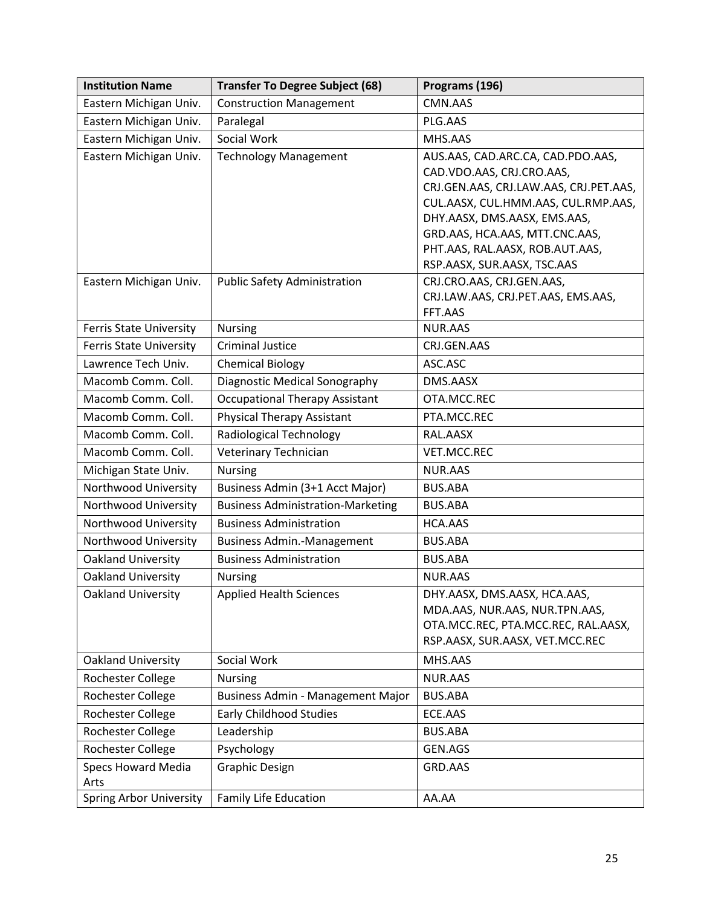| Institution Name | Transfer To Degree Subject (68) | Programs (196) |
|---|---|---|
| Eastern Michigan Univ. | Construction Management | CMN.AAS |
| Eastern Michigan Univ. | Paralegal | PLG.AAS |
| Eastern Michigan Univ. | Social Work | MHS.AAS |
| Eastern Michigan Univ. | Technology Management | AUS.AAS, CAD.ARC.CA, CAD.PDO.AAS, CAD.VDO.AAS, CRJ.CRO.AAS, CRJ.GEN.AAS, CRJ.LAW.AAS, CRJ.PET.AAS, CUL.AASX, CUL.HMM.AAS, CUL.RMP.AAS, DHY.AASX, DMS.AASX, EMS.AAS, GRD.AAS, HCA.AAS, MTT.CNC.AAS, PHT.AAS, RAL.AASX, ROB.AUT.AAS, RSP.AASX, SUR.AASX, TSC.AAS |
| Eastern Michigan Univ. | Public Safety Administration | CRJ.CRO.AAS, CRJ.GEN.AAS, CRJ.LAW.AAS, CRJ.PET.AAS, EMS.AAS, FFT.AAS |
| Ferris State University | Nursing | NUR.AAS |
| Ferris State University | Criminal Justice | CRJ.GEN.AAS |
| Lawrence Tech Univ. | Chemical Biology | ASC.ASC |
| Macomb Comm. Coll. | Diagnostic Medical Sonography | DMS.AASX |
| Macomb Comm. Coll. | Occupational Therapy Assistant | OTA.MCC.REC |
| Macomb Comm. Coll. | Physical Therapy Assistant | PTA.MCC.REC |
| Macomb Comm. Coll. | Radiological Technology | RAL.AASX |
| Macomb Comm. Coll. | Veterinary Technician | VET.MCC.REC |
| Michigan State Univ. | Nursing | NUR.AAS |
| Northwood University | Business Admin (3+1 Acct Major) | BUS.ABA |
| Northwood University | Business Administration-Marketing | BUS.ABA |
| Northwood University | Business Administration | HCA.AAS |
| Northwood University | Business Admin.-Management | BUS.ABA |
| Oakland University | Business Administration | BUS.ABA |
| Oakland University | Nursing | NUR.AAS |
| Oakland University | Applied Health Sciences | DHY.AASX, DMS.AASX, HCA.AAS, MDA.AAS, NUR.AAS, NUR.TPN.AAS, OTA.MCC.REC, PTA.MCC.REC, RAL.AASX, RSP.AASX, SUR.AASX, VET.MCC.REC |
| Oakland University | Social Work | MHS.AAS |
| Rochester College | Nursing | NUR.AAS |
| Rochester College | Business Admin - Management Major | BUS.ABA |
| Rochester College | Early Childhood Studies | ECE.AAS |
| Rochester College | Leadership | BUS.ABA |
| Rochester College | Psychology | GEN.AGS |
| Specs Howard Media Arts | Graphic Design | GRD.AAS |
| Spring Arbor University | Family Life Education | AA.AA |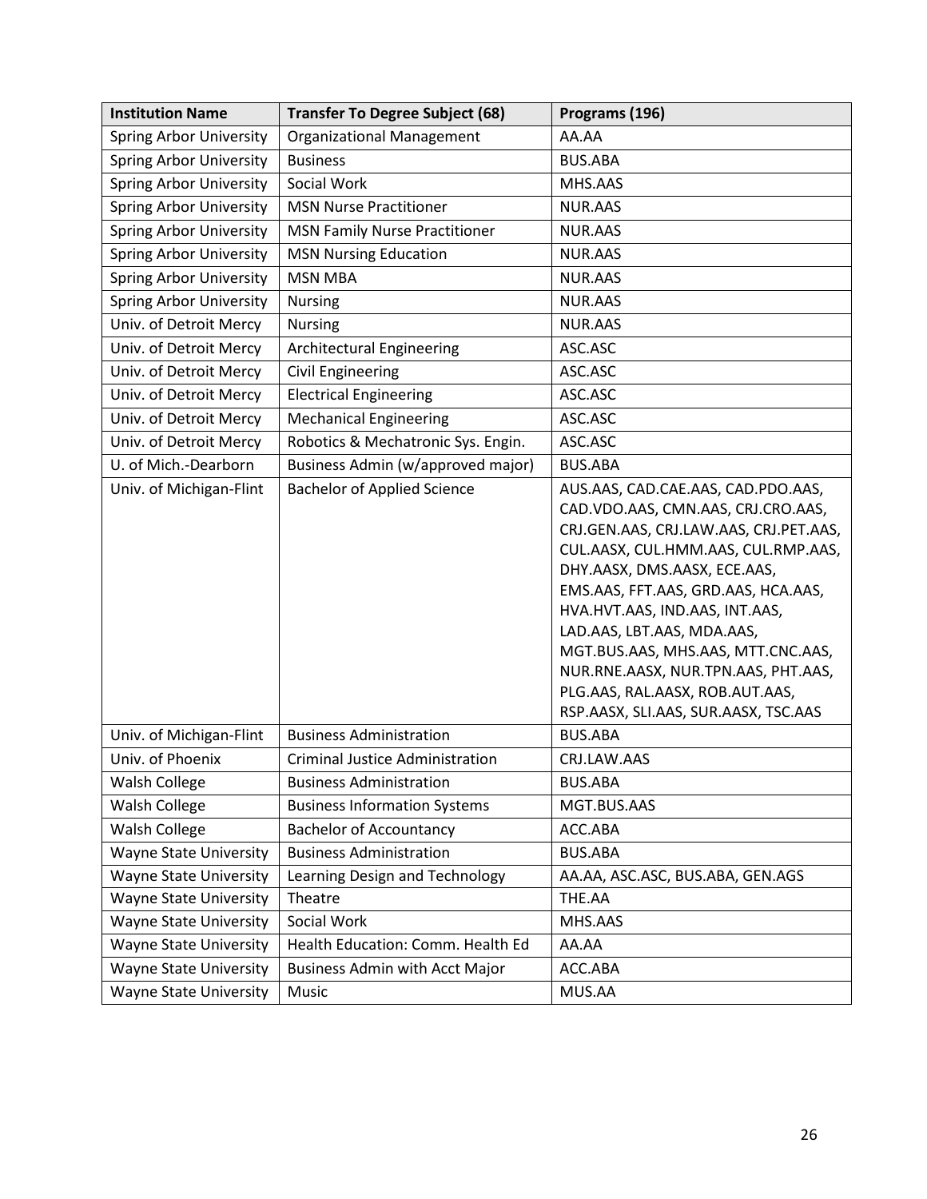| Institution Name | Transfer To Degree Subject (68) | Programs (196) |
|---|---|---|
| Spring Arbor University | Organizational Management | AA.AA |
| Spring Arbor University | Business | BUS.ABA |
| Spring Arbor University | Social Work | MHS.AAS |
| Spring Arbor University | MSN Nurse Practitioner | NUR.AAS |
| Spring Arbor University | MSN Family Nurse Practitioner | NUR.AAS |
| Spring Arbor University | MSN Nursing Education | NUR.AAS |
| Spring Arbor University | MSN MBA | NUR.AAS |
| Spring Arbor University | Nursing | NUR.AAS |
| Univ. of Detroit Mercy | Nursing | NUR.AAS |
| Univ. of Detroit Mercy | Architectural Engineering | ASC.ASC |
| Univ. of Detroit Mercy | Civil Engineering | ASC.ASC |
| Univ. of Detroit Mercy | Electrical Engineering | ASC.ASC |
| Univ. of Detroit Mercy | Mechanical Engineering | ASC.ASC |
| Univ. of Detroit Mercy | Robotics & Mechatronic Sys. Engin. | ASC.ASC |
| U. of Mich.-Dearborn | Business Admin (w/approved major) | BUS.ABA |
| Univ. of Michigan-Flint | Bachelor of Applied Science | AUS.AAS, CAD.CAE.AAS, CAD.PDO.AAS, CAD.VDO.AAS, CMN.AAS, CRJ.CRO.AAS, CRJ.GEN.AAS, CRJ.LAW.AAS, CRJ.PET.AAS, CUL.AASX, CUL.HMM.AAS, CUL.RMP.AAS, DHY.AASX, DMS.AASX, ECE.AAS, EMS.AAS, FFT.AAS, GRD.AAS, HCA.AAS, HVA.HVT.AAS, IND.AAS, INT.AAS, LAD.AAS, LBT.AAS, MDA.AAS, MGT.BUS.AAS, MHS.AAS, MTT.CNC.AAS, NUR.RNE.AASX, NUR.TPN.AAS, PHT.AAS, PLG.AAS, RAL.AASX, ROB.AUT.AAS, RSP.AASX, SLI.AAS, SUR.AASX, TSC.AAS |
| Univ. of Michigan-Flint | Business Administration | BUS.ABA |
| Univ. of Phoenix | Criminal Justice Administration | CRJ.LAW.AAS |
| Walsh College | Business Administration | BUS.ABA |
| Walsh College | Business Information Systems | MGT.BUS.AAS |
| Walsh College | Bachelor of Accountancy | ACC.ABA |
| Wayne State University | Business Administration | BUS.ABA |
| Wayne State University | Learning Design and Technology | AA.AA, ASC.ASC, BUS.ABA, GEN.AGS |
| Wayne State University | Theatre | THE.AA |
| Wayne State University | Social Work | MHS.AAS |
| Wayne State University | Health Education: Comm. Health Ed | AA.AA |
| Wayne State University | Business Admin with Acct Major | ACC.ABA |
| Wayne State University | Music | MUS.AA |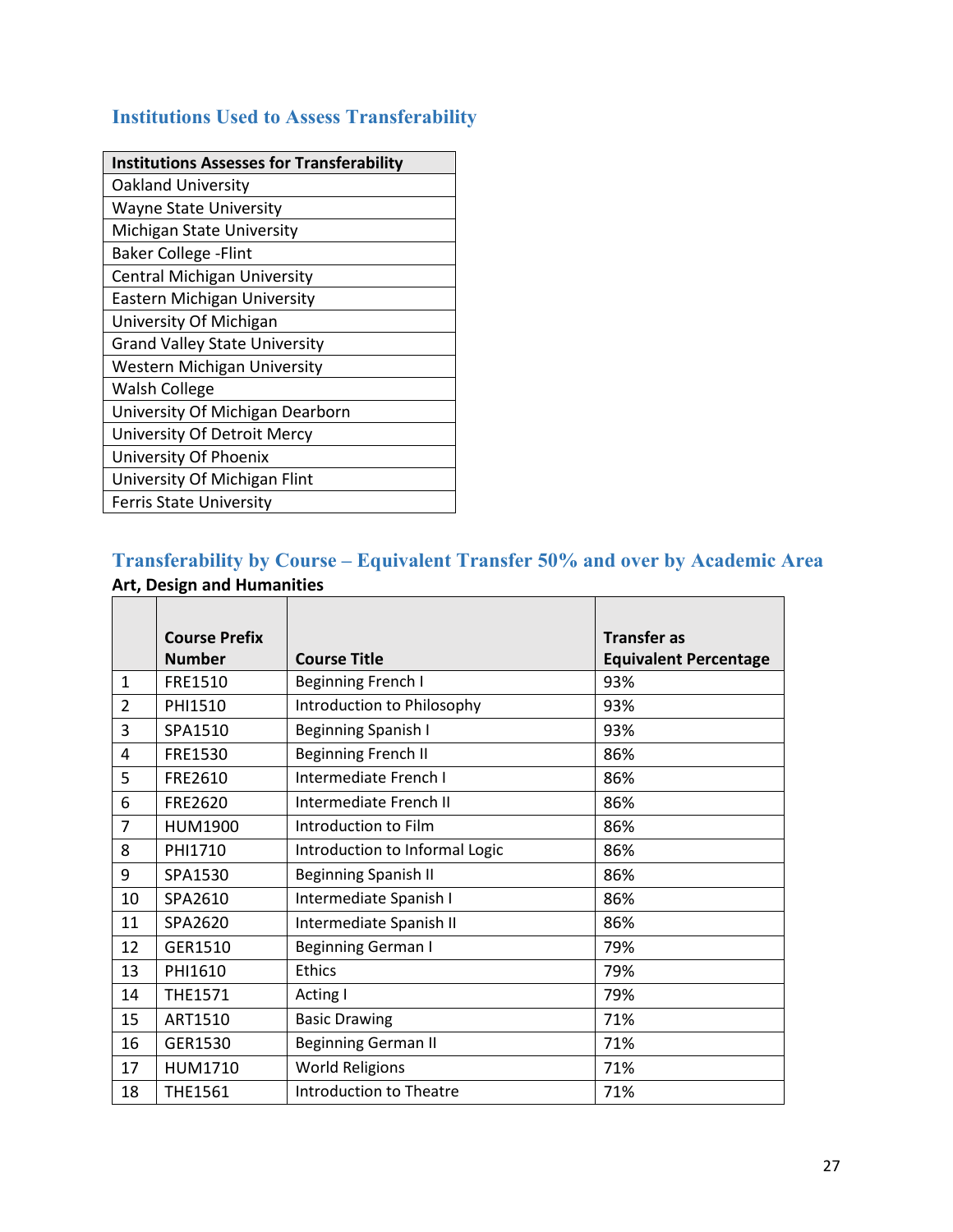## Institutions Used to Assess Transferability

| Institutions Assesses for Transferability |
|---|
| Oakland University |
| Wayne State University |
| Michigan State University |
| Baker College -Flint |
| Central Michigan University |
| Eastern Michigan University |
| University Of Michigan |
| Grand Valley State University |
| Western Michigan University |
| Walsh College |
| University Of Michigan Dearborn |
| University Of Detroit Mercy |
| University Of Phoenix |
| University Of Michigan Flint |
| Ferris State University |

## Transferability by Course – Equivalent Transfer 50% and over by Academic Area

**Art, Design and Humanities**

| | Course Prefix Number | Course Title | Transfer as Equivalent Percentage |
|---|---|---|---|
| 1 | FRE1510 | Beginning French I | 93% |
| 2 | PHI1510 | Introduction to Philosophy | 93% |
| 3 | SPA1510 | Beginning Spanish I | 93% |
| 4 | FRE1530 | Beginning French II | 86% |
| 5 | FRE2610 | Intermediate French I | 86% |
| 6 | FRE2620 | Intermediate French II | 86% |
| 7 | HUM1900 | Introduction to Film | 86% |
| 8 | PHI1710 | Introduction to Informal Logic | 86% |
| 9 | SPA1530 | Beginning Spanish II | 86% |
| 10 | SPA2610 | Intermediate Spanish I | 86% |
| 11 | SPA2620 | Intermediate Spanish II | 86% |
| 12 | GER1510 | Beginning German I | 79% |
| 13 | PHI1610 | Ethics | 79% |
| 14 | THE1571 | Acting I | 79% |
| 15 | ART1510 | Basic Drawing | 71% |
| 16 | GER1530 | Beginning German II | 71% |
| 17 | HUM1710 | World Religions | 71% |
| 18 | THE1561 | Introduction to Theatre | 71% |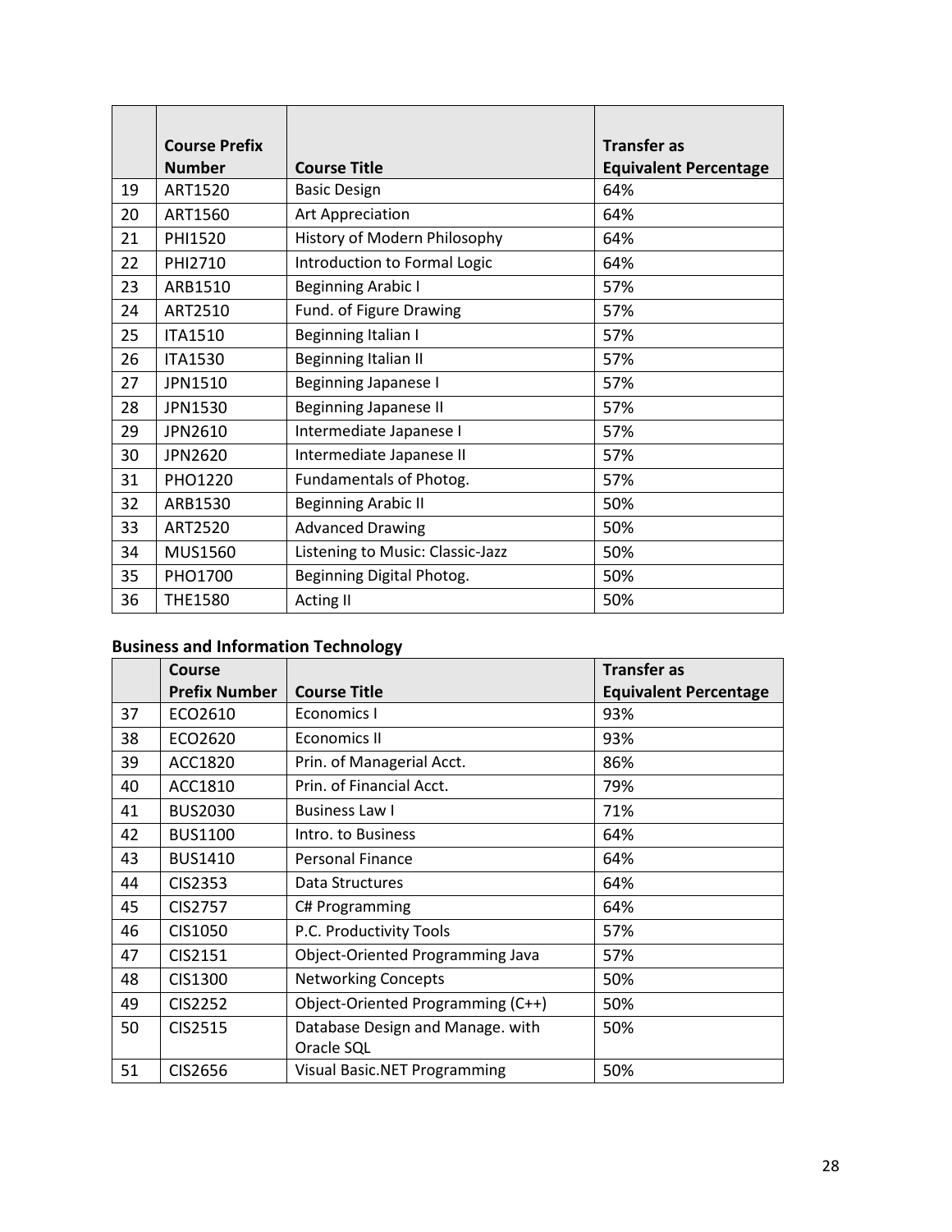| | Course Prefix Number | Course Title | Transfer as Equivalent Percentage |
|---|---|---|---|
| 19 | ART1520 | Basic Design | 64% |
| 20 | ART1560 | Art Appreciation | 64% |
| 21 | PHI1520 | History of Modern Philosophy | 64% |
| 22 | PHI2710 | Introduction to Formal Logic | 64% |
| 23 | ARB1510 | Beginning Arabic I | 57% |
| 24 | ART2510 | Fund. of Figure Drawing | 57% |
| 25 | ITA1510 | Beginning Italian I | 57% |
| 26 | ITA1530 | Beginning Italian II | 57% |
| 27 | JPN1510 | Beginning Japanese I | 57% |
| 28 | JPN1530 | Beginning Japanese II | 57% |
| 29 | JPN2610 | Intermediate Japanese I | 57% |
| 30 | JPN2620 | Intermediate Japanese II | 57% |
| 31 | PHO1220 | Fundamentals of Photog. | 57% |
| 32 | ARB1530 | Beginning Arabic II | 50% |
| 33 | ART2520 | Advanced Drawing | 50% |
| 34 | MUS1560 | Listening to Music: Classic-Jazz | 50% |
| 35 | PHO1700 | Beginning Digital Photog. | 50% |
| 36 | THE1580 | Acting II | 50% |

**Business and Information Technology**

| | Course Prefix Number | Course Title | Transfer as Equivalent Percentage |
|---|---|---|---|
| 37 | ECO2610 | Economics I | 93% |
| 38 | ECO2620 | Economics II | 93% |
| 39 | ACC1820 | Prin. of Managerial Acct. | 86% |
| 40 | ACC1810 | Prin. of Financial Acct. | 79% |
| 41 | BUS2030 | Business Law I | 71% |
| 42 | BUS1100 | Intro. to Business | 64% |
| 43 | BUS1410 | Personal Finance | 64% |
| 44 | CIS2353 | Data Structures | 64% |
| 45 | CIS2757 | C# Programming | 64% |
| 46 | CIS1050 | P.C. Productivity Tools | 57% |
| 47 | CIS2151 | Object-Oriented Programming Java | 57% |
| 48 | CIS1300 | Networking Concepts | 50% |
| 49 | CIS2252 | Object-Oriented Programming (C++) | 50% |
| 50 | CIS2515 | Database Design and Manage. with Oracle SQL | 50% |
| 51 | CIS2656 | Visual Basic.NET Programming | 50% |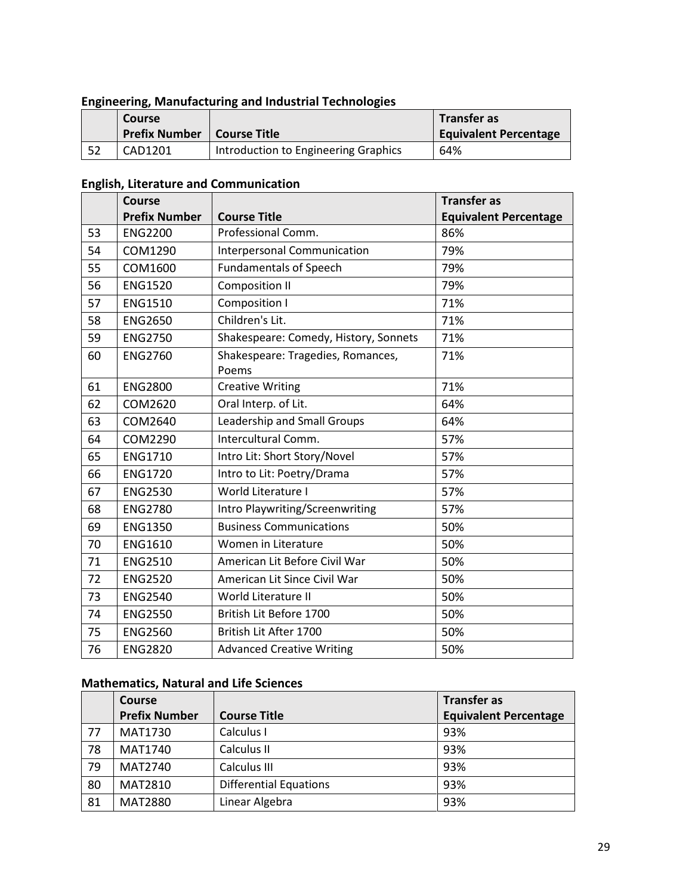### Engineering, Manufacturing and Industrial Technologies

| | Course Prefix Number | Course Title | Transfer as Equivalent Percentage |
|---|---|---|---|
| 52 | CAD1201 | Introduction to Engineering Graphics | 64% |

### English, Literature and Communication

| | Course Prefix Number | Course Title | Transfer as Equivalent Percentage |
|---|---|---|---|
| 53 | ENG2200 | Professional Comm. | 86% |
| 54 | COM1290 | Interpersonal Communication | 79% |
| 55 | COM1600 | Fundamentals of Speech | 79% |
| 56 | ENG1520 | Composition II | 79% |
| 57 | ENG1510 | Composition I | 71% |
| 58 | ENG2650 | Children's Lit. | 71% |
| 59 | ENG2750 | Shakespeare: Comedy, History, Sonnets | 71% |
| 60 | ENG2760 | Shakespeare: Tragedies, Romances, Poems | 71% |
| 61 | ENG2800 | Creative Writing | 71% |
| 62 | COM2620 | Oral Interp. of Lit. | 64% |
| 63 | COM2640 | Leadership and Small Groups | 64% |
| 64 | COM2290 | Intercultural Comm. | 57% |
| 65 | ENG1710 | Intro Lit: Short Story/Novel | 57% |
| 66 | ENG1720 | Intro to Lit: Poetry/Drama | 57% |
| 67 | ENG2530 | World Literature I | 57% |
| 68 | ENG2780 | Intro Playwriting/Screenwriting | 57% |
| 69 | ENG1350 | Business Communications | 50% |
| 70 | ENG1610 | Women in Literature | 50% |
| 71 | ENG2510 | American Lit Before Civil War | 50% |
| 72 | ENG2520 | American Lit Since Civil War | 50% |
| 73 | ENG2540 | World Literature II | 50% |
| 74 | ENG2550 | British Lit Before 1700 | 50% |
| 75 | ENG2560 | British Lit After 1700 | 50% |
| 76 | ENG2820 | Advanced Creative Writing | 50% |

### Mathematics, Natural and Life Sciences

| | Course Prefix Number | Course Title | Transfer as Equivalent Percentage |
|---|---|---|---|
| 77 | MAT1730 | Calculus I | 93% |
| 78 | MAT1740 | Calculus II | 93% |
| 79 | MAT2740 | Calculus III | 93% |
| 80 | MAT2810 | Differential Equations | 93% |
| 81 | MAT2880 | Linear Algebra | 93% |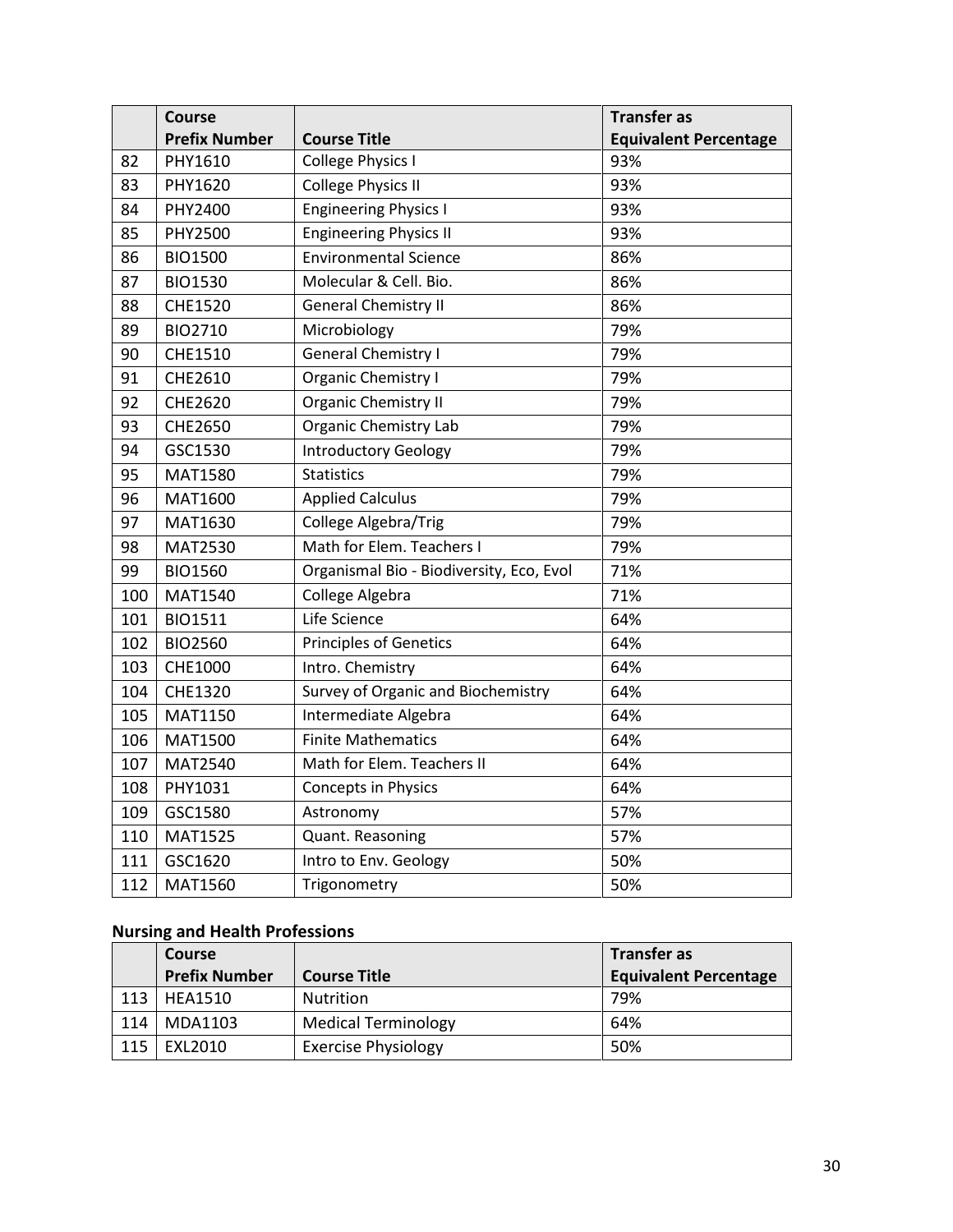| | Course Prefix Number | Course Title | Transfer as Equivalent Percentage |
|---|---|---|---|
| 82 | PHY1610 | College Physics I | 93% |
| 83 | PHY1620 | College Physics II | 93% |
| 84 | PHY2400 | Engineering Physics I | 93% |
| 85 | PHY2500 | Engineering Physics II | 93% |
| 86 | BIO1500 | Environmental Science | 86% |
| 87 | BIO1530 | Molecular & Cell. Bio. | 86% |
| 88 | CHE1520 | General Chemistry II | 86% |
| 89 | BIO2710 | Microbiology | 79% |
| 90 | CHE1510 | General Chemistry I | 79% |
| 91 | CHE2610 | Organic Chemistry I | 79% |
| 92 | CHE2620 | Organic Chemistry II | 79% |
| 93 | CHE2650 | Organic Chemistry Lab | 79% |
| 94 | GSC1530 | Introductory Geology | 79% |
| 95 | MAT1580 | Statistics | 79% |
| 96 | MAT1600 | Applied Calculus | 79% |
| 97 | MAT1630 | College Algebra/Trig | 79% |
| 98 | MAT2530 | Math for Elem. Teachers I | 79% |
| 99 | BIO1560 | Organismal Bio - Biodiversity, Eco, Evol | 71% |
| 100 | MAT1540 | College Algebra | 71% |
| 101 | BIO1511 | Life Science | 64% |
| 102 | BIO2560 | Principles of Genetics | 64% |
| 103 | CHE1000 | Intro. Chemistry | 64% |
| 104 | CHE1320 | Survey of Organic and Biochemistry | 64% |
| 105 | MAT1150 | Intermediate Algebra | 64% |
| 106 | MAT1500 | Finite Mathematics | 64% |
| 107 | MAT2540 | Math for Elem. Teachers II | 64% |
| 108 | PHY1031 | Concepts in Physics | 64% |
| 109 | GSC1580 | Astronomy | 57% |
| 110 | MAT1525 | Quant. Reasoning | 57% |
| 111 | GSC1620 | Intro to Env. Geology | 50% |
| 112 | MAT1560 | Trigonometry | 50% |

### Nursing and Health Professions

| | Course Prefix Number | Course Title | Transfer as Equivalent Percentage |
|---|---|---|---|
| 113 | HEA1510 | Nutrition | 79% |
| 114 | MDA1103 | Medical Terminology | 64% |
| 115 | EXL2010 | Exercise Physiology | 50% |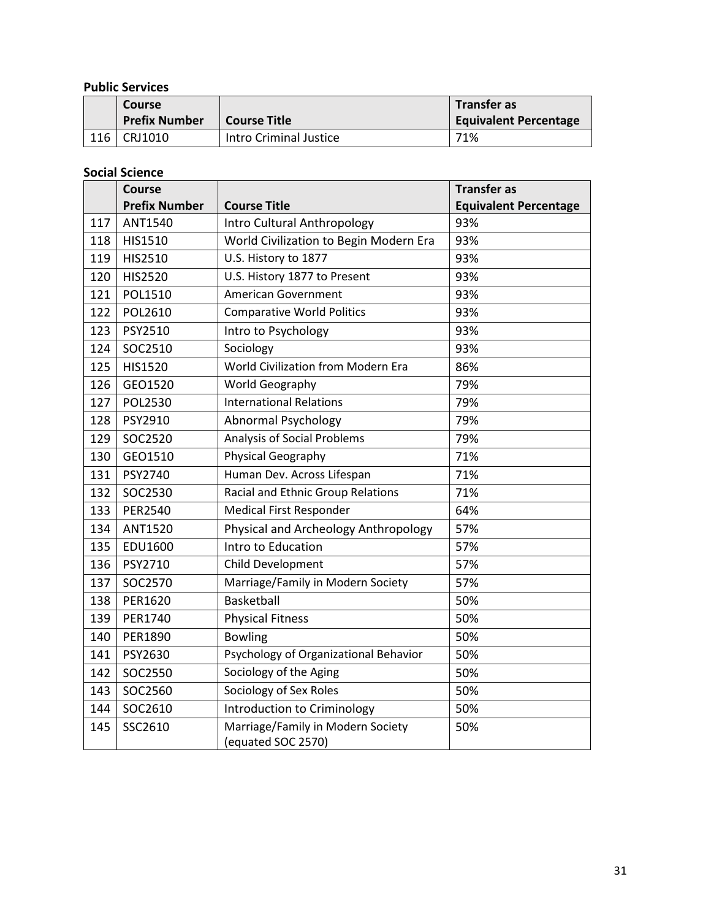**Public Services**

| | Course Prefix Number | Course Title | Transfer as Equivalent Percentage |
|---|---|---|---|
| 116 | CRJ1010 | Intro Criminal Justice | 71% |

**Social Science**

| | Course Prefix Number | Course Title | Transfer as Equivalent Percentage |
|---|---|---|---|
| 117 | ANT1540 | Intro Cultural Anthropology | 93% |
| 118 | HIS1510 | World Civilization to Begin Modern Era | 93% |
| 119 | HIS2510 | U.S. History to 1877 | 93% |
| 120 | HIS2520 | U.S. History 1877 to Present | 93% |
| 121 | POL1510 | American Government | 93% |
| 122 | POL2610 | Comparative World Politics | 93% |
| 123 | PSY2510 | Intro to Psychology | 93% |
| 124 | SOC2510 | Sociology | 93% |
| 125 | HIS1520 | World Civilization from Modern Era | 86% |
| 126 | GEO1520 | World Geography | 79% |
| 127 | POL2530 | International Relations | 79% |
| 128 | PSY2910 | Abnormal Psychology | 79% |
| 129 | SOC2520 | Analysis of Social Problems | 79% |
| 130 | GEO1510 | Physical Geography | 71% |
| 131 | PSY2740 | Human Dev. Across Lifespan | 71% |
| 132 | SOC2530 | Racial and Ethnic Group Relations | 71% |
| 133 | PER2540 | Medical First Responder | 64% |
| 134 | ANT1520 | Physical and Archeology Anthropology | 57% |
| 135 | EDU1600 | Intro to Education | 57% |
| 136 | PSY2710 | Child Development | 57% |
| 137 | SOC2570 | Marriage/Family in Modern Society | 57% |
| 138 | PER1620 | Basketball | 50% |
| 139 | PER1740 | Physical Fitness | 50% |
| 140 | PER1890 | Bowling | 50% |
| 141 | PSY2630 | Psychology of Organizational Behavior | 50% |
| 142 | SOC2550 | Sociology of the Aging | 50% |
| 143 | SOC2560 | Sociology of Sex Roles | 50% |
| 144 | SOC2610 | Introduction to Criminology | 50% |
| 145 | SSC2610 | Marriage/Family in Modern Society (equated SOC 2570) | 50% |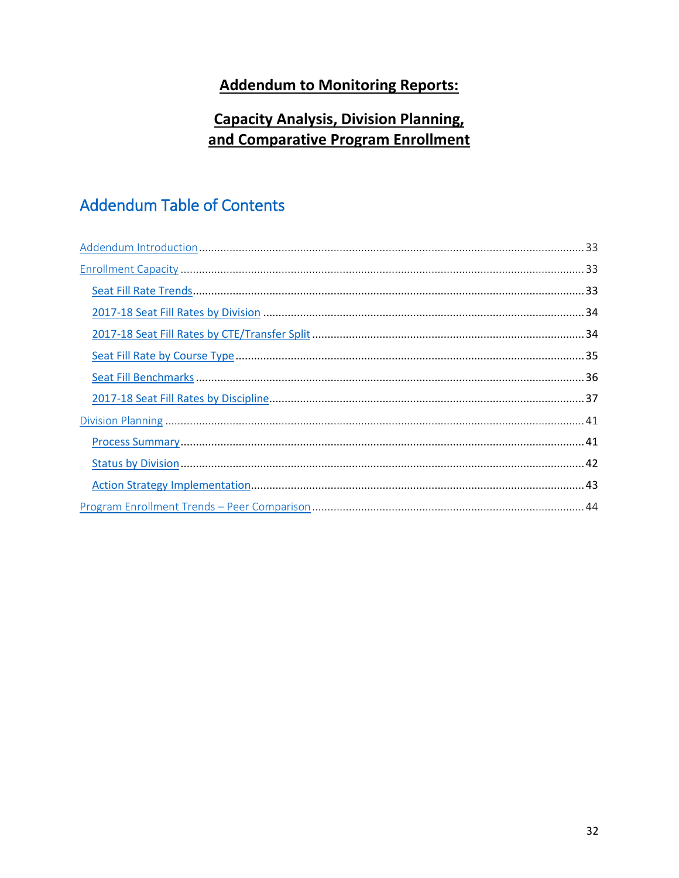# Addendum to Monitoring Reports:

# Capacity Analysis, Division Planning, and Comparative Program Enrollment

## Addendum Table of Contents

Addendum Introduction ............ 33

Enrollment Capacity ............ 33

- Seat Fill Rate Trends ............ 33
- 2017-18 Seat Fill Rates by Division ............ 34
- 2017-18 Seat Fill Rates by CTE/Transfer Split ............ 34
- Seat Fill Rate by Course Type ............ 35
- Seat Fill Benchmarks ............ 36
- 2017-18 Seat Fill Rates by Discipline ............ 37

Division Planning ............ 41

- Process Summary ............ 41
- Status by Division ............ 42
- Action Strategy Implementation ............ 43

Program Enrollment Trends – Peer Comparison ............ 44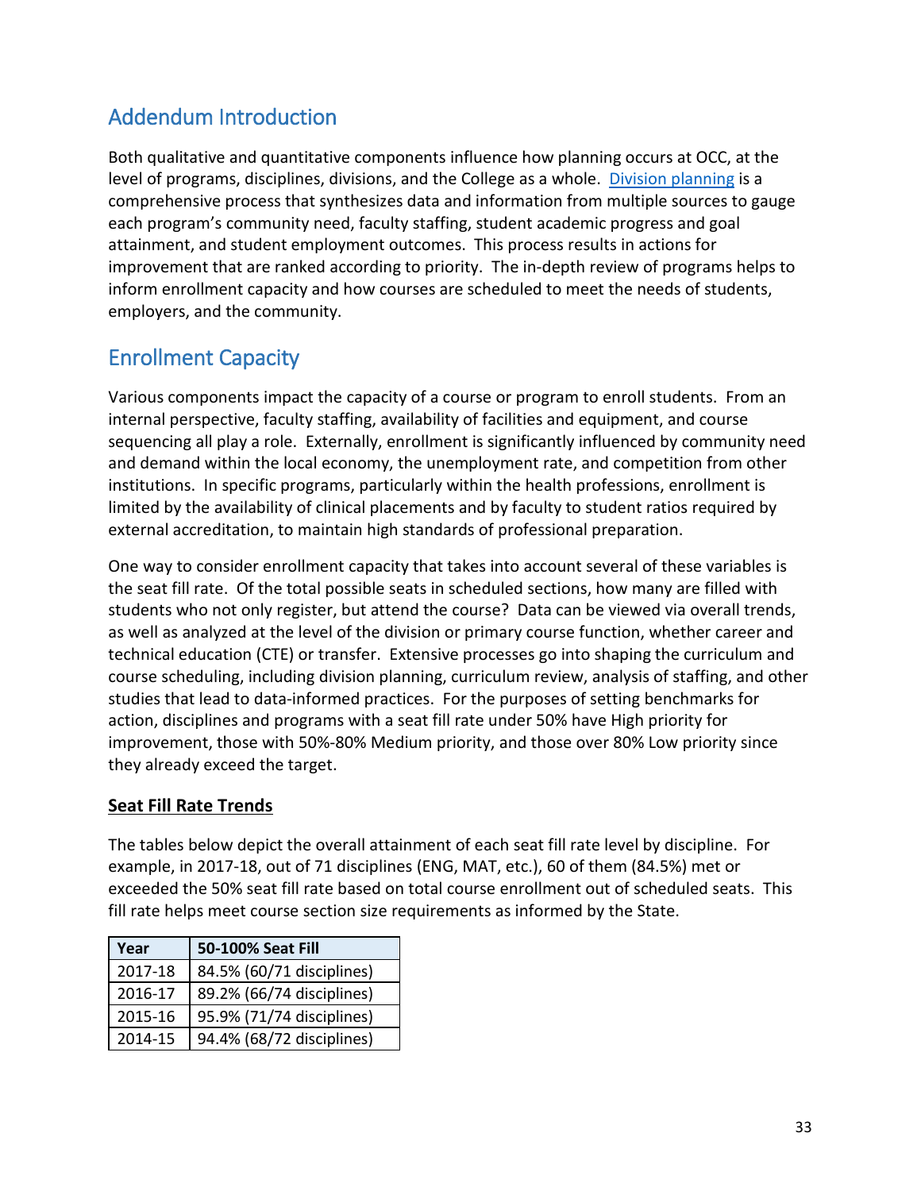## Addendum Introduction

Both qualitative and quantitative components influence how planning occurs at OCC, at the level of programs, disciplines, divisions, and the College as a whole. Division planning is a comprehensive process that synthesizes data and information from multiple sources to gauge each program's community need, faculty staffing, student academic progress and goal attainment, and student employment outcomes. This process results in actions for improvement that are ranked according to priority. The in-depth review of programs helps to inform enrollment capacity and how courses are scheduled to meet the needs of students, employers, and the community.

## Enrollment Capacity

Various components impact the capacity of a course or program to enroll students. From an internal perspective, faculty staffing, availability of facilities and equipment, and course sequencing all play a role. Externally, enrollment is significantly influenced by community need and demand within the local economy, the unemployment rate, and competition from other institutions. In specific programs, particularly within the health professions, enrollment is limited by the availability of clinical placements and by faculty to student ratios required by external accreditation, to maintain high standards of professional preparation.

One way to consider enrollment capacity that takes into account several of these variables is the seat fill rate. Of the total possible seats in scheduled sections, how many are filled with students who not only register, but attend the course? Data can be viewed via overall trends, as well as analyzed at the level of the division or primary course function, whether career and technical education (CTE) or transfer. Extensive processes go into shaping the curriculum and course scheduling, including division planning, curriculum review, analysis of staffing, and other studies that lead to data-informed practices. For the purposes of setting benchmarks for action, disciplines and programs with a seat fill rate under 50% have High priority for improvement, those with 50%-80% Medium priority, and those over 80% Low priority since they already exceed the target.

**Seat Fill Rate Trends**

The tables below depict the overall attainment of each seat fill rate level by discipline. For example, in 2017-18, out of 71 disciplines (ENG, MAT, etc.), 60 of them (84.5%) met or exceeded the 50% seat fill rate based on total course enrollment out of scheduled seats. This fill rate helps meet course section size requirements as informed by the State.

| Year | 50-100% Seat Fill |
|---|---|
| 2017-18 | 84.5% (60/71 disciplines) |
| 2016-17 | 89.2% (66/74 disciplines) |
| 2015-16 | 95.9% (71/74 disciplines) |
| 2014-15 | 94.4% (68/72 disciplines) |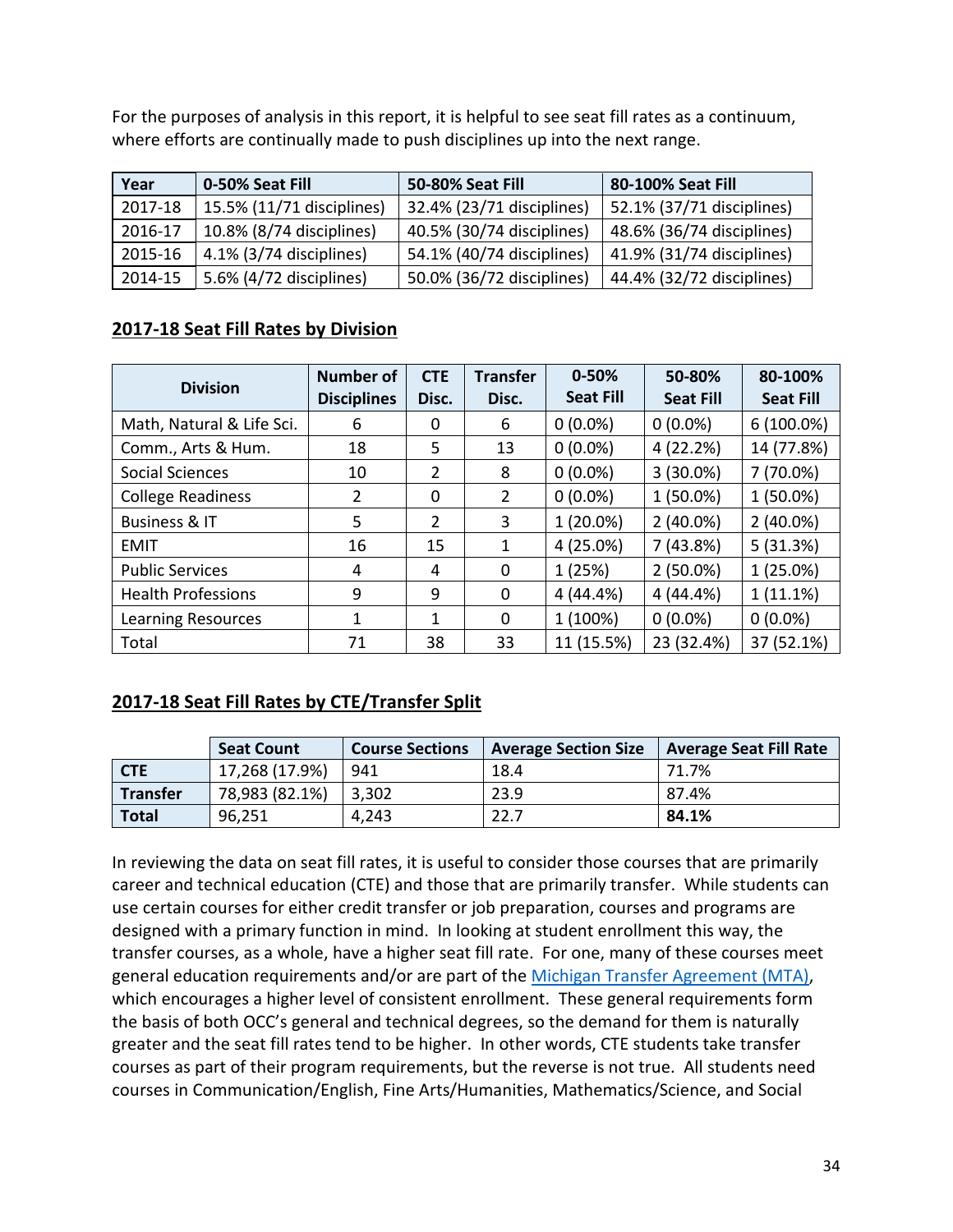For the purposes of analysis in this report, it is helpful to see seat fill rates as a continuum, where efforts are continually made to push disciplines up into the next range.

| Year | 0-50% Seat Fill | 50-80% Seat Fill | 80-100% Seat Fill |
|---|---|---|---|
| 2017-18 | 15.5% (11/71 disciplines) | 32.4% (23/71 disciplines) | 52.1% (37/71 disciplines) |
| 2016-17 | 10.8% (8/74 disciplines) | 40.5% (30/74 disciplines) | 48.6% (36/74 disciplines) |
| 2015-16 | 4.1% (3/74 disciplines) | 54.1% (40/74 disciplines) | 41.9% (31/74 disciplines) |
| 2014-15 | 5.6% (4/72 disciplines) | 50.0% (36/72 disciplines) | 44.4% (32/72 disciplines) |

## 2017-18 Seat Fill Rates by Division

| Division | Number of Disciplines | CTE Disc. | Transfer Disc. | 0-50% Seat Fill | 50-80% Seat Fill | 80-100% Seat Fill |
|---|---|---|---|---|---|---|
| Math, Natural & Life Sci. | 6 | 0 | 6 | 0 (0.0%) | 0 (0.0%) | 6 (100.0%) |
| Comm., Arts & Hum. | 18 | 5 | 13 | 0 (0.0%) | 4 (22.2%) | 14 (77.8%) |
| Social Sciences | 10 | 2 | 8 | 0 (0.0%) | 3 (30.0%) | 7 (70.0%) |
| College Readiness | 2 | 0 | 2 | 0 (0.0%) | 1 (50.0%) | 1 (50.0%) |
| Business & IT | 5 | 2 | 3 | 1 (20.0%) | 2 (40.0%) | 2 (40.0%) |
| EMIT | 16 | 15 | 1 | 4 (25.0%) | 7 (43.8%) | 5 (31.3%) |
| Public Services | 4 | 4 | 0 | 1 (25%) | 2 (50.0%) | 1 (25.0%) |
| Health Professions | 9 | 9 | 0 | 4 (44.4%) | 4 (44.4%) | 1 (11.1%) |
| Learning Resources | 1 | 1 | 0 | 1 (100%) | 0 (0.0%) | 0 (0.0%) |
| Total | 71 | 38 | 33 | 11 (15.5%) | 23 (32.4%) | 37 (52.1%) |

## 2017-18 Seat Fill Rates by CTE/Transfer Split

| | Seat Count | Course Sections | Average Section Size | Average Seat Fill Rate |
|---|---|---|---|---|
| **CTE** | 17,268 (17.9%) | 941 | 18.4 | 71.7% |
| **Transfer** | 78,983 (82.1%) | 3,302 | 23.9 | 87.4% |
| **Total** | 96,251 | 4,243 | 22.7 | **84.1%** |

In reviewing the data on seat fill rates, it is useful to consider those courses that are primarily career and technical education (CTE) and those that are primarily transfer. While students can use certain courses for either credit transfer or job preparation, courses and programs are designed with a primary function in mind. In looking at student enrollment this way, the transfer courses, as a whole, have a higher seat fill rate. For one, many of these courses meet general education requirements and/or are part of the Michigan Transfer Agreement (MTA), which encourages a higher level of consistent enrollment. These general requirements form the basis of both OCC's general and technical degrees, so the demand for them is naturally greater and the seat fill rates tend to be higher. In other words, CTE students take transfer courses as part of their program requirements, but the reverse is not true. All students need courses in Communication/English, Fine Arts/Humanities, Mathematics/Science, and Social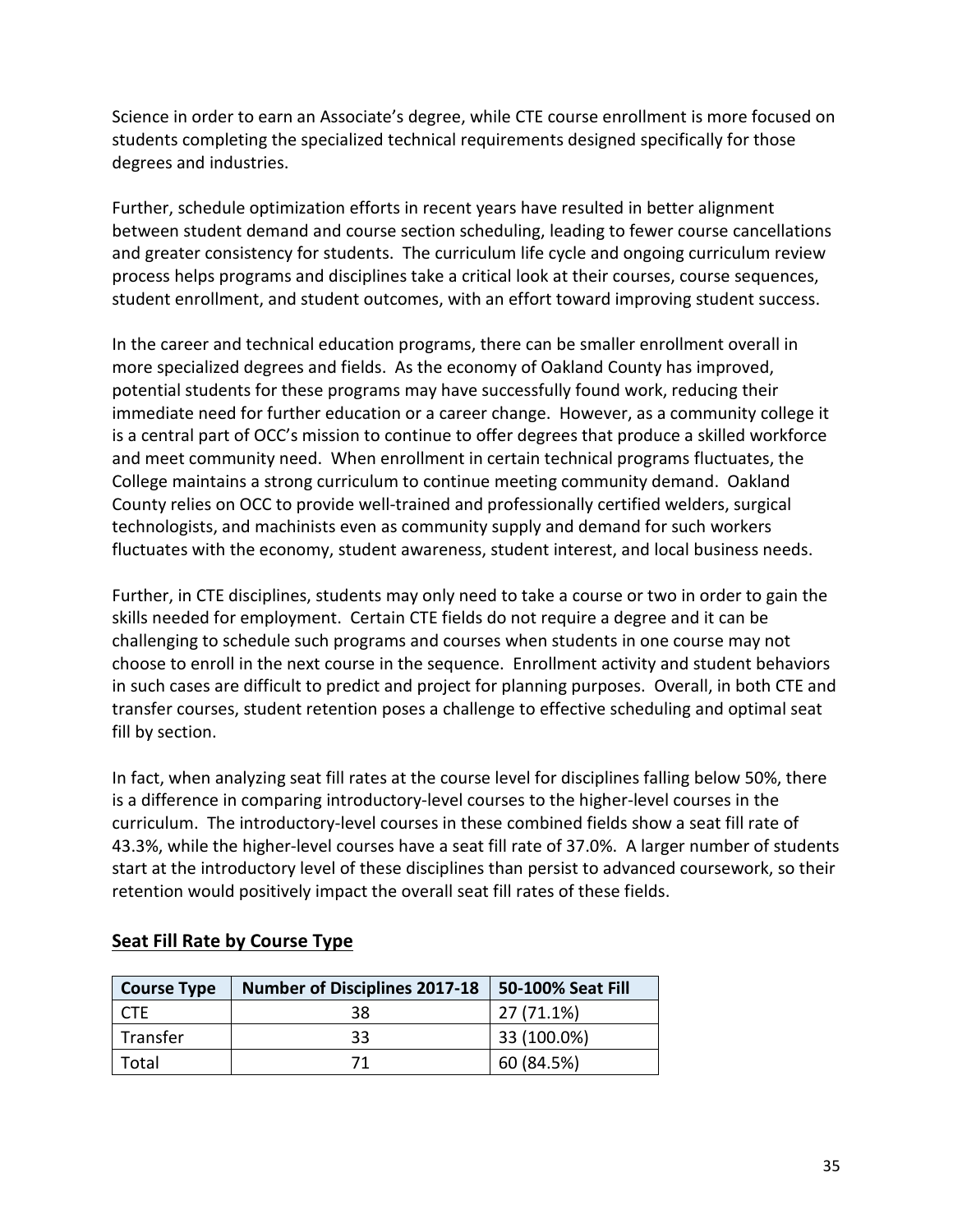Science in order to earn an Associate's degree, while CTE course enrollment is more focused on students completing the specialized technical requirements designed specifically for those degrees and industries.

Further, schedule optimization efforts in recent years have resulted in better alignment between student demand and course section scheduling, leading to fewer course cancellations and greater consistency for students. The curriculum life cycle and ongoing curriculum review process helps programs and disciplines take a critical look at their courses, course sequences, student enrollment, and student outcomes, with an effort toward improving student success.

In the career and technical education programs, there can be smaller enrollment overall in more specialized degrees and fields. As the economy of Oakland County has improved, potential students for these programs may have successfully found work, reducing their immediate need for further education or a career change. However, as a community college it is a central part of OCC's mission to continue to offer degrees that produce a skilled workforce and meet community need. When enrollment in certain technical programs fluctuates, the College maintains a strong curriculum to continue meeting community demand. Oakland County relies on OCC to provide well-trained and professionally certified welders, surgical technologists, and machinists even as community supply and demand for such workers fluctuates with the economy, student awareness, student interest, and local business needs.

Further, in CTE disciplines, students may only need to take a course or two in order to gain the skills needed for employment. Certain CTE fields do not require a degree and it can be challenging to schedule such programs and courses when students in one course may not choose to enroll in the next course in the sequence. Enrollment activity and student behaviors in such cases are difficult to predict and project for planning purposes. Overall, in both CTE and transfer courses, student retention poses a challenge to effective scheduling and optimal seat fill by section.

In fact, when analyzing seat fill rates at the course level for disciplines falling below 50%, there is a difference in comparing introductory-level courses to the higher-level courses in the curriculum. The introductory-level courses in these combined fields show a seat fill rate of 43.3%, while the higher-level courses have a seat fill rate of 37.0%. A larger number of students start at the introductory level of these disciplines than persist to advanced coursework, so their retention would positively impact the overall seat fill rates of these fields.

## Seat Fill Rate by Course Type

| Course Type | Number of Disciplines 2017-18 | 50-100% Seat Fill |
|---|---|---|
| CTE | 38 | 27 (71.1%) |
| Transfer | 33 | 33 (100.0%) |
| Total | 71 | 60 (84.5%) |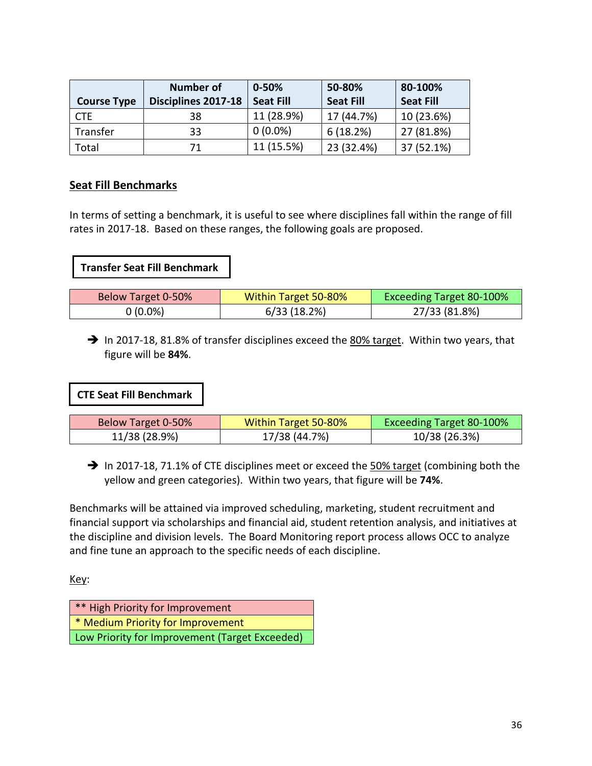| Course Type | Number of Disciplines 2017-18 | 0-50% Seat Fill | 50-80% Seat Fill | 80-100% Seat Fill |
| --- | --- | --- | --- | --- |
| CTE | 38 | 11 (28.9%) | 17 (44.7%) | 10 (23.6%) |
| Transfer | 33 | 0 (0.0%) | 6 (18.2%) | 27 (81.8%) |
| Total | 71 | 11 (15.5%) | 23 (32.4%) | 37 (52.1%) |

## Seat Fill Benchmarks

In terms of setting a benchmark, it is useful to see where disciplines fall within the range of fill rates in 2017-18. Based on these ranges, the following goals are proposed.

**Transfer Seat Fill Benchmark**

| Below Target 0-50% | Within Target 50-80% | Exceeding Target 80-100% |
| --- | --- | --- |
| 0 (0.0%) | 6/33 (18.2%) | 27/33 (81.8%) |

➔ In 2017-18, 81.8% of transfer disciplines exceed the 80% target. Within two years, that figure will be **84%**.

**CTE Seat Fill Benchmark**

| Below Target 0-50% | Within Target 50-80% | Exceeding Target 80-100% |
| --- | --- | --- |
| 11/38 (28.9%) | 17/38 (44.7%) | 10/38 (26.3%) |

➔ In 2017-18, 71.1% of CTE disciplines meet or exceed the 50% target (combining both the yellow and green categories). Within two years, that figure will be **74%**.

Benchmarks will be attained via improved scheduling, marketing, student recruitment and financial support via scholarships and financial aid, student retention analysis, and initiatives at the discipline and division levels. The Board Monitoring report process allows OCC to analyze and fine tune an approach to the specific needs of each discipline.

Key:

| ** High Priority for Improvement |
| --- |
| * Medium Priority for Improvement |
| Low Priority for Improvement (Target Exceeded) |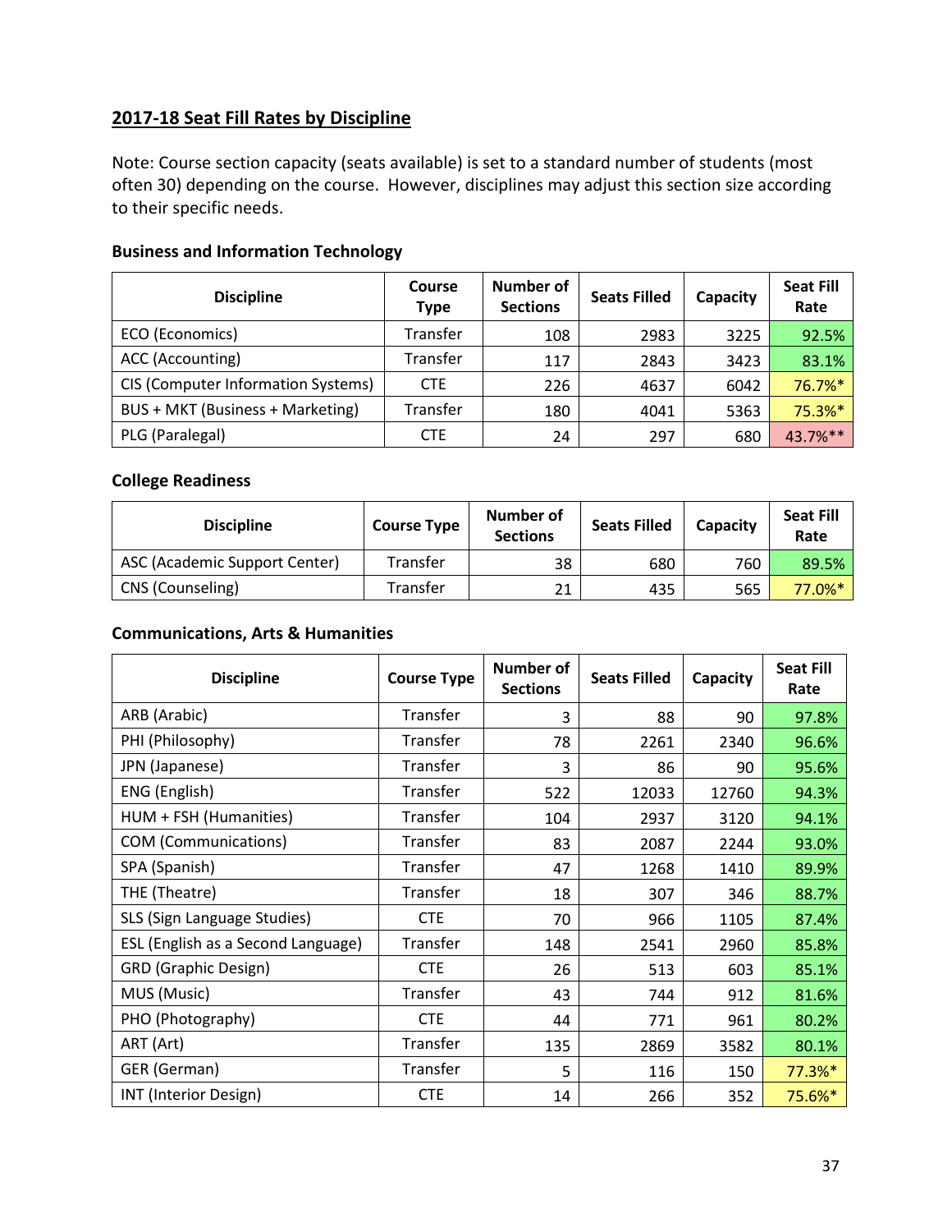## 2017-18 Seat Fill Rates by Discipline

Note: Course section capacity (seats available) is set to a standard number of students (most often 30) depending on the course. However, disciplines may adjust this section size according to their specific needs.

### Business and Information Technology

| Discipline | Course Type | Number of Sections | Seats Filled | Capacity | Seat Fill Rate |
|---|---|---|---|---|---|
| ECO (Economics) | Transfer | 108 | 2983 | 3225 | 92.5% |
| ACC (Accounting) | Transfer | 117 | 2843 | 3423 | 83.1% |
| CIS (Computer Information Systems) | CTE | 226 | 4637 | 6042 | 76.7%* |
| BUS + MKT (Business + Marketing) | Transfer | 180 | 4041 | 5363 | 75.3%* |
| PLG (Paralegal) | CTE | 24 | 297 | 680 | 43.7%** |

### College Readiness

| Discipline | Course Type | Number of Sections | Seats Filled | Capacity | Seat Fill Rate |
|---|---|---|---|---|---|
| ASC (Academic Support Center) | Transfer | 38 | 680 | 760 | 89.5% |
| CNS (Counseling) | Transfer | 21 | 435 | 565 | 77.0%* |

### Communications, Arts & Humanities

| Discipline | Course Type | Number of Sections | Seats Filled | Capacity | Seat Fill Rate |
|---|---|---|---|---|---|
| ARB (Arabic) | Transfer | 3 | 88 | 90 | 97.8% |
| PHI (Philosophy) | Transfer | 78 | 2261 | 2340 | 96.6% |
| JPN (Japanese) | Transfer | 3 | 86 | 90 | 95.6% |
| ENG (English) | Transfer | 522 | 12033 | 12760 | 94.3% |
| HUM + FSH (Humanities) | Transfer | 104 | 2937 | 3120 | 94.1% |
| COM (Communications) | Transfer | 83 | 2087 | 2244 | 93.0% |
| SPA (Spanish) | Transfer | 47 | 1268 | 1410 | 89.9% |
| THE (Theatre) | Transfer | 18 | 307 | 346 | 88.7% |
| SLS (Sign Language Studies) | CTE | 70 | 966 | 1105 | 87.4% |
| ESL (English as a Second Language) | Transfer | 148 | 2541 | 2960 | 85.8% |
| GRD (Graphic Design) | CTE | 26 | 513 | 603 | 85.1% |
| MUS (Music) | Transfer | 43 | 744 | 912 | 81.6% |
| PHO (Photography) | CTE | 44 | 771 | 961 | 80.2% |
| ART (Art) | Transfer | 135 | 2869 | 3582 | 80.1% |
| GER (German) | Transfer | 5 | 116 | 150 | 77.3%* |
| INT (Interior Design) | CTE | 14 | 266 | 352 | 75.6%* |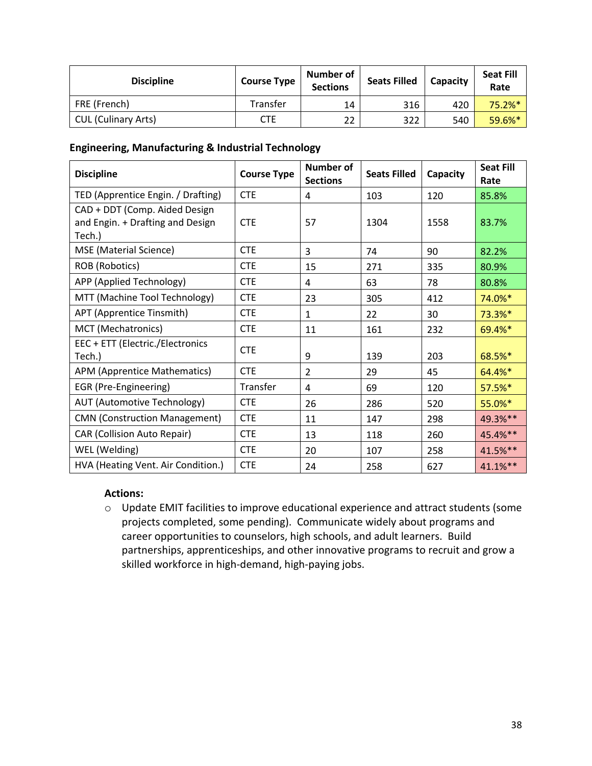| Discipline | Course Type | Number of Sections | Seats Filled | Capacity | Seat Fill Rate |
| --- | --- | --- | --- | --- | --- |
| FRE (French) | Transfer | 14 | 316 | 420 | 75.2%* |
| CUL (Culinary Arts) | CTE | 22 | 322 | 540 | 59.6%* |

**Engineering, Manufacturing & Industrial Technology**

| Discipline | Course Type | Number of Sections | Seats Filled | Capacity | Seat Fill Rate |
| --- | --- | --- | --- | --- | --- |
| TED (Apprentice Engin. / Drafting) | CTE | 4 | 103 | 120 | 85.8% |
| CAD + DDT (Comp. Aided Design and Engin. + Drafting and Design Tech.) | CTE | 57 | 1304 | 1558 | 83.7% |
| MSE (Material Science) | CTE | 3 | 74 | 90 | 82.2% |
| ROB (Robotics) | CTE | 15 | 271 | 335 | 80.9% |
| APP (Applied Technology) | CTE | 4 | 63 | 78 | 80.8% |
| MTT (Machine Tool Technology) | CTE | 23 | 305 | 412 | 74.0%* |
| APT (Apprentice Tinsmith) | CTE | 1 | 22 | 30 | 73.3%* |
| MCT (Mechatronics) | CTE | 11 | 161 | 232 | 69.4%* |
| EEC + ETT (Electric./Electronics Tech.) | CTE | 9 | 139 | 203 | 68.5%* |
| APM (Apprentice Mathematics) | CTE | 2 | 29 | 45 | 64.4%* |
| EGR (Pre-Engineering) | Transfer | 4 | 69 | 120 | 57.5%* |
| AUT (Automotive Technology) | CTE | 26 | 286 | 520 | 55.0%* |
| CMN (Construction Management) | CTE | 11 | 147 | 298 | 49.3%** |
| CAR (Collision Auto Repair) | CTE | 13 | 118 | 260 | 45.4%** |
| WEL (Welding) | CTE | 20 | 107 | 258 | 41.5%** |
| HVA (Heating Vent. Air Condition.) | CTE | 24 | 258 | 627 | 41.1%** |

**Actions:**

- Update EMIT facilities to improve educational experience and attract students (some projects completed, some pending). Communicate widely about programs and career opportunities to counselors, high schools, and adult learners. Build partnerships, apprenticeships, and other innovative programs to recruit and grow a skilled workforce in high-demand, high-paying jobs.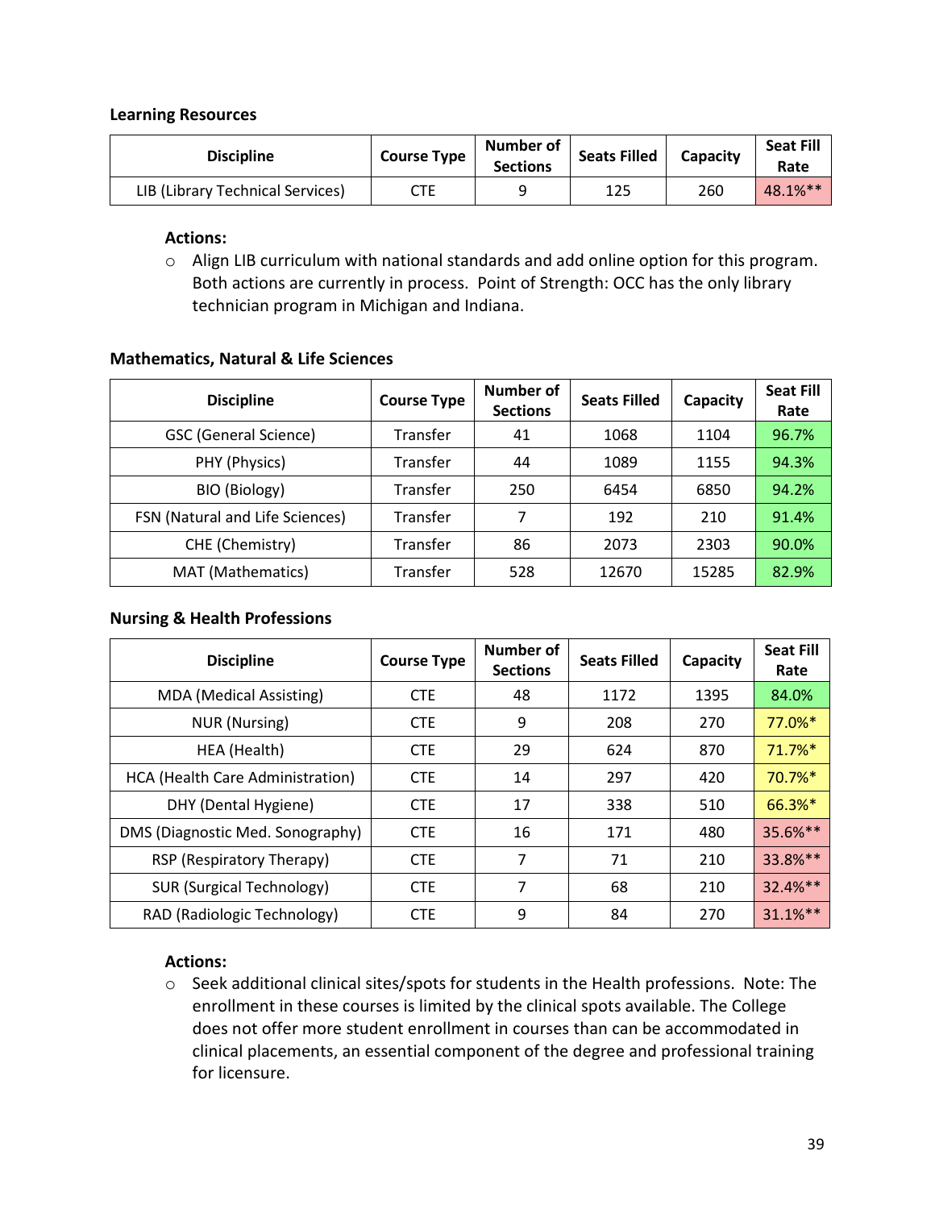**Learning Resources**

| Discipline | Course Type | Number of Sections | Seats Filled | Capacity | Seat Fill Rate |
|---|---|---|---|---|---|
| LIB (Library Technical Services) | CTE | 9 | 125 | 260 | 48.1%** |

**Actions:**

- Align LIB curriculum with national standards and add online option for this program. Both actions are currently in process. Point of Strength: OCC has the only library technician program in Michigan and Indiana.

**Mathematics, Natural & Life Sciences**

| Discipline | Course Type | Number of Sections | Seats Filled | Capacity | Seat Fill Rate |
|---|---|---|---|---|---|
| GSC (General Science) | Transfer | 41 | 1068 | 1104 | 96.7% |
| PHY (Physics) | Transfer | 44 | 1089 | 1155 | 94.3% |
| BIO (Biology) | Transfer | 250 | 6454 | 6850 | 94.2% |
| FSN (Natural and Life Sciences) | Transfer | 7 | 192 | 210 | 91.4% |
| CHE (Chemistry) | Transfer | 86 | 2073 | 2303 | 90.0% |
| MAT (Mathematics) | Transfer | 528 | 12670 | 15285 | 82.9% |

**Nursing & Health Professions**

| Discipline | Course Type | Number of Sections | Seats Filled | Capacity | Seat Fill Rate |
|---|---|---|---|---|---|
| MDA (Medical Assisting) | CTE | 48 | 1172 | 1395 | 84.0% |
| NUR (Nursing) | CTE | 9 | 208 | 270 | 77.0%* |
| HEA (Health) | CTE | 29 | 624 | 870 | 71.7%* |
| HCA (Health Care Administration) | CTE | 14 | 297 | 420 | 70.7%* |
| DHY (Dental Hygiene) | CTE | 17 | 338 | 510 | 66.3%* |
| DMS (Diagnostic Med. Sonography) | CTE | 16 | 171 | 480 | 35.6%** |
| RSP (Respiratory Therapy) | CTE | 7 | 71 | 210 | 33.8%** |
| SUR (Surgical Technology) | CTE | 7 | 68 | 210 | 32.4%** |
| RAD (Radiologic Technology) | CTE | 9 | 84 | 270 | 31.1%** |

**Actions:**

- Seek additional clinical sites/spots for students in the Health professions. Note: The enrollment in these courses is limited by the clinical spots available. The College does not offer more student enrollment in courses than can be accommodated in clinical placements, an essential component of the degree and professional training for licensure.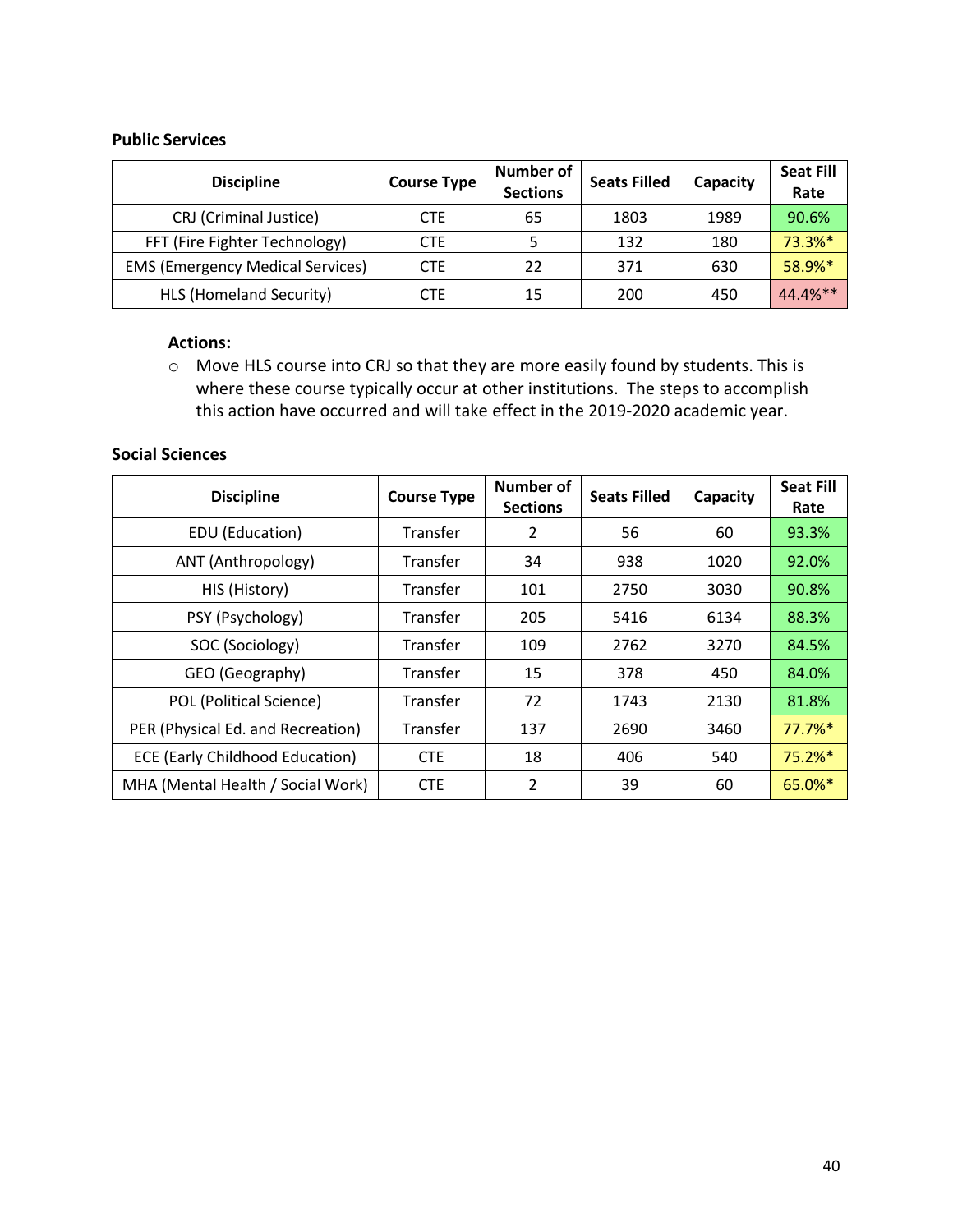**Public Services**

| Discipline | Course Type | Number of Sections | Seats Filled | Capacity | Seat Fill Rate |
|---|---|---|---|---|---|
| CRJ (Criminal Justice) | CTE | 65 | 1803 | 1989 | 90.6% |
| FFT (Fire Fighter Technology) | CTE | 5 | 132 | 180 | 73.3%* |
| EMS (Emergency Medical Services) | CTE | 22 | 371 | 630 | 58.9%* |
| HLS (Homeland Security) | CTE | 15 | 200 | 450 | 44.4%** |

**Actions:**

- Move HLS course into CRJ so that they are more easily found by students. This is where these course typically occur at other institutions. The steps to accomplish this action have occurred and will take effect in the 2019-2020 academic year.

**Social Sciences**

| Discipline | Course Type | Number of Sections | Seats Filled | Capacity | Seat Fill Rate |
|---|---|---|---|---|---|
| EDU (Education) | Transfer | 2 | 56 | 60 | 93.3% |
| ANT (Anthropology) | Transfer | 34 | 938 | 1020 | 92.0% |
| HIS (History) | Transfer | 101 | 2750 | 3030 | 90.8% |
| PSY (Psychology) | Transfer | 205 | 5416 | 6134 | 88.3% |
| SOC (Sociology) | Transfer | 109 | 2762 | 3270 | 84.5% |
| GEO (Geography) | Transfer | 15 | 378 | 450 | 84.0% |
| POL (Political Science) | Transfer | 72 | 1743 | 2130 | 81.8% |
| PER (Physical Ed. and Recreation) | Transfer | 137 | 2690 | 3460 | 77.7%* |
| ECE (Early Childhood Education) | CTE | 18 | 406 | 540 | 75.2%* |
| MHA (Mental Health / Social Work) | CTE | 2 | 39 | 60 | 65.0%* |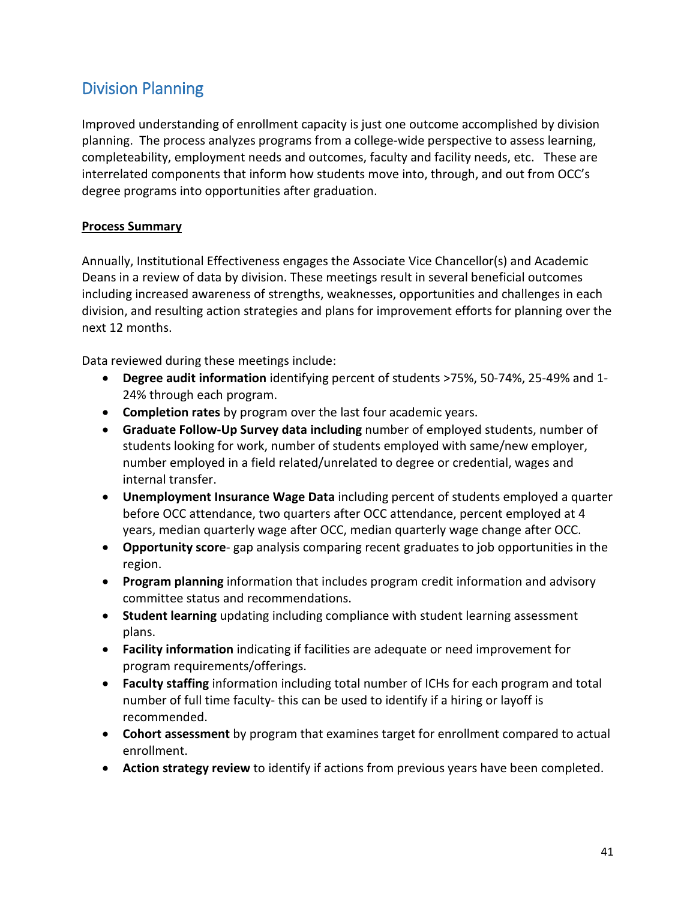## Division Planning

Improved understanding of enrollment capacity is just one outcome accomplished by division planning. The process analyzes programs from a college-wide perspective to assess learning, completeability, employment needs and outcomes, faculty and facility needs, etc. These are interrelated components that inform how students move into, through, and out from OCC's degree programs into opportunities after graduation.

**Process Summary**

Annually, Institutional Effectiveness engages the Associate Vice Chancellor(s) and Academic Deans in a review of data by division. These meetings result in several beneficial outcomes including increased awareness of strengths, weaknesses, opportunities and challenges in each division, and resulting action strategies and plans for improvement efforts for planning over the next 12 months.

Data reviewed during these meetings include:

- **Degree audit information** identifying percent of students >75%, 50-74%, 25-49% and 1-24% through each program.
- **Completion rates** by program over the last four academic years.
- **Graduate Follow-Up Survey data including** number of employed students, number of students looking for work, number of students employed with same/new employer, number employed in a field related/unrelated to degree or credential, wages and internal transfer.
- **Unemployment Insurance Wage Data** including percent of students employed a quarter before OCC attendance, two quarters after OCC attendance, percent employed at 4 years, median quarterly wage after OCC, median quarterly wage change after OCC.
- **Opportunity score**- gap analysis comparing recent graduates to job opportunities in the region.
- **Program planning** information that includes program credit information and advisory committee status and recommendations.
- **Student learning** updating including compliance with student learning assessment plans.
- **Facility information** indicating if facilities are adequate or need improvement for program requirements/offerings.
- **Faculty staffing** information including total number of ICHs for each program and total number of full time faculty- this can be used to identify if a hiring or layoff is recommended.
- **Cohort assessment** by program that examines target for enrollment compared to actual enrollment.
- **Action strategy review** to identify if actions from previous years have been completed.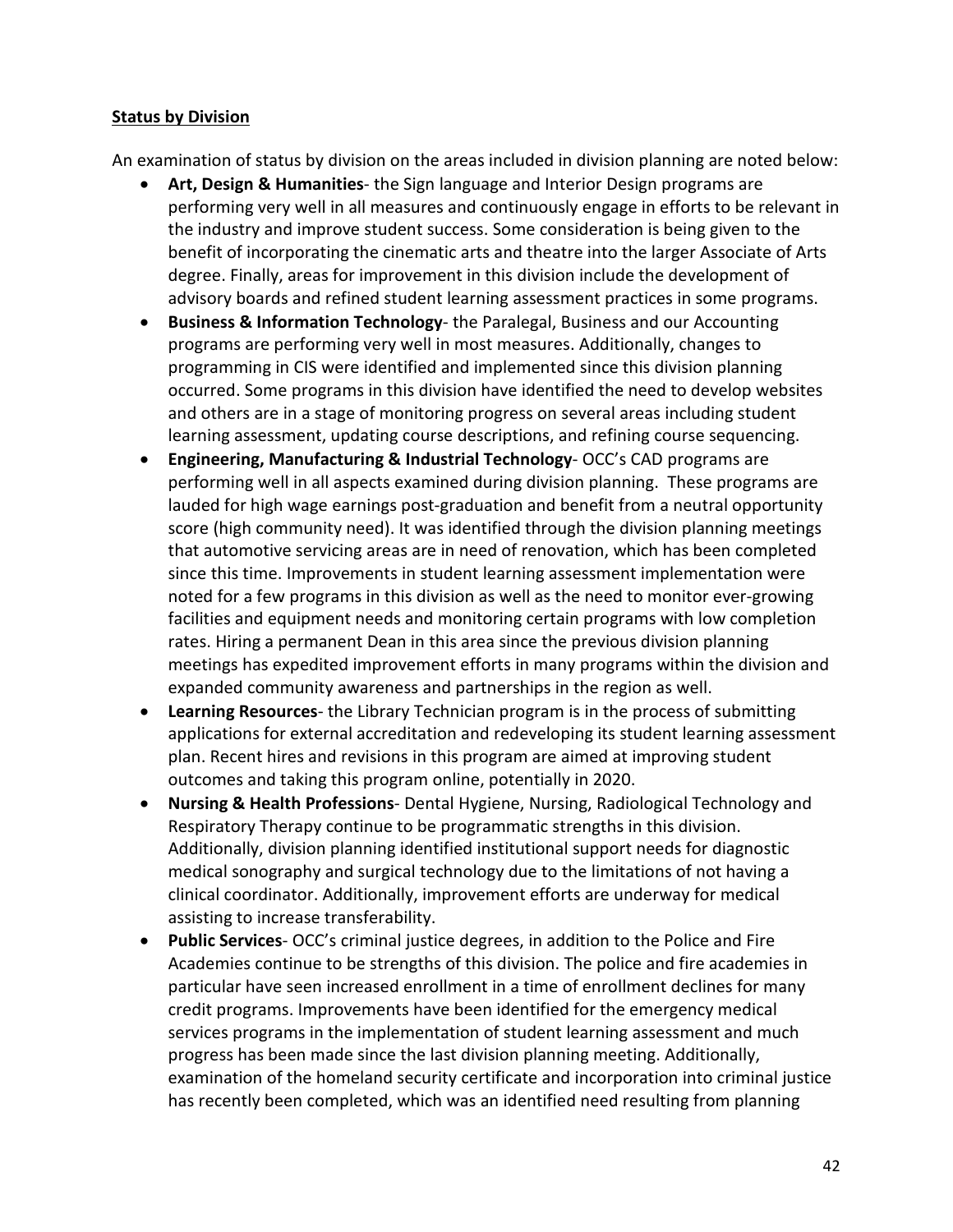**Status by Division**

An examination of status by division on the areas included in division planning are noted below:

- **Art, Design & Humanities**- the Sign language and Interior Design programs are performing very well in all measures and continuously engage in efforts to be relevant in the industry and improve student success. Some consideration is being given to the benefit of incorporating the cinematic arts and theatre into the larger Associate of Arts degree. Finally, areas for improvement in this division include the development of advisory boards and refined student learning assessment practices in some programs.
- **Business & Information Technology**- the Paralegal, Business and our Accounting programs are performing very well in most measures. Additionally, changes to programming in CIS were identified and implemented since this division planning occurred. Some programs in this division have identified the need to develop websites and others are in a stage of monitoring progress on several areas including student learning assessment, updating course descriptions, and refining course sequencing.
- **Engineering, Manufacturing & Industrial Technology**- OCC's CAD programs are performing well in all aspects examined during division planning. These programs are lauded for high wage earnings post-graduation and benefit from a neutral opportunity score (high community need). It was identified through the division planning meetings that automotive servicing areas are in need of renovation, which has been completed since this time. Improvements in student learning assessment implementation were noted for a few programs in this division as well as the need to monitor ever-growing facilities and equipment needs and monitoring certain programs with low completion rates. Hiring a permanent Dean in this area since the previous division planning meetings has expedited improvement efforts in many programs within the division and expanded community awareness and partnerships in the region as well.
- **Learning Resources**- the Library Technician program is in the process of submitting applications for external accreditation and redeveloping its student learning assessment plan. Recent hires and revisions in this program are aimed at improving student outcomes and taking this program online, potentially in 2020.
- **Nursing & Health Professions**- Dental Hygiene, Nursing, Radiological Technology and Respiratory Therapy continue to be programmatic strengths in this division. Additionally, division planning identified institutional support needs for diagnostic medical sonography and surgical technology due to the limitations of not having a clinical coordinator. Additionally, improvement efforts are underway for medical assisting to increase transferability.
- **Public Services**- OCC's criminal justice degrees, in addition to the Police and Fire Academies continue to be strengths of this division. The police and fire academies in particular have seen increased enrollment in a time of enrollment declines for many credit programs. Improvements have been identified for the emergency medical services programs in the implementation of student learning assessment and much progress has been made since the last division planning meeting. Additionally, examination of the homeland security certificate and incorporation into criminal justice has recently been completed, which was an identified need resulting from planning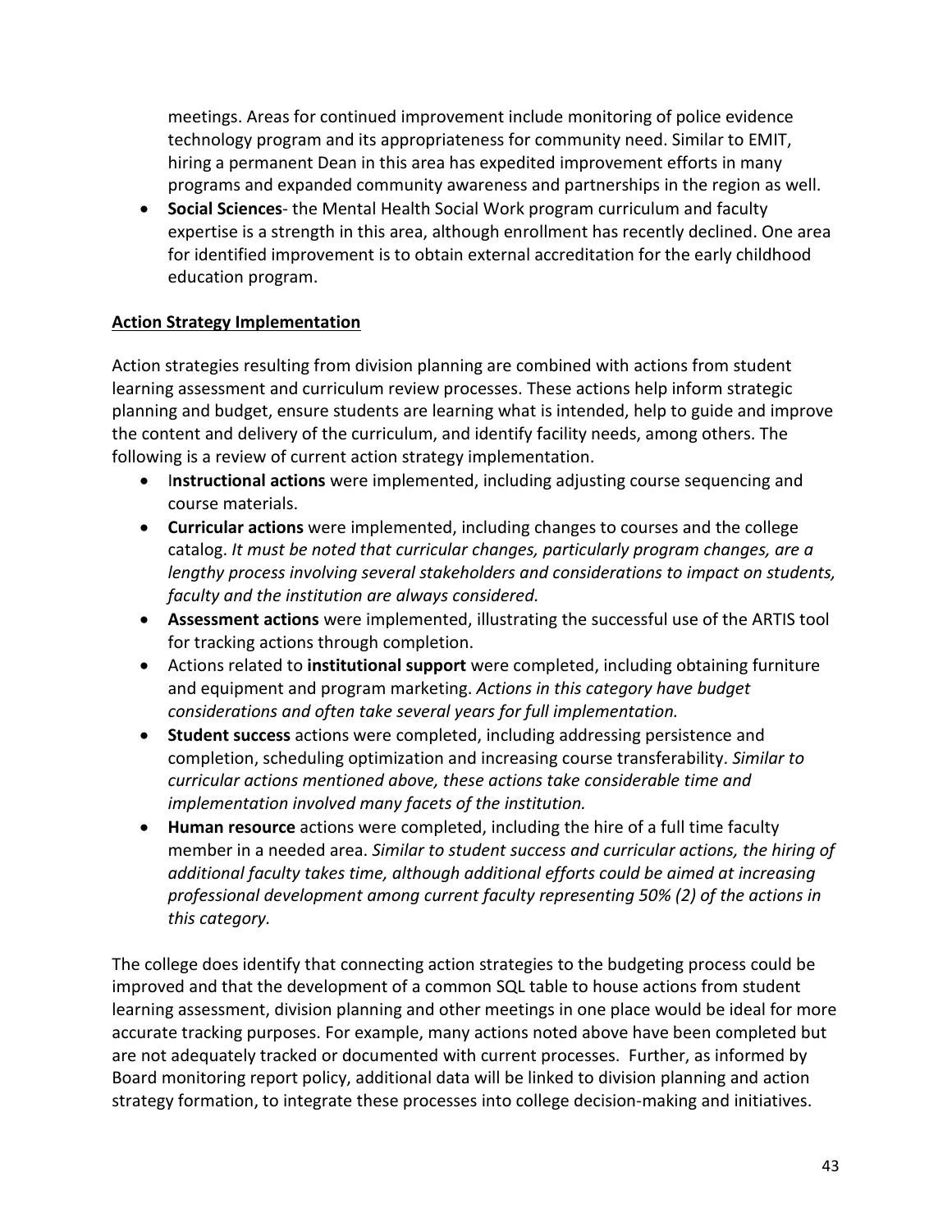meetings. Areas for continued improvement include monitoring of police evidence technology program and its appropriateness for community need. Similar to EMIT, hiring a permanent Dean in this area has expedited improvement efforts in many programs and expanded community awareness and partnerships in the region as well.

- **Social Sciences**- the Mental Health Social Work program curriculum and faculty expertise is a strength in this area, although enrollment has recently declined. One area for identified improvement is to obtain external accreditation for the early childhood education program.

**Action Strategy Implementation**

Action strategies resulting from division planning are combined with actions from student learning assessment and curriculum review processes. These actions help inform strategic planning and budget, ensure students are learning what is intended, help to guide and improve the content and delivery of the curriculum, and identify facility needs, among others. The following is a review of current action strategy implementation.

- I**nstructional actions** were implemented, including adjusting course sequencing and course materials.
- **Curricular actions** were implemented, including changes to courses and the college catalog. *It must be noted that curricular changes, particularly program changes, are a lengthy process involving several stakeholders and considerations to impact on students, faculty and the institution are always considered.*
- **Assessment actions** were implemented, illustrating the successful use of the ARTIS tool for tracking actions through completion.
- Actions related to **institutional support** were completed, including obtaining furniture and equipment and program marketing. *Actions in this category have budget considerations and often take several years for full implementation.*
- **Student success** actions were completed, including addressing persistence and completion, scheduling optimization and increasing course transferability. *Similar to curricular actions mentioned above, these actions take considerable time and implementation involved many facets of the institution.*
- **Human resource** actions were completed, including the hire of a full time faculty member in a needed area. *Similar to student success and curricular actions, the hiring of additional faculty takes time, although additional efforts could be aimed at increasing professional development among current faculty representing 50% (2) of the actions in this category.*

The college does identify that connecting action strategies to the budgeting process could be improved and that the development of a common SQL table to house actions from student learning assessment, division planning and other meetings in one place would be ideal for more accurate tracking purposes. For example, many actions noted above have been completed but are not adequately tracked or documented with current processes. Further, as informed by Board monitoring report policy, additional data will be linked to division planning and action strategy formation, to integrate these processes into college decision-making and initiatives.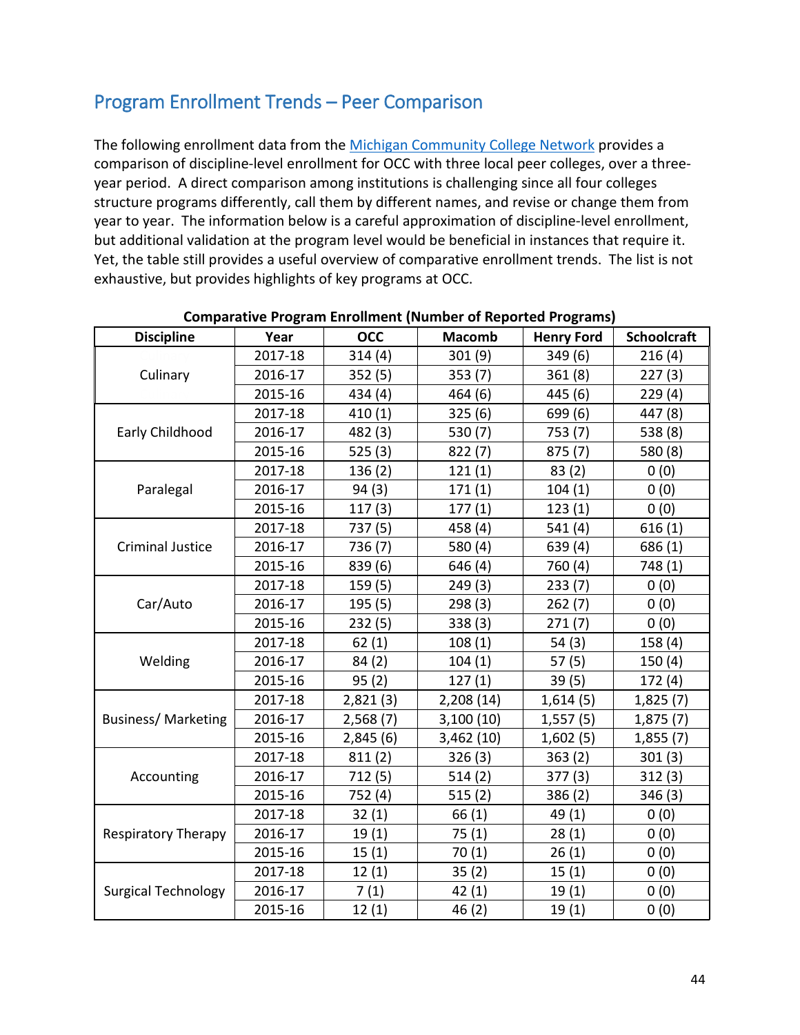## Program Enrollment Trends – Peer Comparison

The following enrollment data from the Michigan Community College Network provides a comparison of discipline-level enrollment for OCC with three local peer colleges, over a three-year period. A direct comparison among institutions is challenging since all four colleges structure programs differently, call them by different names, and revise or change them from year to year. The information below is a careful approximation of discipline-level enrollment, but additional validation at the program level would be beneficial in instances that require it. Yet, the table still provides a useful overview of comparative enrollment trends. The list is not exhaustive, but provides highlights of key programs at OCC.

**Comparative Program Enrollment (Number of Reported Programs)**

| Discipline | Year | OCC | Macomb | Henry Ford | Schoolcraft |
|---|---|---|---|---|---|
| Culinary | 2017-18 | 314 (4) | 301 (9) | 349 (6) | 216 (4) |
| | 2016-17 | 352 (5) | 353 (7) | 361 (8) | 227 (3) |
| | 2015-16 | 434 (4) | 464 (6) | 445 (6) | 229 (4) |
| Early Childhood | 2017-18 | 410 (1) | 325 (6) | 699 (6) | 447 (8) |
| | 2016-17 | 482 (3) | 530 (7) | 753 (7) | 538 (8) |
| | 2015-16 | 525 (3) | 822 (7) | 875 (7) | 580 (8) |
| Paralegal | 2017-18 | 136 (2) | 121 (1) | 83 (2) | 0 (0) |
| | 2016-17 | 94 (3) | 171 (1) | 104 (1) | 0 (0) |
| | 2015-16 | 117 (3) | 177 (1) | 123 (1) | 0 (0) |
| Criminal Justice | 2017-18 | 737 (5) | 458 (4) | 541 (4) | 616 (1) |
| | 2016-17 | 736 (7) | 580 (4) | 639 (4) | 686 (1) |
| | 2015-16 | 839 (6) | 646 (4) | 760 (4) | 748 (1) |
| Car/Auto | 2017-18 | 159 (5) | 249 (3) | 233 (7) | 0 (0) |
| | 2016-17 | 195 (5) | 298 (3) | 262 (7) | 0 (0) |
| | 2015-16 | 232 (5) | 338 (3) | 271 (7) | 0 (0) |
| Welding | 2017-18 | 62 (1) | 108 (1) | 54 (3) | 158 (4) |
| | 2016-17 | 84 (2) | 104 (1) | 57 (5) | 150 (4) |
| | 2015-16 | 95 (2) | 127 (1) | 39 (5) | 172 (4) |
| Business/ Marketing | 2017-18 | 2,821 (3) | 2,208 (14) | 1,614 (5) | 1,825 (7) |
| | 2016-17 | 2,568 (7) | 3,100 (10) | 1,557 (5) | 1,875 (7) |
| | 2015-16 | 2,845 (6) | 3,462 (10) | 1,602 (5) | 1,855 (7) |
| Accounting | 2017-18 | 811 (2) | 326 (3) | 363 (2) | 301 (3) |
| | 2016-17 | 712 (5) | 514 (2) | 377 (3) | 312 (3) |
| | 2015-16 | 752 (4) | 515 (2) | 386 (2) | 346 (3) |
| Respiratory Therapy | 2017-18 | 32 (1) | 66 (1) | 49 (1) | 0 (0) |
| | 2016-17 | 19 (1) | 75 (1) | 28 (1) | 0 (0) |
| | 2015-16 | 15 (1) | 70 (1) | 26 (1) | 0 (0) |
| Surgical Technology | 2017-18 | 12 (1) | 35 (2) | 15 (1) | 0 (0) |
| | 2016-17 | 7 (1) | 42 (1) | 19 (1) | 0 (0) |
| | 2015-16 | 12 (1) | 46 (2) | 19 (1) | 0 (0) |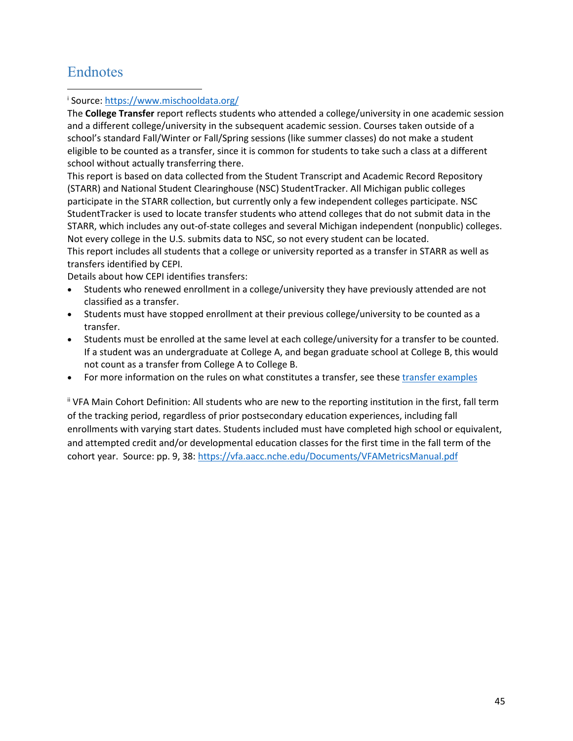## Endnotes

[i] Source: [https://www.mischooldata.org/](https://www.mischooldata.org/)
The **College Transfer** report reflects students who attended a college/university in one academic session and a different college/university in the subsequent academic session. Courses taken outside of a school's standard Fall/Winter or Fall/Spring sessions (like summer classes) do not make a student eligible to be counted as a transfer, since it is common for students to take such a class at a different school without actually transferring there.
This report is based on data collected from the Student Transcript and Academic Record Repository (STARR) and National Student Clearinghouse (NSC) StudentTracker. All Michigan public colleges participate in the STARR collection, but currently only a few independent colleges participate. NSC StudentTracker is used to locate transfer students who attend colleges that do not submit data in the STARR, which includes any out-of-state colleges and several Michigan independent (nonpublic) colleges. Not every college in the U.S. submits data to NSC, so not every student can be located.
This report includes all students that a college or university reported as a transfer in STARR as well as transfers identified by CEPI.
Details about how CEPI identifies transfers:

- Students who renewed enrollment in a college/university they have previously attended are not classified as a transfer.
- Students must have stopped enrollment at their previous college/university to be counted as a transfer.
- Students must be enrolled at the same level at each college/university for a transfer to be counted. If a student was an undergraduate at College A, and began graduate school at College B, this would not count as a transfer from College A to College B.
- For more information on the rules on what constitutes a transfer, see these transfer examples

[ii] VFA Main Cohort Definition: All students who are new to the reporting institution in the first, fall term of the tracking period, regardless of prior postsecondary education experiences, including fall enrollments with varying start dates. Students included must have completed high school or equivalent, and attempted credit and/or developmental education classes for the first time in the fall term of the cohort year. Source: pp. 9, 38: [https://vfa.aacc.nche.edu/Documents/VFAMetricsManual.pdf](https://vfa.aacc.nche.edu/Documents/VFAMetricsManual.pdf)